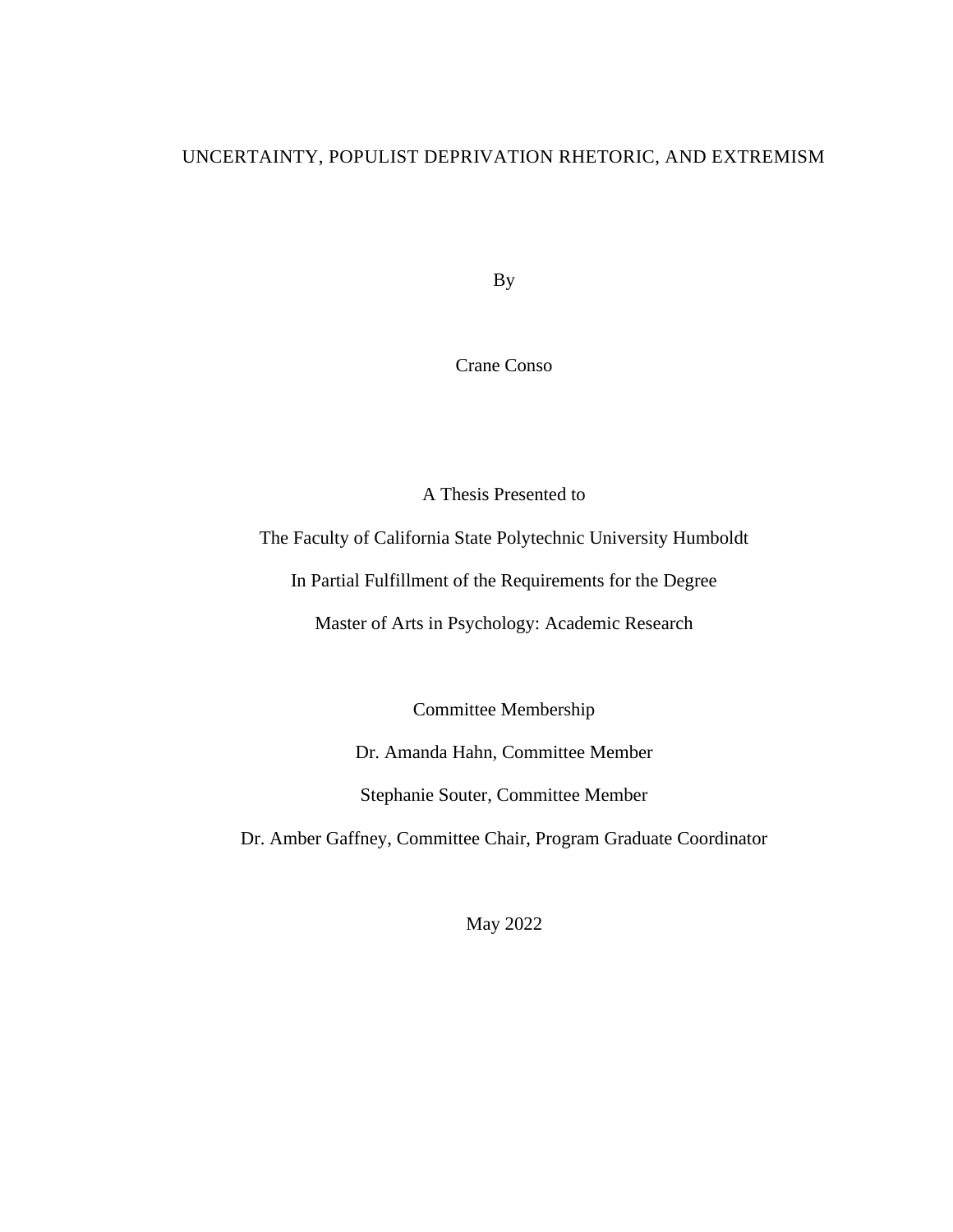# UNCERTAINTY, POPULIST DEPRIVATION RHETORIC, AND EXTREMISM

By

Crane Conso

A Thesis Presented to

The Faculty of California State Polytechnic University Humboldt

In Partial Fulfillment of the Requirements for the Degree

Master of Arts in Psychology: Academic Research

Committee Membership

Dr. Amanda Hahn, Committee Member

Stephanie Souter, Committee Member

Dr. Amber Gaffney, Committee Chair, Program Graduate Coordinator

May 2022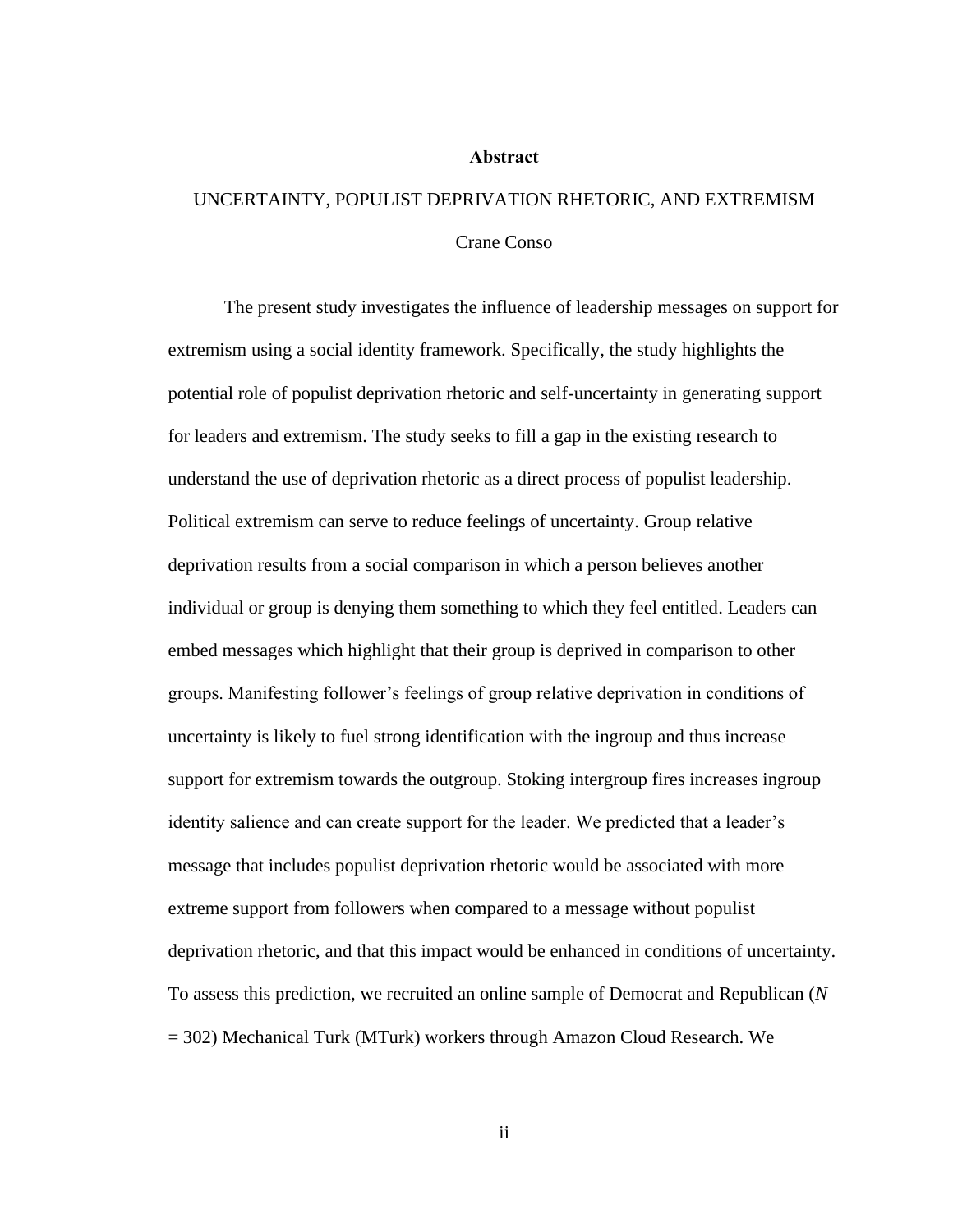**Abstract**

UNCERTAINTY, POPULIST DEPRIVATION RHETORIC, AND EXTREMISM

Crane Conso

The present study investigates the influence of leadership messages on support for extremism using a social identity framework. Specifically, the study highlights the potential role of populist deprivation rhetoric and self-uncertainty in generating support for leaders and extremism. The study seeks to fill a gap in the existing research to understand the use of deprivation rhetoric as a direct process of populist leadership. Political extremism can serve to reduce feelings of uncertainty. Group relative deprivation results from a social comparison in which a person believes another individual or group is denying them something to which they feel entitled. Leaders can embed messages which highlight that their group is deprived in comparison to other groups. Manifesting follower's feelings of group relative deprivation in conditions of uncertainty is likely to fuel strong identification with the ingroup and thus increase support for extremism towards the outgroup. Stoking intergroup fires increases ingroup identity salience and can create support for the leader. We predicted that a leader's message that includes populist deprivation rhetoric would be associated with more extreme support from followers when compared to a message without populist deprivation rhetoric, and that this impact would be enhanced in conditions of uncertainty. To assess this prediction, we recruited an online sample of Democrat and Republican ($N$ = 302) Mechanical Turk (MTurk) workers through Amazon Cloud Research. We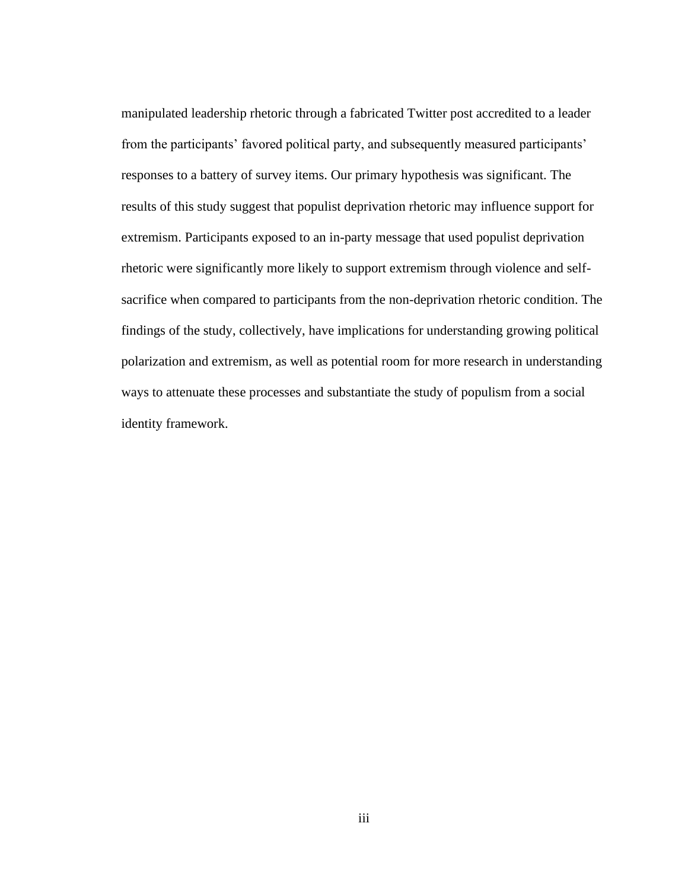manipulated leadership rhetoric through a fabricated Twitter post accredited to a leader from the participants' favored political party, and subsequently measured participants' responses to a battery of survey items. Our primary hypothesis was significant. The results of this study suggest that populist deprivation rhetoric may influence support for extremism. Participants exposed to an in-party message that used populist deprivation rhetoric were significantly more likely to support extremism through violence and self-sacrifice when compared to participants from the non-deprivation rhetoric condition. The findings of the study, collectively, have implications for understanding growing political polarization and extremism, as well as potential room for more research in understanding ways to attenuate these processes and substantiate the study of populism from a social identity framework.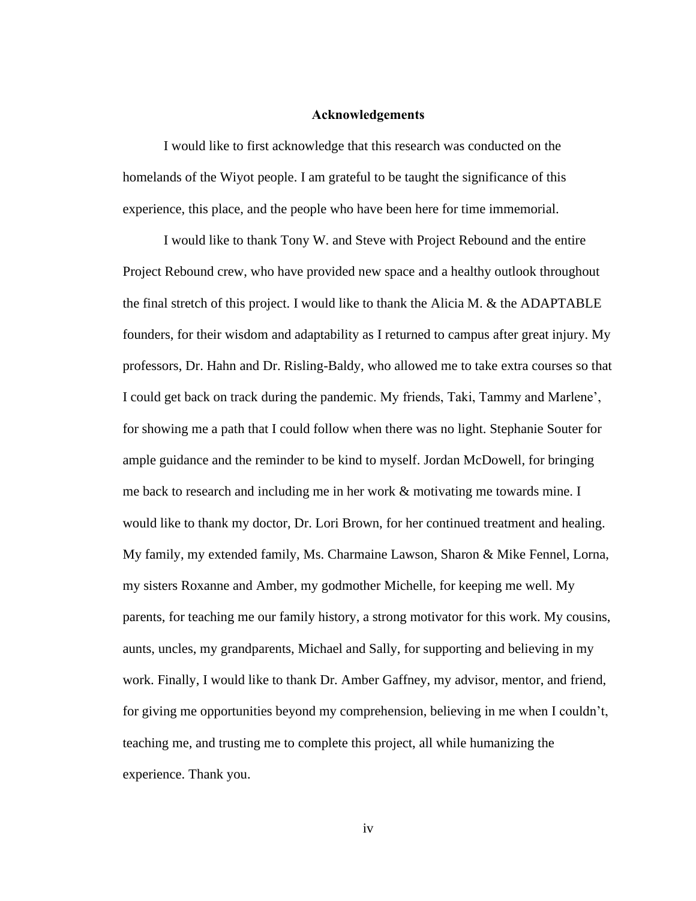# Acknowledgements

I would like to first acknowledge that this research was conducted on the homelands of the Wiyot people. I am grateful to be taught the significance of this experience, this place, and the people who have been here for time immemorial.

I would like to thank Tony W. and Steve with Project Rebound and the entire Project Rebound crew, who have provided new space and a healthy outlook throughout the final stretch of this project. I would like to thank the Alicia M. & the ADAPTABLE founders, for their wisdom and adaptability as I returned to campus after great injury. My professors, Dr. Hahn and Dr. Risling-Baldy, who allowed me to take extra courses so that I could get back on track during the pandemic. My friends, Taki, Tammy and Marlene', for showing me a path that I could follow when there was no light. Stephanie Souter for ample guidance and the reminder to be kind to myself. Jordan McDowell, for bringing me back to research and including me in her work & motivating me towards mine. I would like to thank my doctor, Dr. Lori Brown, for her continued treatment and healing. My family, my extended family, Ms. Charmaine Lawson, Sharon & Mike Fennel, Lorna, my sisters Roxanne and Amber, my godmother Michelle, for keeping me well. My parents, for teaching me our family history, a strong motivator for this work. My cousins, aunts, uncles, my grandparents, Michael and Sally, for supporting and believing in my work. Finally, I would like to thank Dr. Amber Gaffney, my advisor, mentor, and friend, for giving me opportunities beyond my comprehension, believing in me when I couldn't, teaching me, and trusting me to complete this project, all while humanizing the experience. Thank you.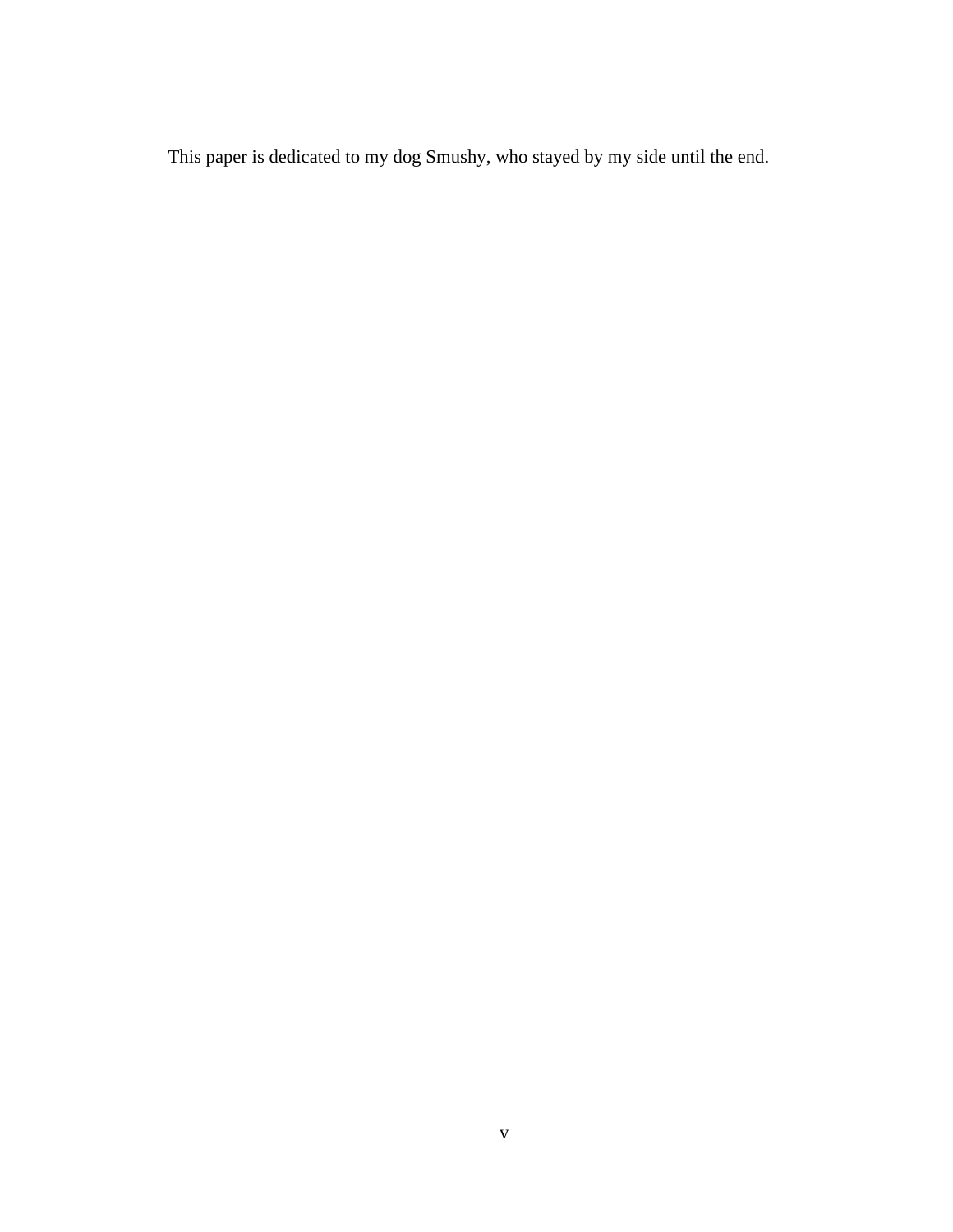This paper is dedicated to my dog Smushy, who stayed by my side until the end.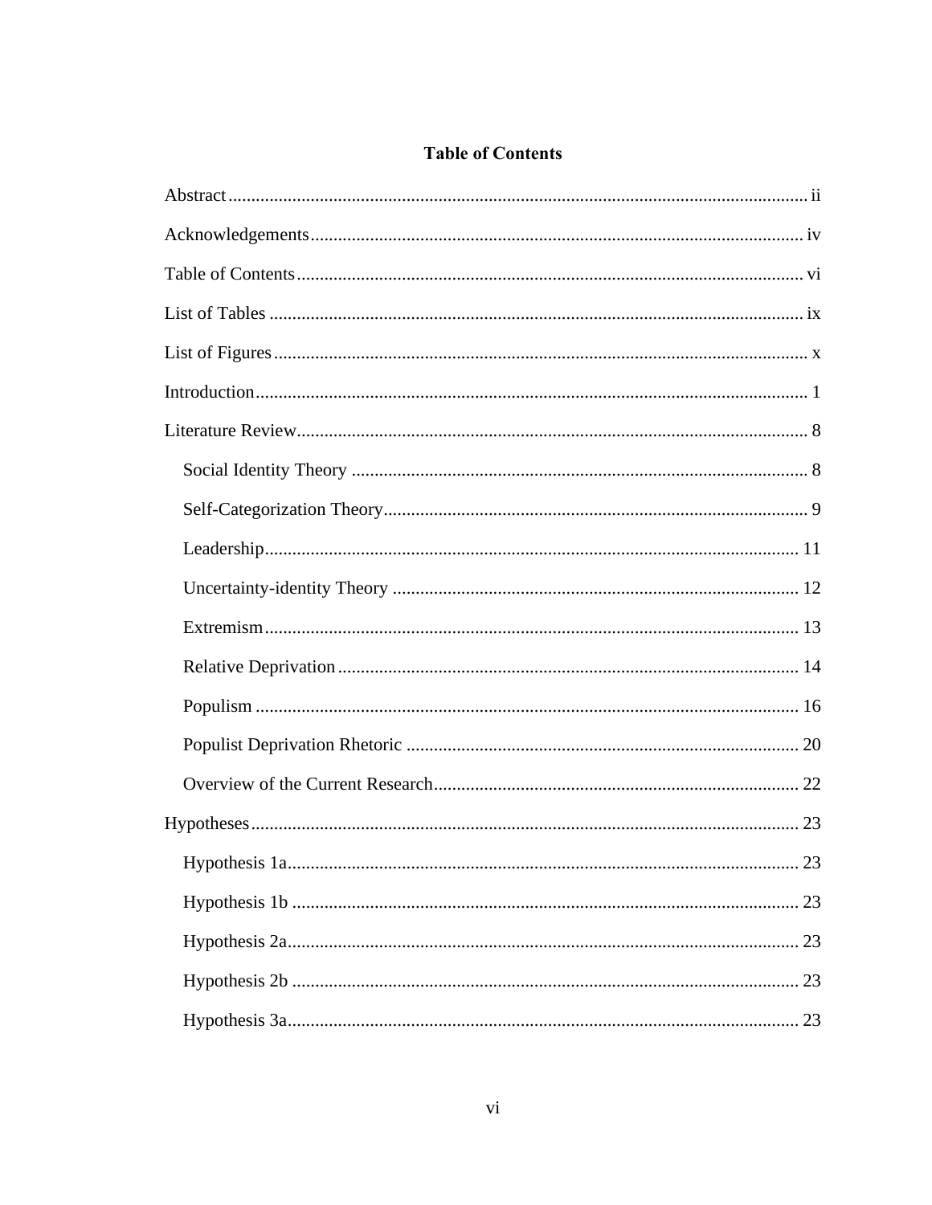# Table of Contents

Abstract .............................................................................................................................. ii

Acknowledgements ........................................................................................................... iv

Table of Contents .............................................................................................................. vi

List of Tables .................................................................................................................... ix

List of Figures .................................................................................................................... x

Introduction ........................................................................................................................ 1

Literature Review ............................................................................................................... 8

- Social Identity Theory ................................................................................................... 8
- Self-Categorization Theory ............................................................................................ 9
- Leadership .................................................................................................................... 11
- Uncertainty-identity Theory ........................................................................................ 12
- Extremism .................................................................................................................... 13
- Relative Deprivation .................................................................................................... 14
- Populism ...................................................................................................................... 16
- Populist Deprivation Rhetoric ..................................................................................... 20
- Overview of the Current Research ............................................................................... 22

Hypotheses ....................................................................................................................... 23

- Hypothesis 1a ............................................................................................................... 23
- Hypothesis 1b .............................................................................................................. 23
- Hypothesis 2a ............................................................................................................... 23
- Hypothesis 2b .............................................................................................................. 23
- Hypothesis 3a ............................................................................................................... 23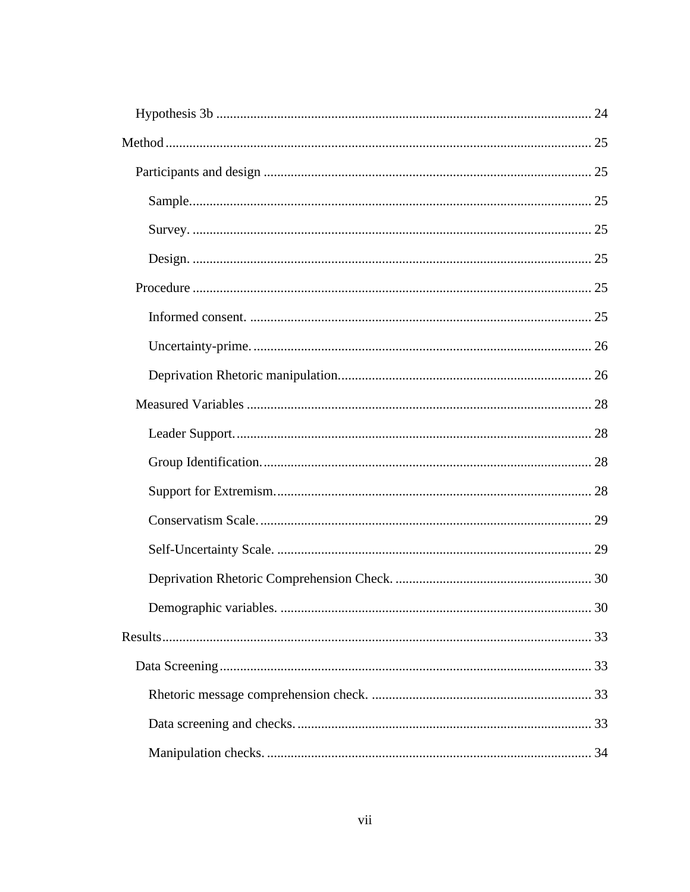Hypothesis 3b ............................................................................................................... 24

Method ............................................................................................................................ 25

Participants and design ................................................................................................. 25

Sample. ...................................................................................................................... 25

Survey. ...................................................................................................................... 25

Design. ...................................................................................................................... 25

Procedure ..................................................................................................................... 25

Informed consent. ..................................................................................................... 25

Uncertainty-prime. .................................................................................................... 26

Deprivation Rhetoric manipulation. .......................................................................... 26

Measured Variables ...................................................................................................... 28

Leader Support. ......................................................................................................... 28

Group Identification. ................................................................................................. 28

Support for Extremism. ............................................................................................. 28

Conservatism Scale. .................................................................................................. 29

Self-Uncertainty Scale. ............................................................................................. 29

Deprivation Rhetoric Comprehension Check. .......................................................... 30

Demographic variables. ............................................................................................ 30

Results ............................................................................................................................ 33

Data Screening ............................................................................................................. 33

Rhetoric message comprehension check. ................................................................. 33

Data screening and checks. ....................................................................................... 33

Manipulation checks. ................................................................................................ 34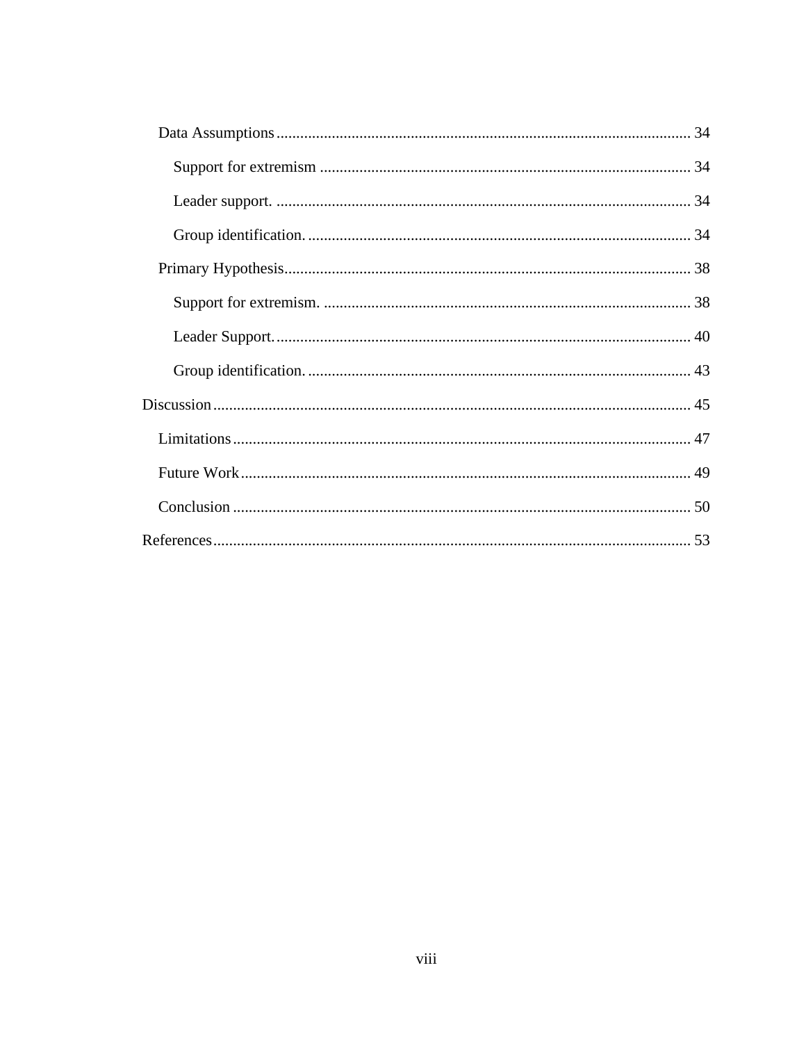Data Assumptions ........................................................................................................ 34

Support for extremism ............................................................................................ 34

Leader support. ........................................................................................................ 34

Group identification. ............................................................................................... 34

Primary Hypothesis ...................................................................................................... 38

Support for extremism. ............................................................................................ 38

Leader Support. ........................................................................................................ 40

Group identification. ............................................................................................... 43

Discussion ........................................................................................................................ 45

Limitations ................................................................................................................... 47

Future Work ................................................................................................................. 49

Conclusion ................................................................................................................... 50

References ........................................................................................................................ 53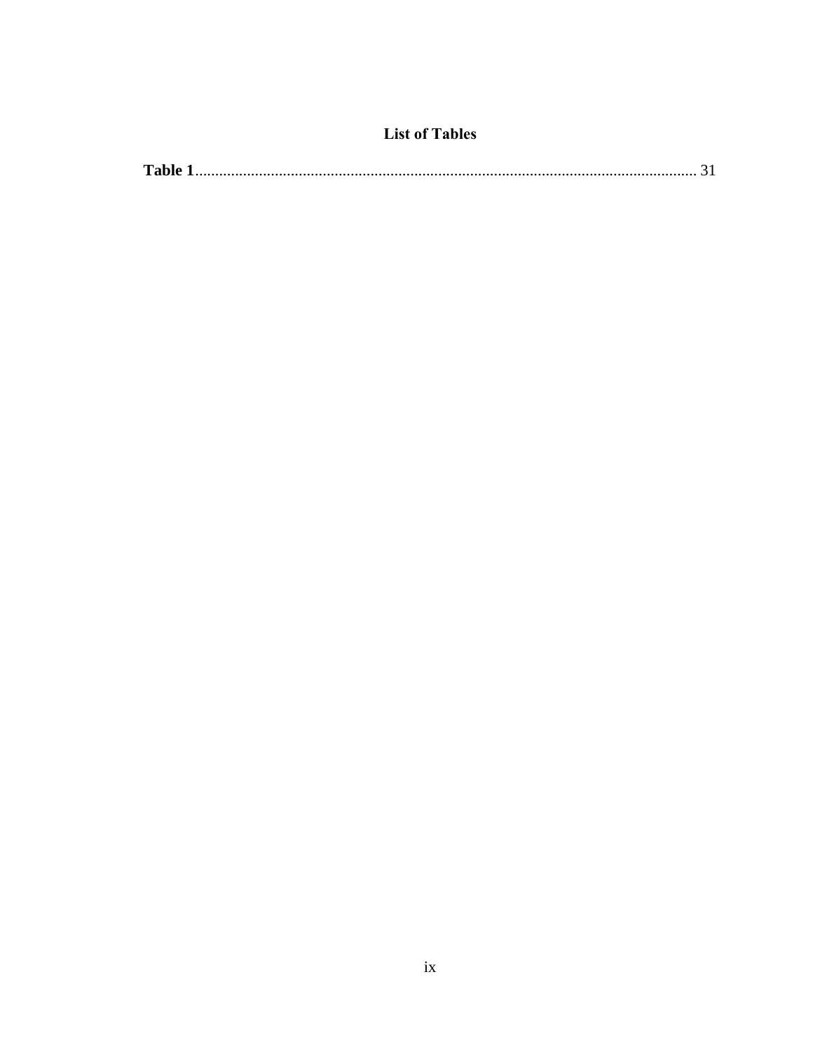# List of Tables

**Table 1**............................................................................................................................ 31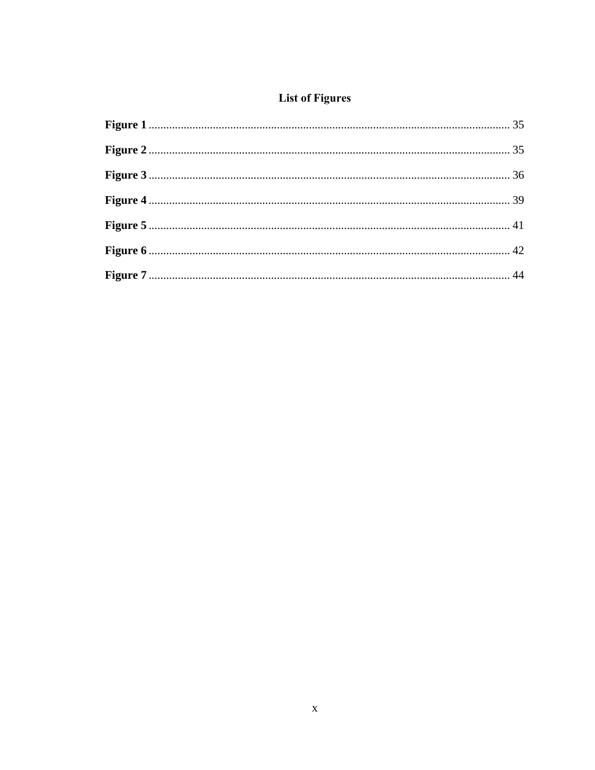# List of Figures

**Figure 1** ........................................................................................................................ 35

**Figure 2** ........................................................................................................................ 35

**Figure 3** ........................................................................................................................ 36

**Figure 4** ........................................................................................................................ 39

**Figure 5** ........................................................................................................................ 41

**Figure 6** ........................................................................................................................ 42

**Figure 7** ........................................................................................................................ 44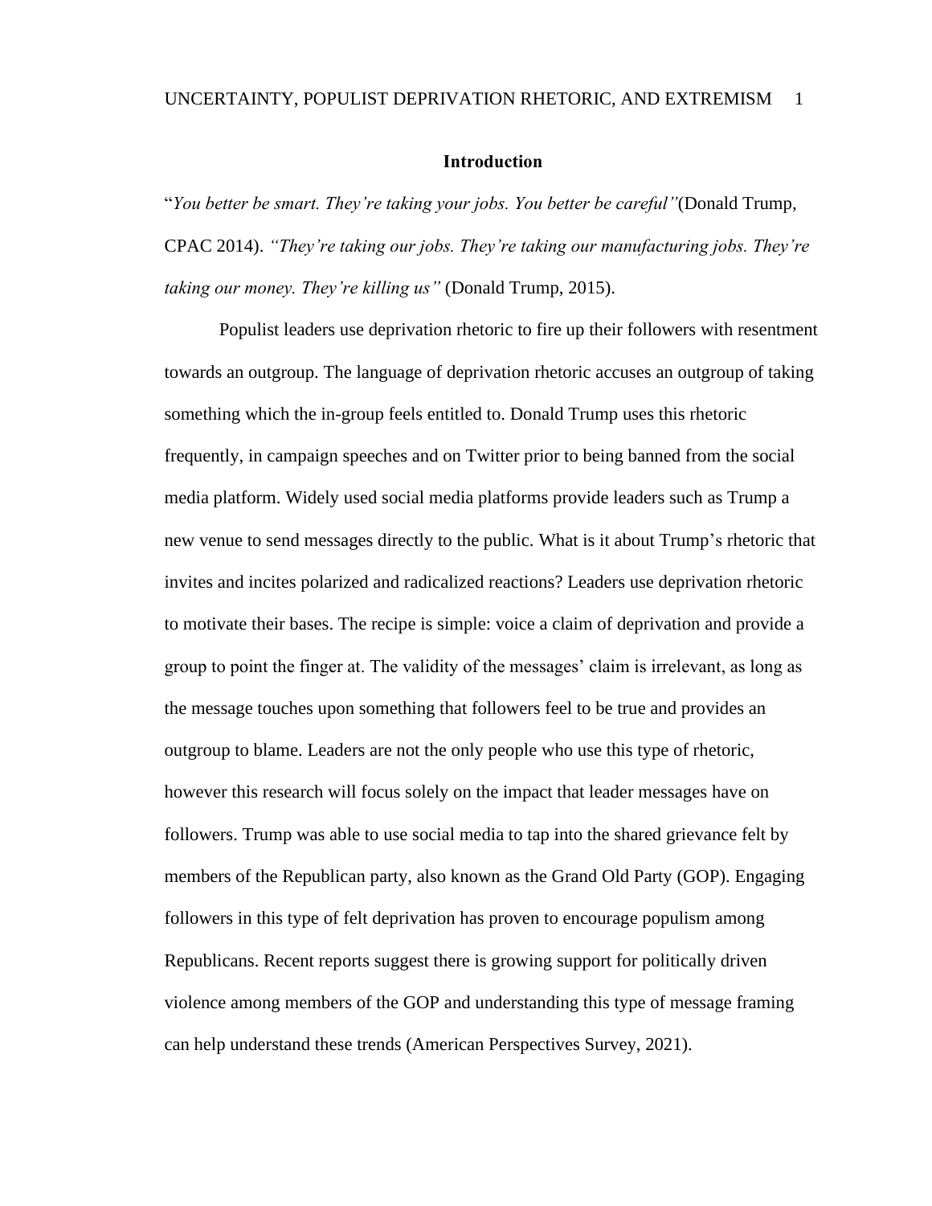## Introduction

"*You better be smart. They're taking your jobs. You better be careful"*(Donald Trump, CPAC 2014). *"They're taking our jobs. They're taking our manufacturing jobs. They're taking our money. They're killing us"* (Donald Trump, 2015).

Populist leaders use deprivation rhetoric to fire up their followers with resentment towards an outgroup. The language of deprivation rhetoric accuses an outgroup of taking something which the in-group feels entitled to. Donald Trump uses this rhetoric frequently, in campaign speeches and on Twitter prior to being banned from the social media platform. Widely used social media platforms provide leaders such as Trump a new venue to send messages directly to the public. What is it about Trump's rhetoric that invites and incites polarized and radicalized reactions? Leaders use deprivation rhetoric to motivate their bases. The recipe is simple: voice a claim of deprivation and provide a group to point the finger at. The validity of the messages' claim is irrelevant, as long as the message touches upon something that followers feel to be true and provides an outgroup to blame. Leaders are not the only people who use this type of rhetoric, however this research will focus solely on the impact that leader messages have on followers. Trump was able to use social media to tap into the shared grievance felt by members of the Republican party, also known as the Grand Old Party (GOP). Engaging followers in this type of felt deprivation has proven to encourage populism among Republicans. Recent reports suggest there is growing support for politically driven violence among members of the GOP and understanding this type of message framing can help understand these trends (American Perspectives Survey, 2021).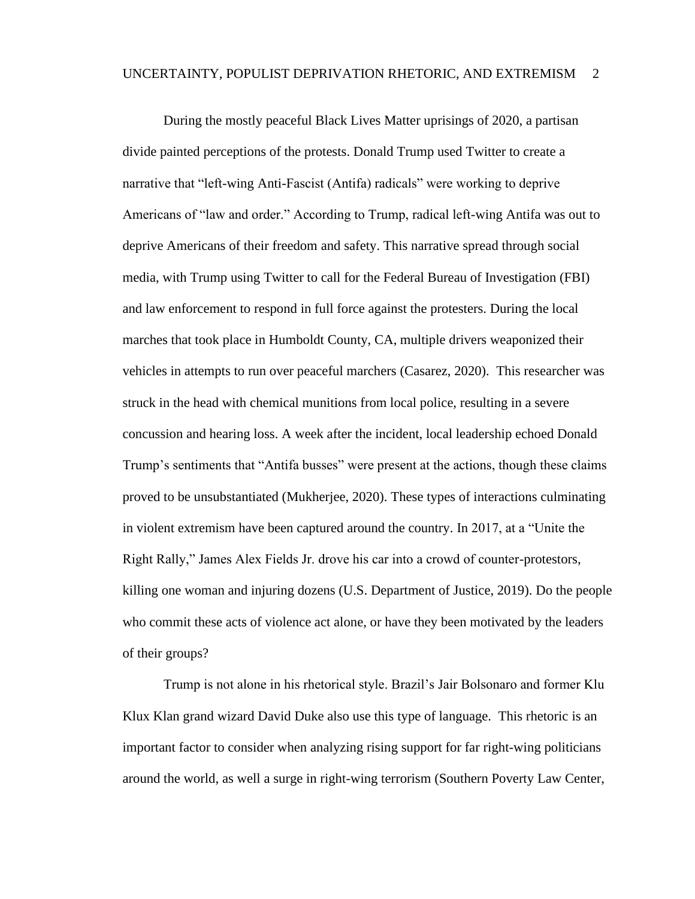During the mostly peaceful Black Lives Matter uprisings of 2020, a partisan divide painted perceptions of the protests. Donald Trump used Twitter to create a narrative that "left-wing Anti-Fascist (Antifa) radicals" were working to deprive Americans of "law and order." According to Trump, radical left-wing Antifa was out to deprive Americans of their freedom and safety. This narrative spread through social media, with Trump using Twitter to call for the Federal Bureau of Investigation (FBI) and law enforcement to respond in full force against the protesters. During the local marches that took place in Humboldt County, CA, multiple drivers weaponized their vehicles in attempts to run over peaceful marchers (Casarez, 2020). This researcher was struck in the head with chemical munitions from local police, resulting in a severe concussion and hearing loss. A week after the incident, local leadership echoed Donald Trump's sentiments that "Antifa busses" were present at the actions, though these claims proved to be unsubstantiated (Mukherjee, 2020). These types of interactions culminating in violent extremism have been captured around the country. In 2017, at a "Unite the Right Rally," James Alex Fields Jr. drove his car into a crowd of counter-protestors, killing one woman and injuring dozens (U.S. Department of Justice, 2019). Do the people who commit these acts of violence act alone, or have they been motivated by the leaders of their groups?

Trump is not alone in his rhetorical style. Brazil's Jair Bolsonaro and former Klu Klux Klan grand wizard David Duke also use this type of language. This rhetoric is an important factor to consider when analyzing rising support for far right-wing politicians around the world, as well a surge in right-wing terrorism (Southern Poverty Law Center,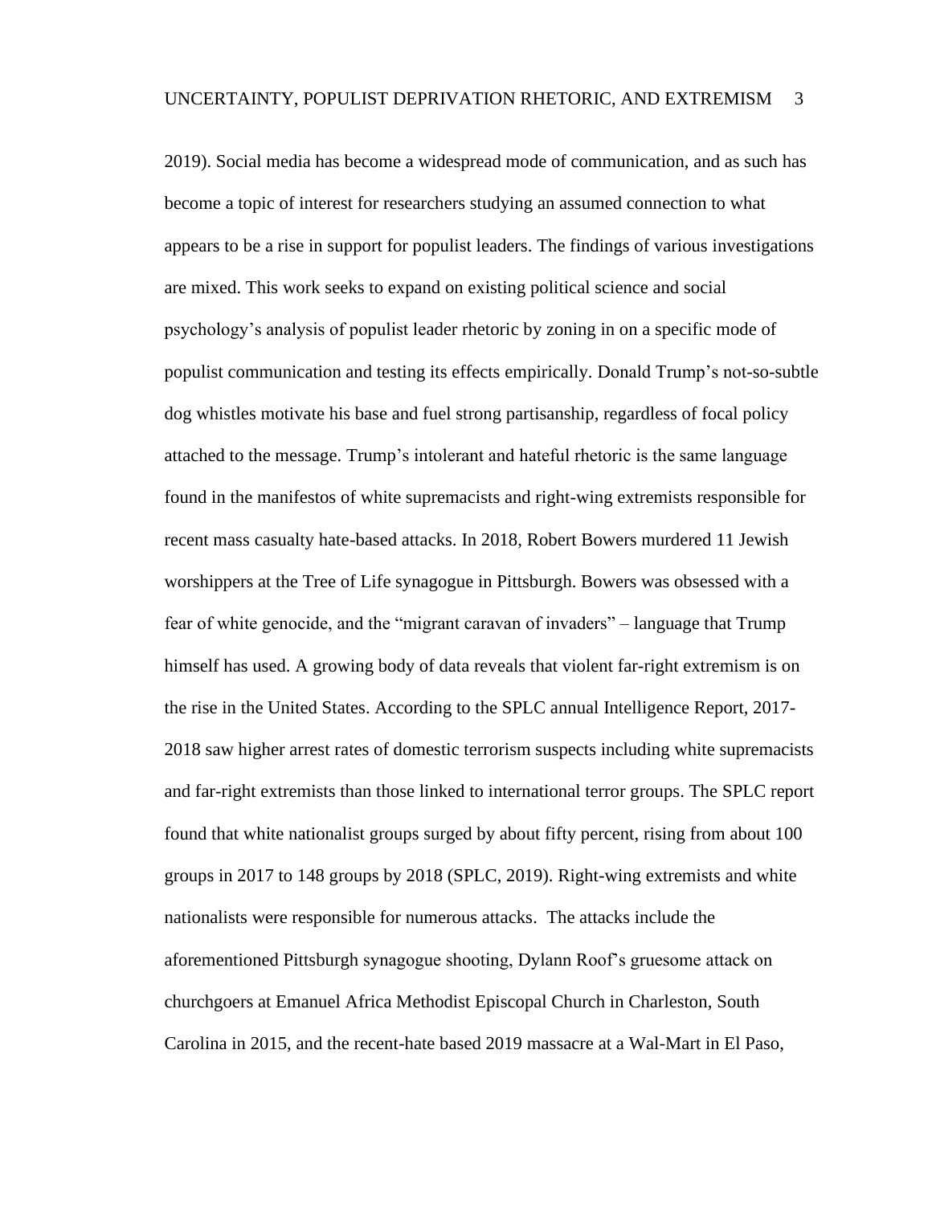2019). Social media has become a widespread mode of communication, and as such has become a topic of interest for researchers studying an assumed connection to what appears to be a rise in support for populist leaders. The findings of various investigations are mixed. This work seeks to expand on existing political science and social psychology's analysis of populist leader rhetoric by zoning in on a specific mode of populist communication and testing its effects empirically. Donald Trump's not-so-subtle dog whistles motivate his base and fuel strong partisanship, regardless of focal policy attached to the message. Trump's intolerant and hateful rhetoric is the same language found in the manifestos of white supremacists and right-wing extremists responsible for recent mass casualty hate-based attacks. In 2018, Robert Bowers murdered 11 Jewish worshippers at the Tree of Life synagogue in Pittsburgh. Bowers was obsessed with a fear of white genocide, and the "migrant caravan of invaders" – language that Trump himself has used. A growing body of data reveals that violent far-right extremism is on the rise in the United States. According to the SPLC annual Intelligence Report, 2017-2018 saw higher arrest rates of domestic terrorism suspects including white supremacists and far-right extremists than those linked to international terror groups. The SPLC report found that white nationalist groups surged by about fifty percent, rising from about 100 groups in 2017 to 148 groups by 2018 (SPLC, 2019). Right-wing extremists and white nationalists were responsible for numerous attacks. The attacks include the aforementioned Pittsburgh synagogue shooting, Dylann Roof's gruesome attack on churchgoers at Emanuel Africa Methodist Episcopal Church in Charleston, South Carolina in 2015, and the recent-hate based 2019 massacre at a Wal-Mart in El Paso,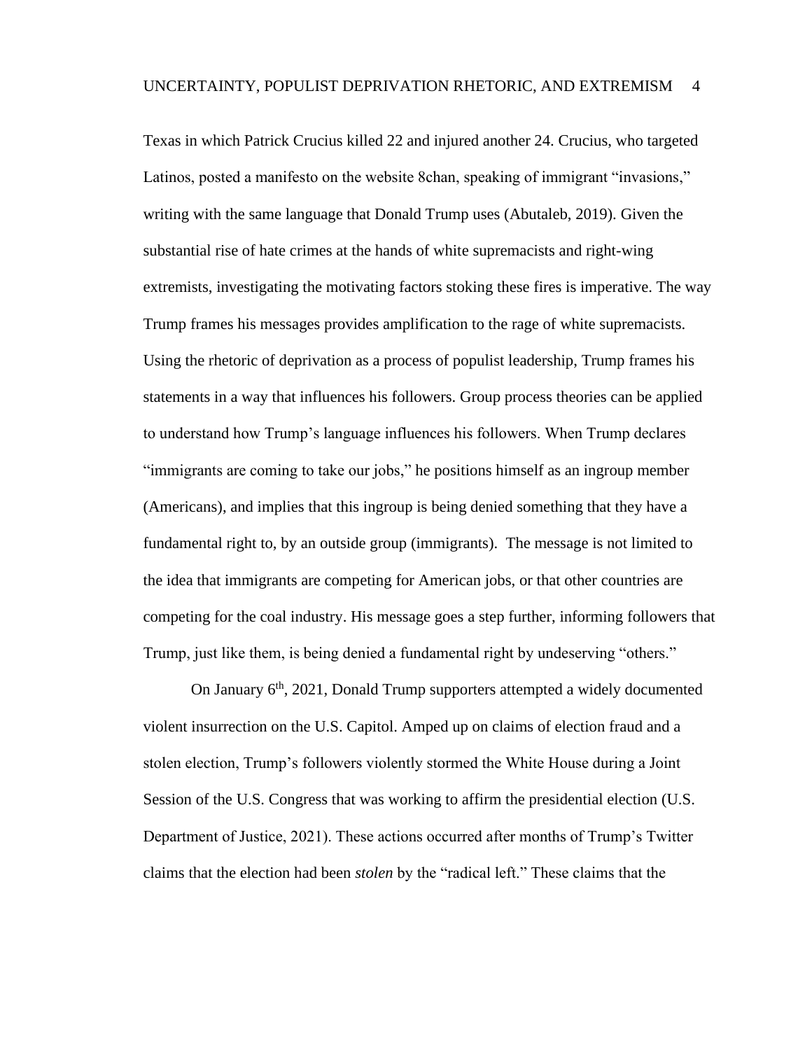Texas in which Patrick Crucius killed 22 and injured another 24. Crucius, who targeted Latinos, posted a manifesto on the website 8chan, speaking of immigrant "invasions," writing with the same language that Donald Trump uses (Abutaleb, 2019). Given the substantial rise of hate crimes at the hands of white supremacists and right-wing extremists, investigating the motivating factors stoking these fires is imperative. The way Trump frames his messages provides amplification to the rage of white supremacists. Using the rhetoric of deprivation as a process of populist leadership, Trump frames his statements in a way that influences his followers. Group process theories can be applied to understand how Trump's language influences his followers. When Trump declares "immigrants are coming to take our jobs," he positions himself as an ingroup member (Americans), and implies that this ingroup is being denied something that they have a fundamental right to, by an outside group (immigrants). The message is not limited to the idea that immigrants are competing for American jobs, or that other countries are competing for the coal industry. His message goes a step further, informing followers that Trump, just like them, is being denied a fundamental right by undeserving "others."

On January 6th, 2021, Donald Trump supporters attempted a widely documented violent insurrection on the U.S. Capitol. Amped up on claims of election fraud and a stolen election, Trump's followers violently stormed the White House during a Joint Session of the U.S. Congress that was working to affirm the presidential election (U.S. Department of Justice, 2021). These actions occurred after months of Trump's Twitter claims that the election had been *stolen* by the "radical left." These claims that the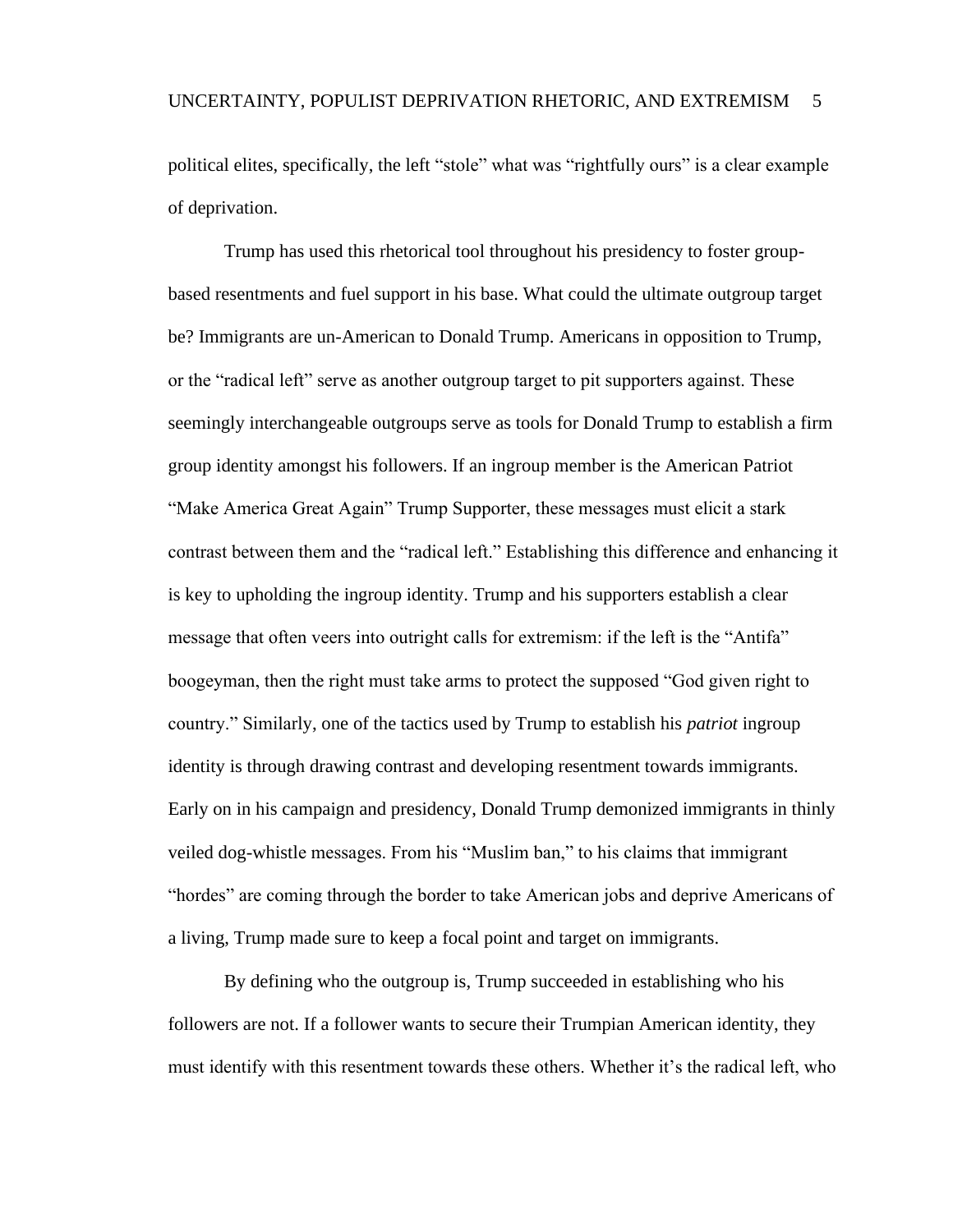political elites, specifically, the left "stole" what was "rightfully ours" is a clear example of deprivation.

Trump has used this rhetorical tool throughout his presidency to foster group-based resentments and fuel support in his base. What could the ultimate outgroup target be? Immigrants are un-American to Donald Trump. Americans in opposition to Trump, or the "radical left" serve as another outgroup target to pit supporters against. These seemingly interchangeable outgroups serve as tools for Donald Trump to establish a firm group identity amongst his followers. If an ingroup member is the American Patriot "Make America Great Again" Trump Supporter, these messages must elicit a stark contrast between them and the "radical left." Establishing this difference and enhancing it is key to upholding the ingroup identity. Trump and his supporters establish a clear message that often veers into outright calls for extremism: if the left is the "Antifa" boogeyman, then the right must take arms to protect the supposed "God given right to country." Similarly, one of the tactics used by Trump to establish his *patriot* ingroup identity is through drawing contrast and developing resentment towards immigrants. Early on in his campaign and presidency, Donald Trump demonized immigrants in thinly veiled dog-whistle messages. From his "Muslim ban," to his claims that immigrant "hordes" are coming through the border to take American jobs and deprive Americans of a living, Trump made sure to keep a focal point and target on immigrants.

By defining who the outgroup is, Trump succeeded in establishing who his followers are not. If a follower wants to secure their Trumpian American identity, they must identify with this resentment towards these others. Whether it's the radical left, who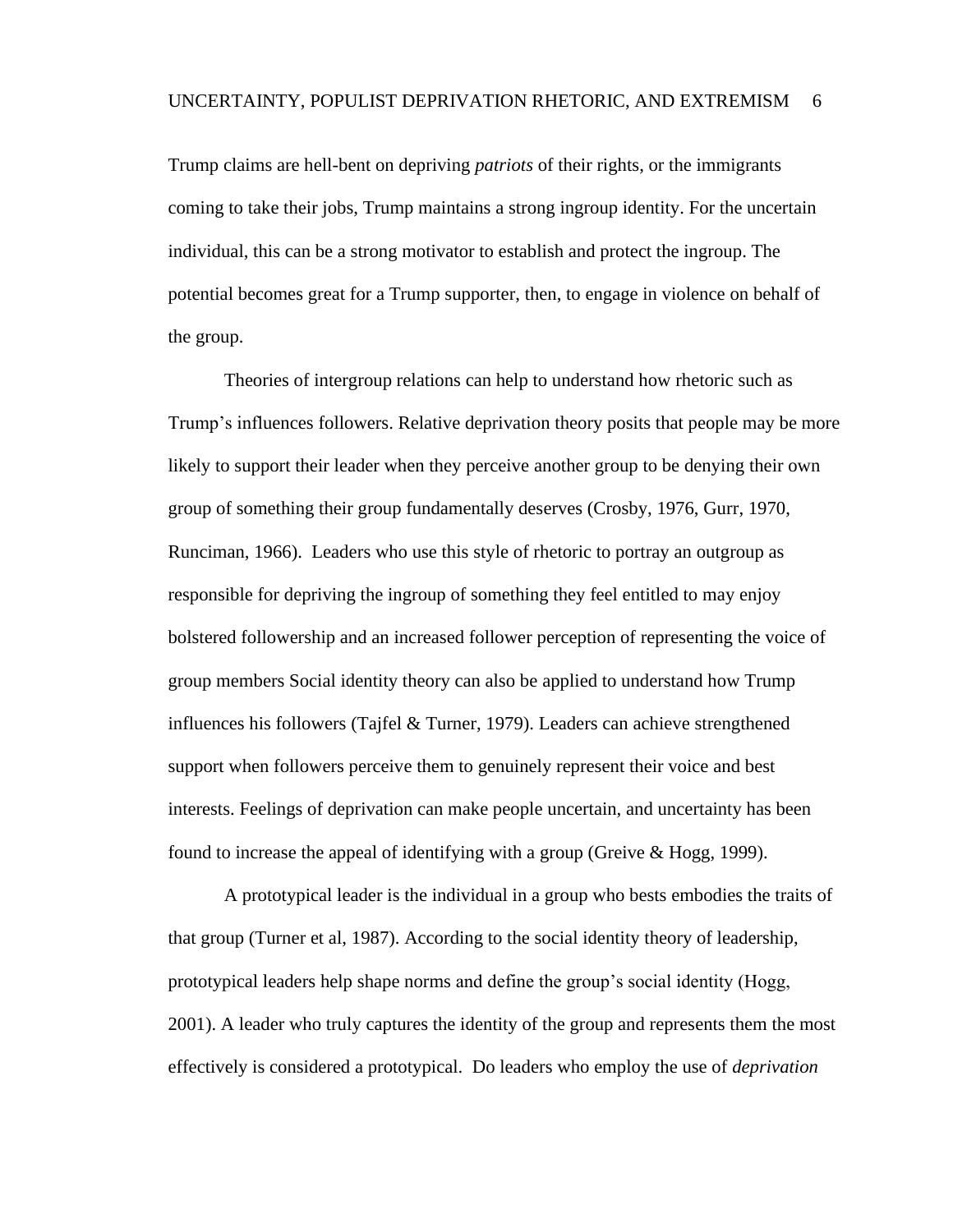Trump claims are hell-bent on depriving *patriots* of their rights, or the immigrants coming to take their jobs, Trump maintains a strong ingroup identity. For the uncertain individual, this can be a strong motivator to establish and protect the ingroup. The potential becomes great for a Trump supporter, then, to engage in violence on behalf of the group.

Theories of intergroup relations can help to understand how rhetoric such as Trump's influences followers. Relative deprivation theory posits that people may be more likely to support their leader when they perceive another group to be denying their own group of something their group fundamentally deserves (Crosby, 1976, Gurr, 1970, Runciman, 1966). Leaders who use this style of rhetoric to portray an outgroup as responsible for depriving the ingroup of something they feel entitled to may enjoy bolstered followership and an increased follower perception of representing the voice of group members Social identity theory can also be applied to understand how Trump influences his followers (Tajfel & Turner, 1979). Leaders can achieve strengthened support when followers perceive them to genuinely represent their voice and best interests. Feelings of deprivation can make people uncertain, and uncertainty has been found to increase the appeal of identifying with a group (Greive & Hogg, 1999).

A prototypical leader is the individual in a group who bests embodies the traits of that group (Turner et al, 1987). According to the social identity theory of leadership, prototypical leaders help shape norms and define the group's social identity (Hogg, 2001). A leader who truly captures the identity of the group and represents them the most effectively is considered a prototypical. Do leaders who employ the use of *deprivation*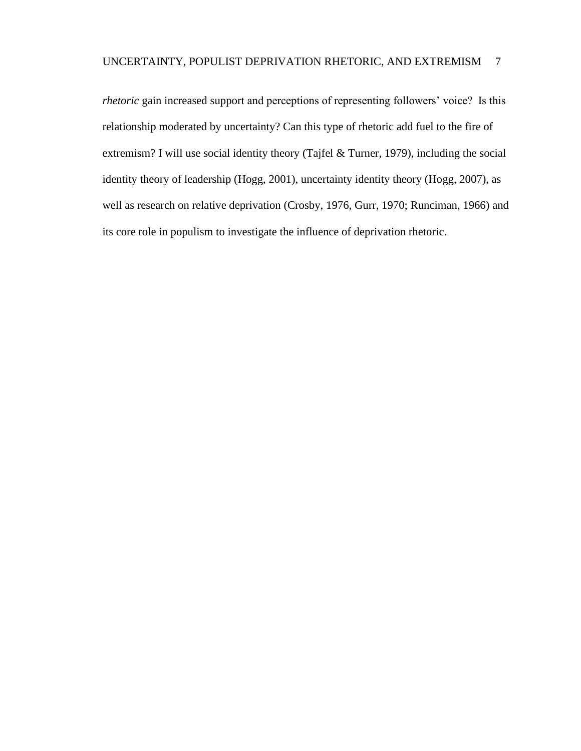*rhetoric* gain increased support and perceptions of representing followers' voice? Is this relationship moderated by uncertainty? Can this type of rhetoric add fuel to the fire of extremism? I will use social identity theory (Tajfel & Turner, 1979), including the social identity theory of leadership (Hogg, 2001), uncertainty identity theory (Hogg, 2007), as well as research on relative deprivation (Crosby, 1976, Gurr, 1970; Runciman, 1966) and its core role in populism to investigate the influence of deprivation rhetoric.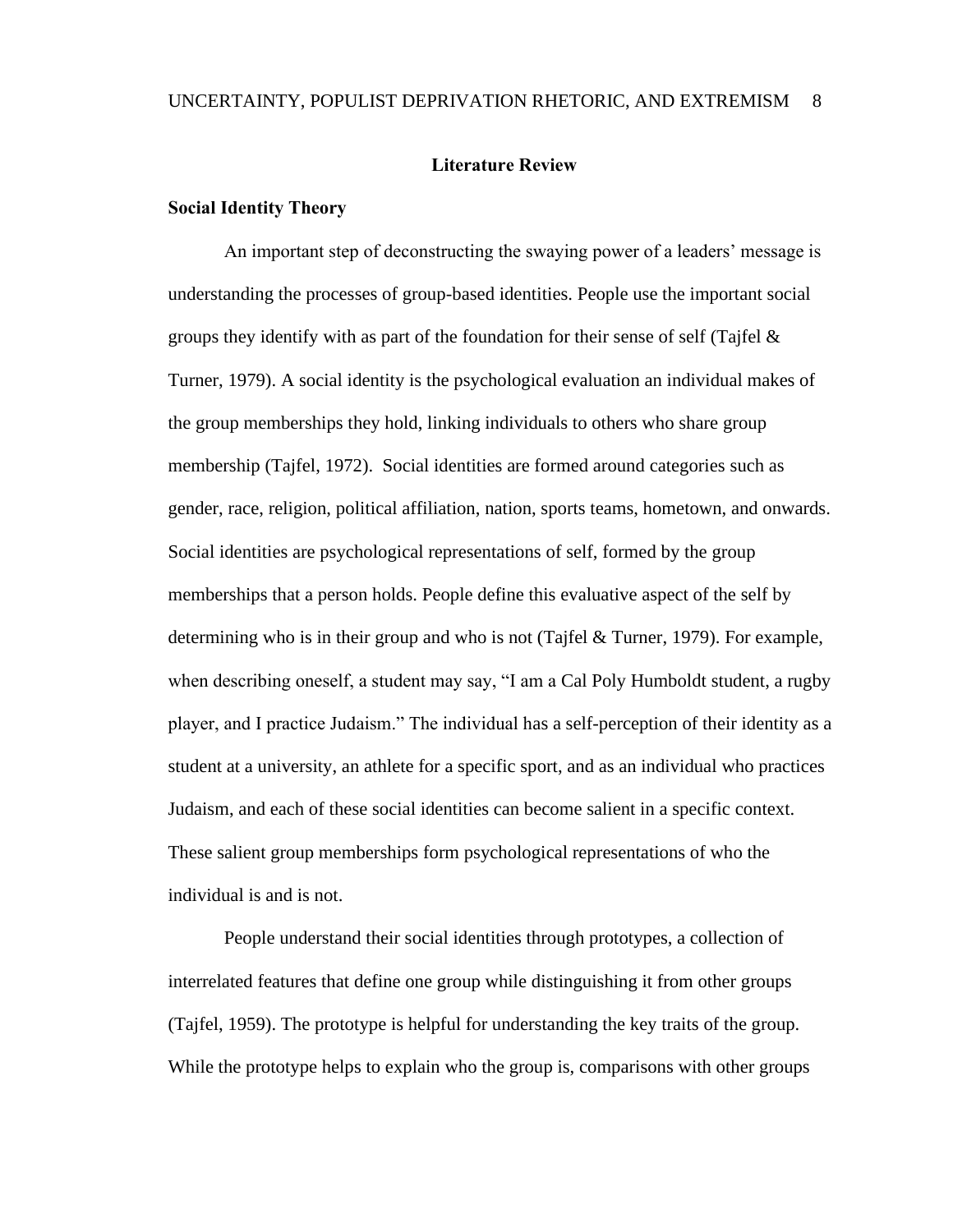## Literature Review

### Social Identity Theory

An important step of deconstructing the swaying power of a leaders' message is understanding the processes of group-based identities. People use the important social groups they identify with as part of the foundation for their sense of self (Tajfel & Turner, 1979). A social identity is the psychological evaluation an individual makes of the group memberships they hold, linking individuals to others who share group membership (Tajfel, 1972). Social identities are formed around categories such as gender, race, religion, political affiliation, nation, sports teams, hometown, and onwards. Social identities are psychological representations of self, formed by the group memberships that a person holds. People define this evaluative aspect of the self by determining who is in their group and who is not (Tajfel & Turner, 1979). For example, when describing oneself, a student may say, "I am a Cal Poly Humboldt student, a rugby player, and I practice Judaism." The individual has a self-perception of their identity as a student at a university, an athlete for a specific sport, and as an individual who practices Judaism, and each of these social identities can become salient in a specific context. These salient group memberships form psychological representations of who the individual is and is not.

People understand their social identities through prototypes, a collection of interrelated features that define one group while distinguishing it from other groups (Tajfel, 1959). The prototype is helpful for understanding the key traits of the group. While the prototype helps to explain who the group is, comparisons with other groups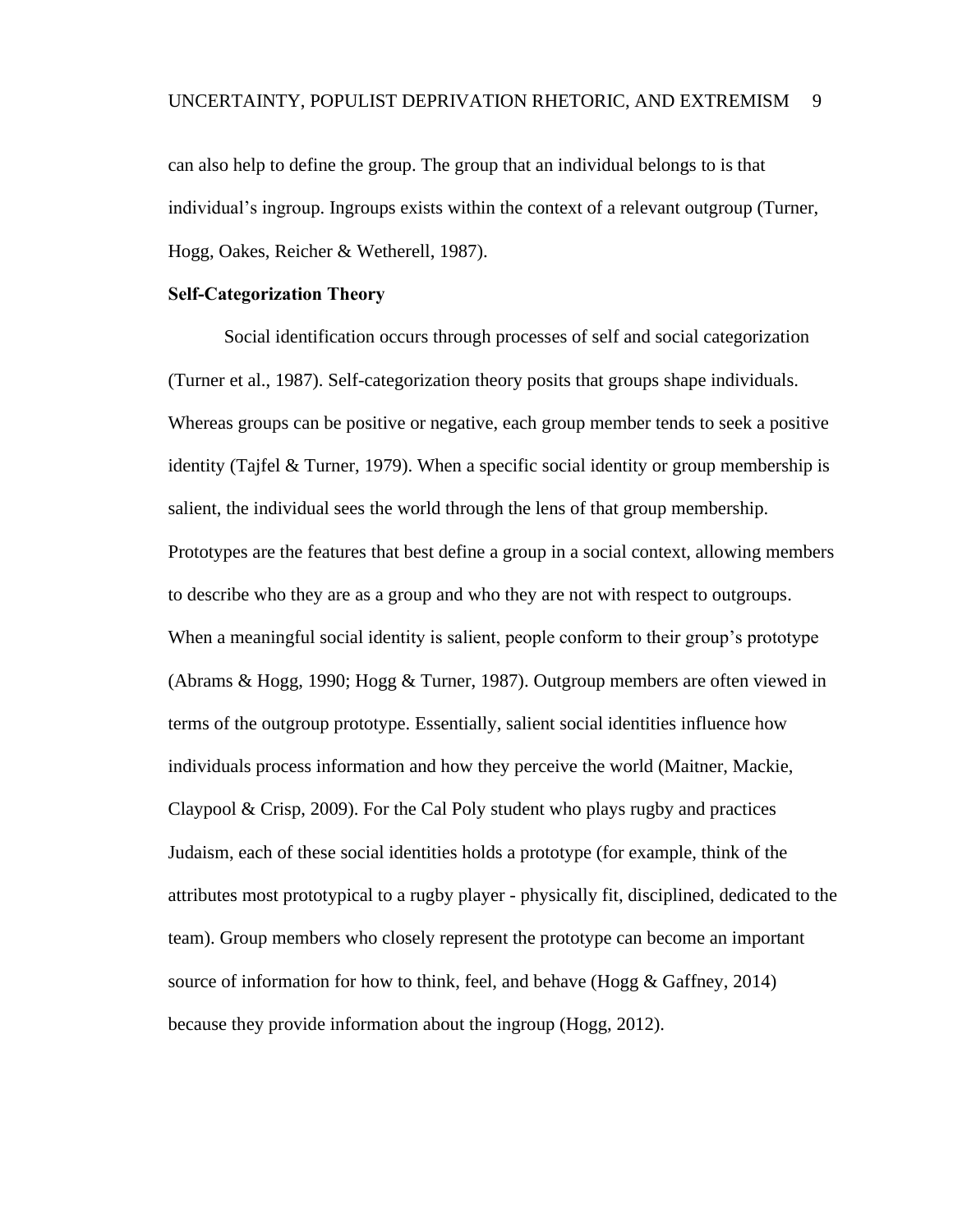can also help to define the group. The group that an individual belongs to is that individual's ingroup. Ingroups exists within the context of a relevant outgroup (Turner, Hogg, Oakes, Reicher & Wetherell, 1987).

### Self-Categorization Theory

Social identification occurs through processes of self and social categorization (Turner et al., 1987). Self-categorization theory posits that groups shape individuals. Whereas groups can be positive or negative, each group member tends to seek a positive identity (Tajfel & Turner, 1979). When a specific social identity or group membership is salient, the individual sees the world through the lens of that group membership. Prototypes are the features that best define a group in a social context, allowing members to describe who they are as a group and who they are not with respect to outgroups. When a meaningful social identity is salient, people conform to their group's prototype (Abrams & Hogg, 1990; Hogg & Turner, 1987). Outgroup members are often viewed in terms of the outgroup prototype. Essentially, salient social identities influence how individuals process information and how they perceive the world (Maitner, Mackie, Claypool & Crisp, 2009). For the Cal Poly student who plays rugby and practices Judaism, each of these social identities holds a prototype (for example, think of the attributes most prototypical to a rugby player - physically fit, disciplined, dedicated to the team). Group members who closely represent the prototype can become an important source of information for how to think, feel, and behave (Hogg & Gaffney, 2014) because they provide information about the ingroup (Hogg, 2012).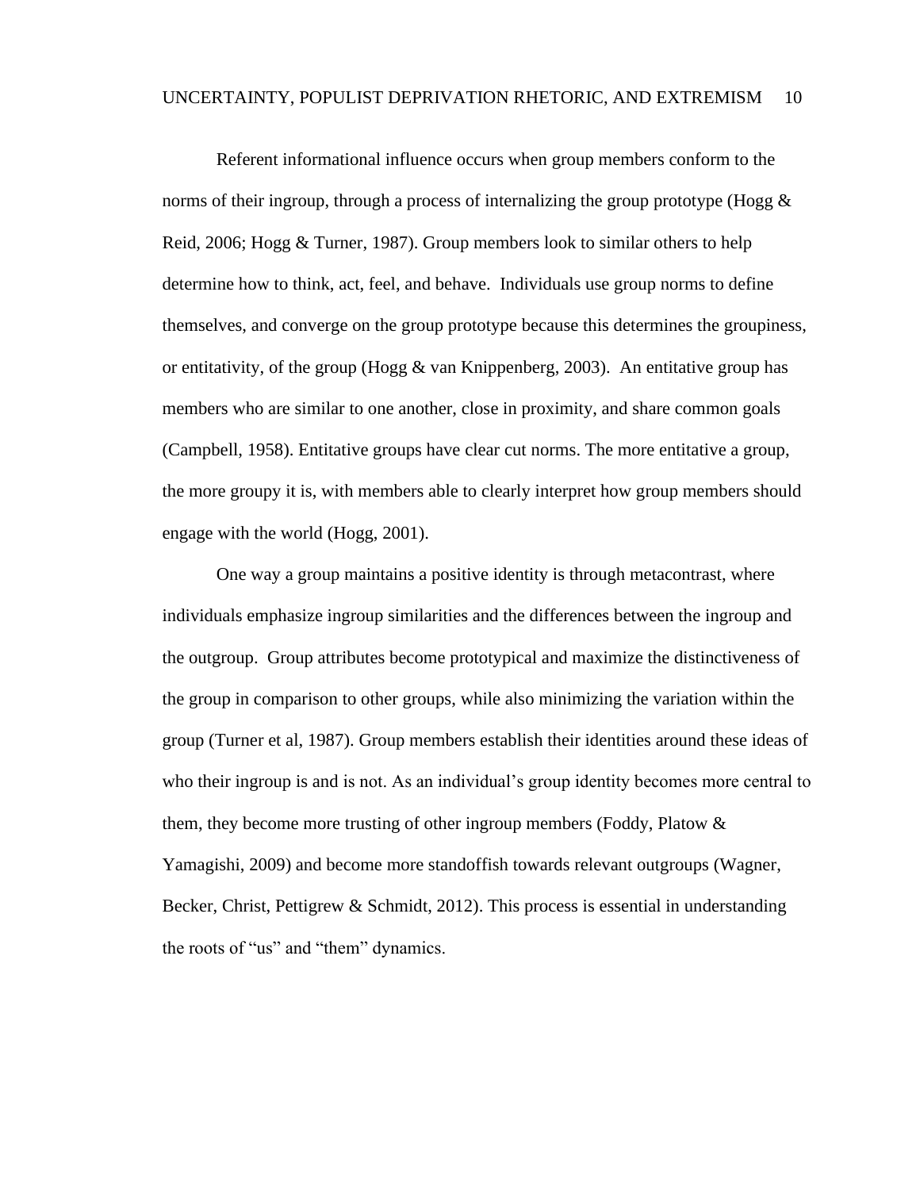Referent informational influence occurs when group members conform to the norms of their ingroup, through a process of internalizing the group prototype (Hogg & Reid, 2006; Hogg & Turner, 1987). Group members look to similar others to help determine how to think, act, feel, and behave.  Individuals use group norms to define themselves, and converge on the group prototype because this determines the groupiness, or entitativity, of the group (Hogg & van Knippenberg, 2003).  An entitative group has members who are similar to one another, close in proximity, and share common goals (Campbell, 1958). Entitative groups have clear cut norms. The more entitative a group, the more groupy it is, with members able to clearly interpret how group members should engage with the world (Hogg, 2001).

One way a group maintains a positive identity is through metacontrast, where individuals emphasize ingroup similarities and the differences between the ingroup and the outgroup.  Group attributes become prototypical and maximize the distinctiveness of the group in comparison to other groups, while also minimizing the variation within the group (Turner et al, 1987). Group members establish their identities around these ideas of who their ingroup is and is not. As an individual's group identity becomes more central to them, they become more trusting of other ingroup members (Foddy, Platow & Yamagishi, 2009) and become more standoffish towards relevant outgroups (Wagner, Becker, Christ, Pettigrew & Schmidt, 2012). This process is essential in understanding the roots of "us" and "them" dynamics.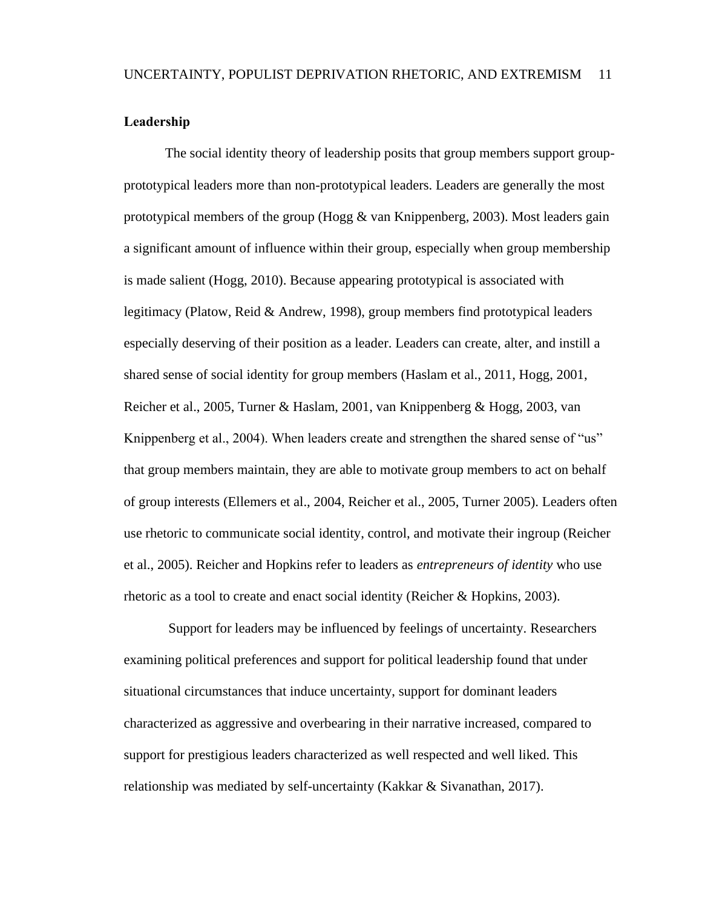**Leadership**

The social identity theory of leadership posits that group members support group-prototypical leaders more than non-prototypical leaders. Leaders are generally the most prototypical members of the group (Hogg & van Knippenberg, 2003). Most leaders gain a significant amount of influence within their group, especially when group membership is made salient (Hogg, 2010). Because appearing prototypical is associated with legitimacy (Platow, Reid & Andrew, 1998), group members find prototypical leaders especially deserving of their position as a leader. Leaders can create, alter, and instill a shared sense of social identity for group members (Haslam et al., 2011, Hogg, 2001, Reicher et al., 2005, Turner & Haslam, 2001, van Knippenberg & Hogg, 2003, van Knippenberg et al., 2004). When leaders create and strengthen the shared sense of "us" that group members maintain, they are able to motivate group members to act on behalf of group interests (Ellemers et al., 2004, Reicher et al., 2005, Turner 2005). Leaders often use rhetoric to communicate social identity, control, and motivate their ingroup (Reicher et al., 2005). Reicher and Hopkins refer to leaders as *entrepreneurs of identity* who use rhetoric as a tool to create and enact social identity (Reicher & Hopkins, 2003).

Support for leaders may be influenced by feelings of uncertainty. Researchers examining political preferences and support for political leadership found that under situational circumstances that induce uncertainty, support for dominant leaders characterized as aggressive and overbearing in their narrative increased, compared to support for prestigious leaders characterized as well respected and well liked. This relationship was mediated by self-uncertainty (Kakkar & Sivanathan, 2017).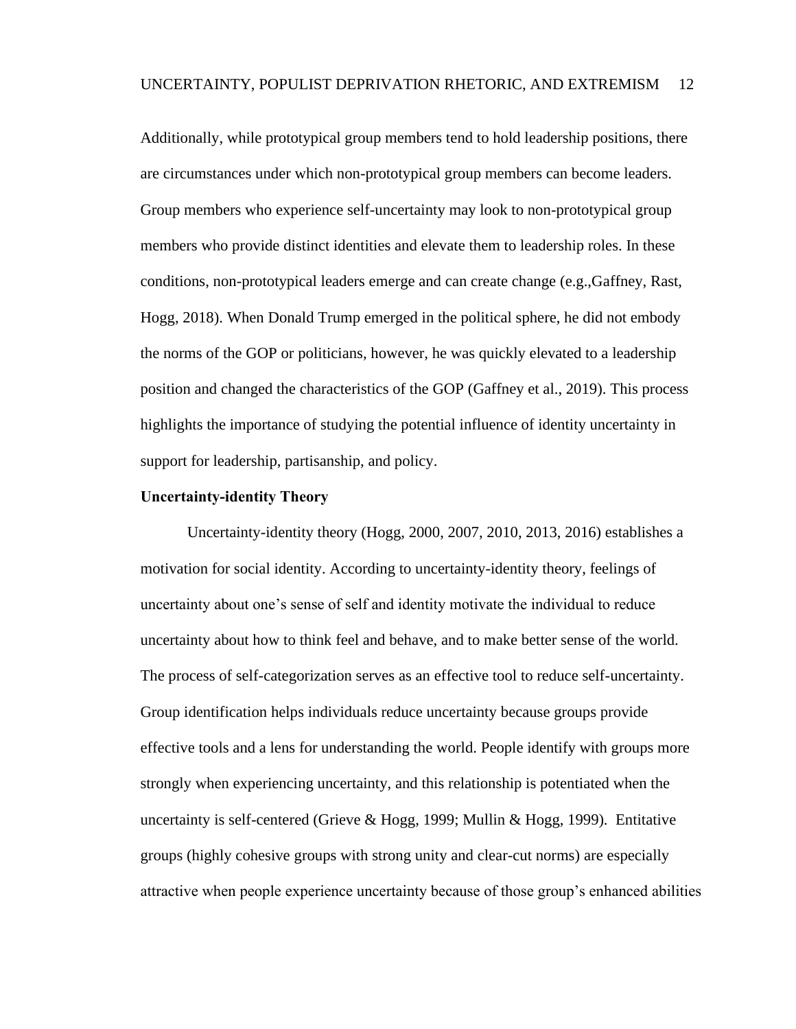Additionally, while prototypical group members tend to hold leadership positions, there are circumstances under which non-prototypical group members can become leaders. Group members who experience self-uncertainty may look to non-prototypical group members who provide distinct identities and elevate them to leadership roles. In these conditions, non-prototypical leaders emerge and can create change (e.g.,Gaffney, Rast, Hogg, 2018). When Donald Trump emerged in the political sphere, he did not embody the norms of the GOP or politicians, however, he was quickly elevated to a leadership position and changed the characteristics of the GOP (Gaffney et al., 2019). This process highlights the importance of studying the potential influence of identity uncertainty in support for leadership, partisanship, and policy.

**Uncertainty-identity Theory**

Uncertainty-identity theory (Hogg, 2000, 2007, 2010, 2013, 2016) establishes a motivation for social identity. According to uncertainty-identity theory, feelings of uncertainty about one's sense of self and identity motivate the individual to reduce uncertainty about how to think feel and behave, and to make better sense of the world. The process of self-categorization serves as an effective tool to reduce self-uncertainty. Group identification helps individuals reduce uncertainty because groups provide effective tools and a lens for understanding the world. People identify with groups more strongly when experiencing uncertainty, and this relationship is potentiated when the uncertainty is self-centered (Grieve & Hogg, 1999; Mullin & Hogg, 1999). Entitative groups (highly cohesive groups with strong unity and clear-cut norms) are especially attractive when people experience uncertainty because of those group's enhanced abilities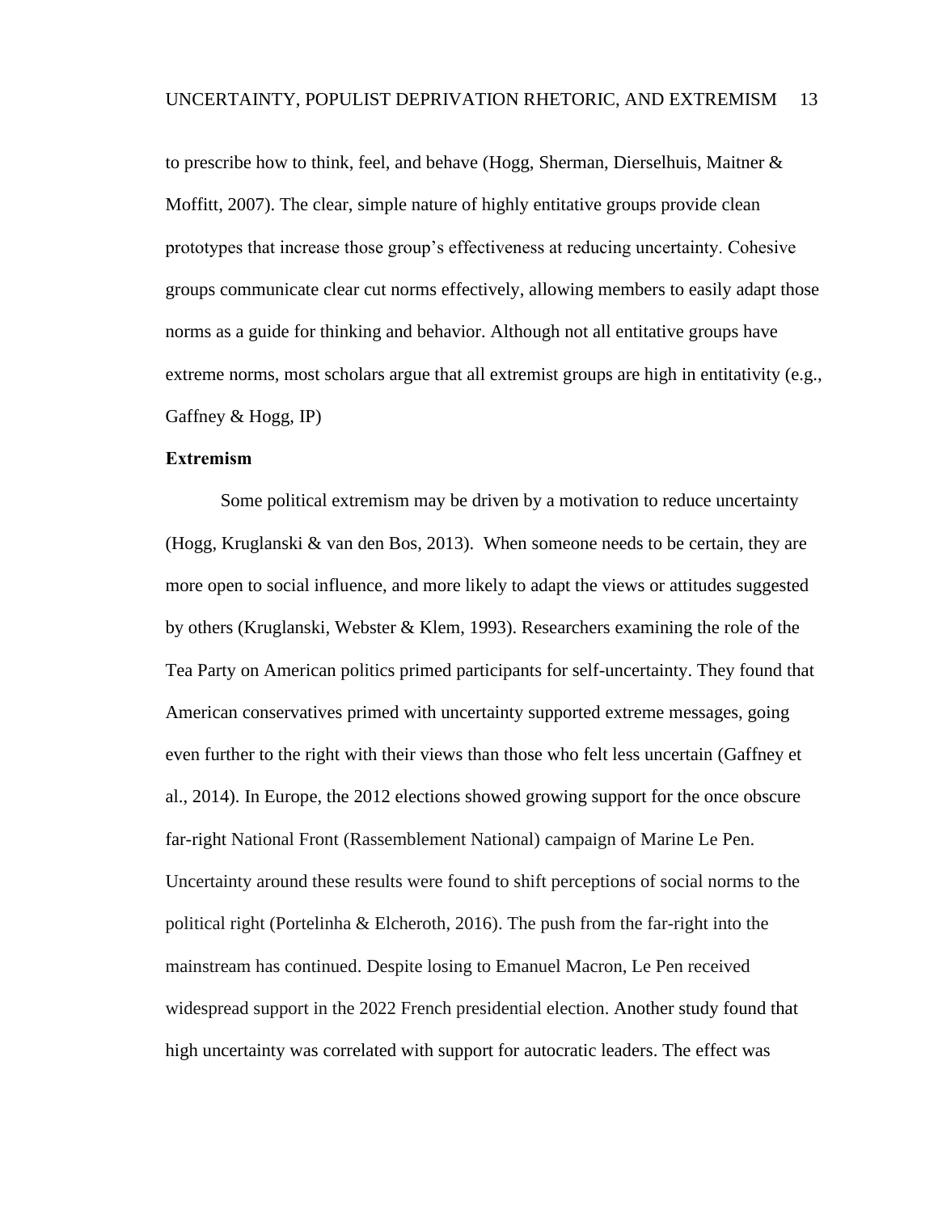to prescribe how to think, feel, and behave (Hogg, Sherman, Dierselhuis, Maitner & Moffitt, 2007). The clear, simple nature of highly entitative groups provide clean prototypes that increase those group's effectiveness at reducing uncertainty. Cohesive groups communicate clear cut norms effectively, allowing members to easily adapt those norms as a guide for thinking and behavior. Although not all entitative groups have extreme norms, most scholars argue that all extremist groups are high in entitativity (e.g., Gaffney & Hogg, IP)

**Extremism**

Some political extremism may be driven by a motivation to reduce uncertainty (Hogg, Kruglanski & van den Bos, 2013). When someone needs to be certain, they are more open to social influence, and more likely to adapt the views or attitudes suggested by others (Kruglanski, Webster & Klem, 1993). Researchers examining the role of the Tea Party on American politics primed participants for self-uncertainty. They found that American conservatives primed with uncertainty supported extreme messages, going even further to the right with their views than those who felt less uncertain (Gaffney et al., 2014). In Europe, the 2012 elections showed growing support for the once obscure far-right National Front (Rassemblement National) campaign of Marine Le Pen. Uncertainty around these results were found to shift perceptions of social norms to the political right (Portelinha & Elcheroth, 2016). The push from the far-right into the mainstream has continued. Despite losing to Emanuel Macron, Le Pen received widespread support in the 2022 French presidential election. Another study found that high uncertainty was correlated with support for autocratic leaders. The effect was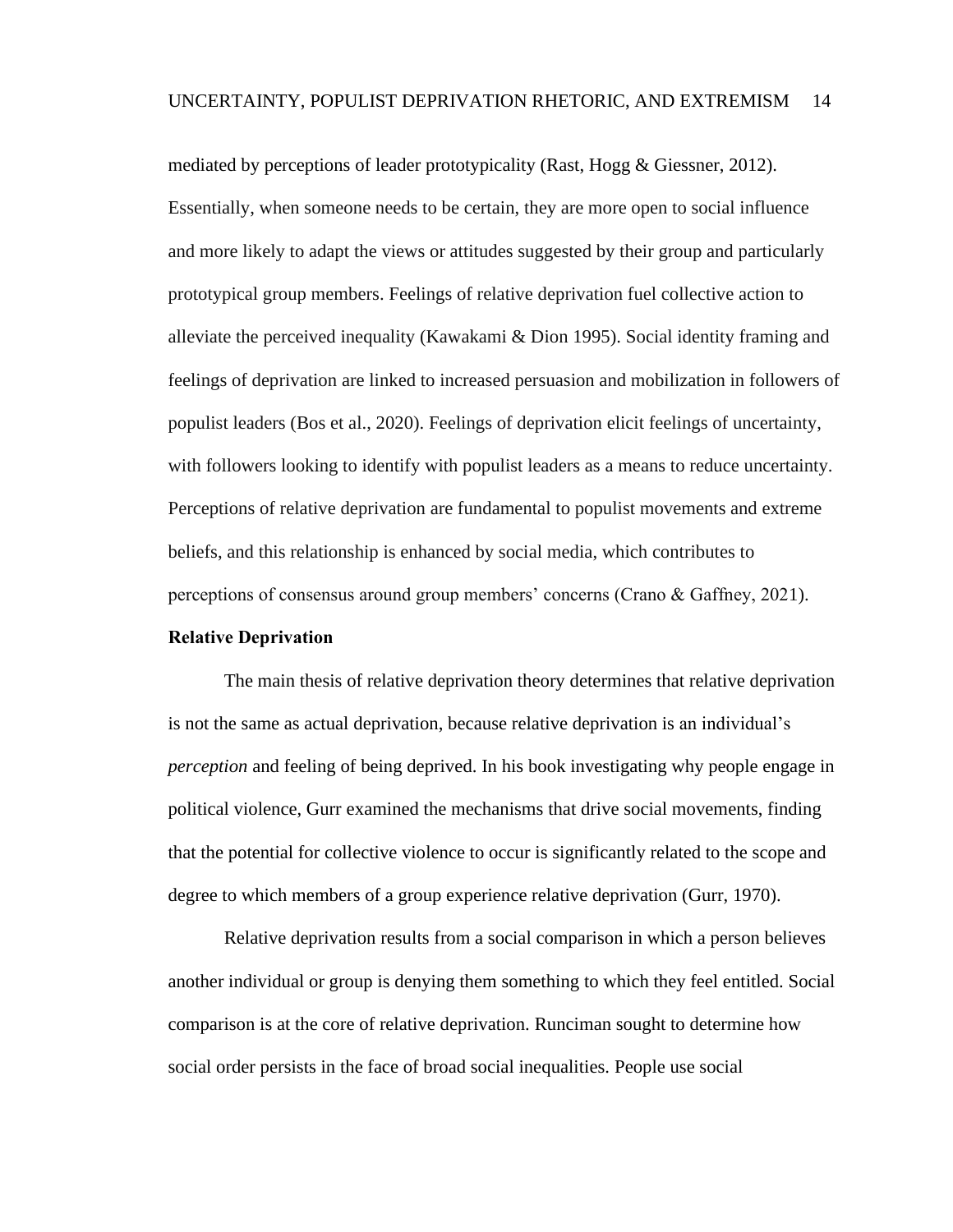mediated by perceptions of leader prototypicality (Rast, Hogg & Giessner, 2012). Essentially, when someone needs to be certain, they are more open to social influence and more likely to adapt the views or attitudes suggested by their group and particularly prototypical group members. Feelings of relative deprivation fuel collective action to alleviate the perceived inequality (Kawakami & Dion 1995). Social identity framing and feelings of deprivation are linked to increased persuasion and mobilization in followers of populist leaders (Bos et al., 2020). Feelings of deprivation elicit feelings of uncertainty, with followers looking to identify with populist leaders as a means to reduce uncertainty. Perceptions of relative deprivation are fundamental to populist movements and extreme beliefs, and this relationship is enhanced by social media, which contributes to perceptions of consensus around group members' concerns (Crano & Gaffney, 2021).

**Relative Deprivation**

The main thesis of relative deprivation theory determines that relative deprivation is not the same as actual deprivation, because relative deprivation is an individual's *perception* and feeling of being deprived. In his book investigating why people engage in political violence, Gurr examined the mechanisms that drive social movements, finding that the potential for collective violence to occur is significantly related to the scope and degree to which members of a group experience relative deprivation (Gurr, 1970).

Relative deprivation results from a social comparison in which a person believes another individual or group is denying them something to which they feel entitled. Social comparison is at the core of relative deprivation. Runciman sought to determine how social order persists in the face of broad social inequalities. People use social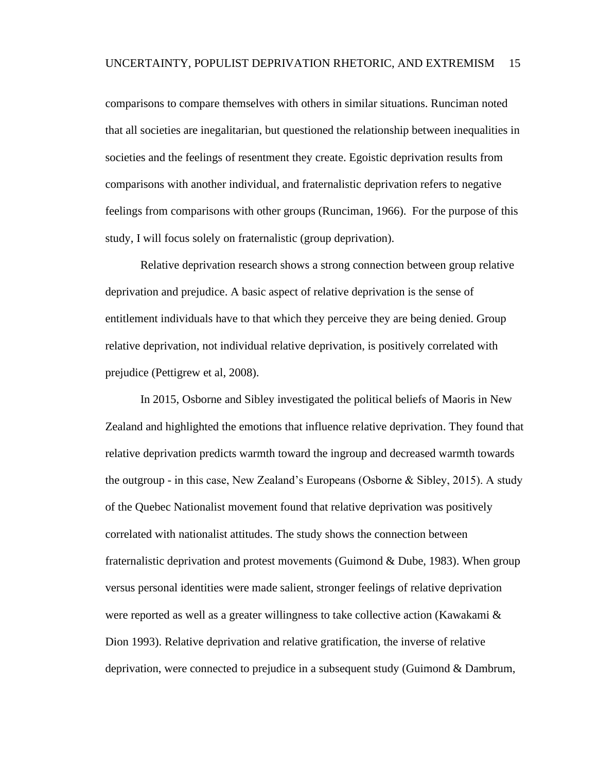comparisons to compare themselves with others in similar situations. Runciman noted that all societies are inegalitarian, but questioned the relationship between inequalities in societies and the feelings of resentment they create. Egoistic deprivation results from comparisons with another individual, and fraternalistic deprivation refers to negative feelings from comparisons with other groups (Runciman, 1966).  For the purpose of this study, I will focus solely on fraternalistic (group deprivation).

Relative deprivation research shows a strong connection between group relative deprivation and prejudice. A basic aspect of relative deprivation is the sense of entitlement individuals have to that which they perceive they are being denied. Group relative deprivation, not individual relative deprivation, is positively correlated with prejudice (Pettigrew et al, 2008).

In 2015, Osborne and Sibley investigated the political beliefs of Maoris in New Zealand and highlighted the emotions that influence relative deprivation. They found that relative deprivation predicts warmth toward the ingroup and decreased warmth towards the outgroup - in this case, New Zealand's Europeans (Osborne & Sibley, 2015). A study of the Quebec Nationalist movement found that relative deprivation was positively correlated with nationalist attitudes. The study shows the connection between fraternalistic deprivation and protest movements (Guimond & Dube, 1983). When group versus personal identities were made salient, stronger feelings of relative deprivation were reported as well as a greater willingness to take collective action (Kawakami & Dion 1993). Relative deprivation and relative gratification, the inverse of relative deprivation, were connected to prejudice in a subsequent study (Guimond & Dambrum,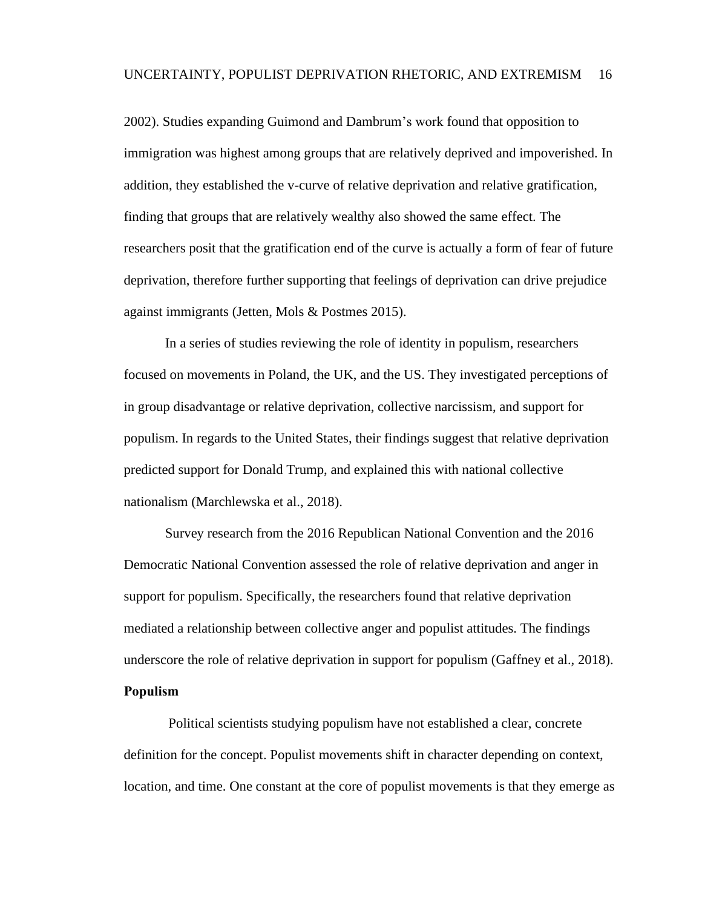2002). Studies expanding Guimond and Dambrum's work found that opposition to immigration was highest among groups that are relatively deprived and impoverished. In addition, they established the v-curve of relative deprivation and relative gratification, finding that groups that are relatively wealthy also showed the same effect. The researchers posit that the gratification end of the curve is actually a form of fear of future deprivation, therefore further supporting that feelings of deprivation can drive prejudice against immigrants (Jetten, Mols & Postmes 2015).

In a series of studies reviewing the role of identity in populism, researchers focused on movements in Poland, the UK, and the US. They investigated perceptions of in group disadvantage or relative deprivation, collective narcissism, and support for populism. In regards to the United States, their findings suggest that relative deprivation predicted support for Donald Trump, and explained this with national collective nationalism (Marchlewska et al., 2018).

Survey research from the 2016 Republican National Convention and the 2016 Democratic National Convention assessed the role of relative deprivation and anger in support for populism. Specifically, the researchers found that relative deprivation mediated a relationship between collective anger and populist attitudes. The findings underscore the role of relative deprivation in support for populism (Gaffney et al., 2018).

**Populism**

Political scientists studying populism have not established a clear, concrete definition for the concept. Populist movements shift in character depending on context, location, and time. One constant at the core of populist movements is that they emerge as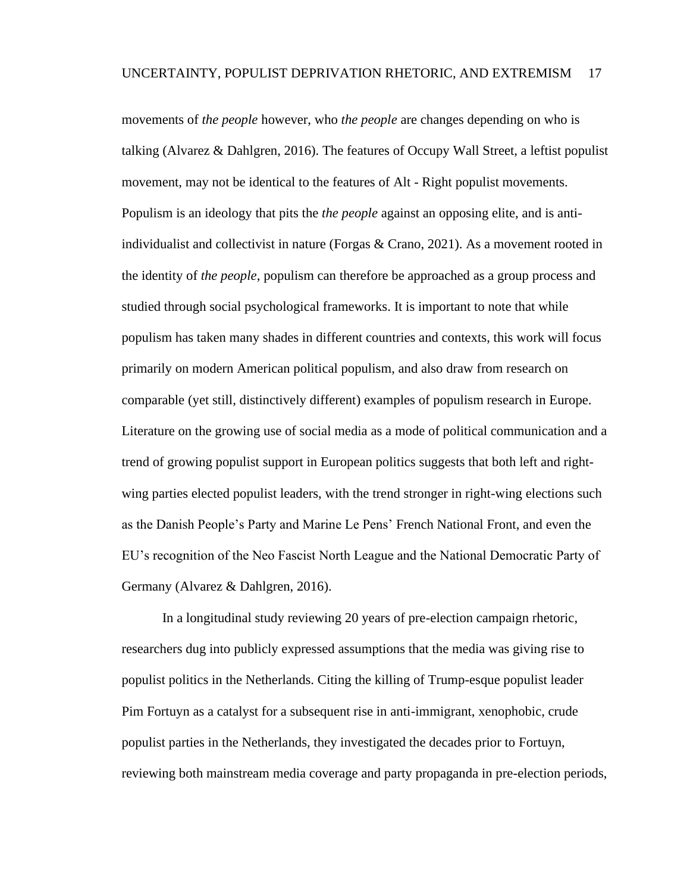movements of *the people* however, who *the people* are changes depending on who is talking (Alvarez & Dahlgren, 2016). The features of Occupy Wall Street, a leftist populist movement, may not be identical to the features of Alt - Right populist movements. Populism is an ideology that pits the *the people* against an opposing elite, and is anti-individualist and collectivist in nature (Forgas & Crano, 2021). As a movement rooted in the identity of *the people*, populism can therefore be approached as a group process and studied through social psychological frameworks. It is important to note that while populism has taken many shades in different countries and contexts, this work will focus primarily on modern American political populism, and also draw from research on comparable (yet still, distinctively different) examples of populism research in Europe. Literature on the growing use of social media as a mode of political communication and a trend of growing populist support in European politics suggests that both left and right-wing parties elected populist leaders, with the trend stronger in right-wing elections such as the Danish People's Party and Marine Le Pens' French National Front, and even the EU's recognition of the Neo Fascist North League and the National Democratic Party of Germany (Alvarez & Dahlgren, 2016).

In a longitudinal study reviewing 20 years of pre-election campaign rhetoric, researchers dug into publicly expressed assumptions that the media was giving rise to populist politics in the Netherlands. Citing the killing of Trump-esque populist leader Pim Fortuyn as a catalyst for a subsequent rise in anti-immigrant, xenophobic, crude populist parties in the Netherlands, they investigated the decades prior to Fortuyn, reviewing both mainstream media coverage and party propaganda in pre-election periods,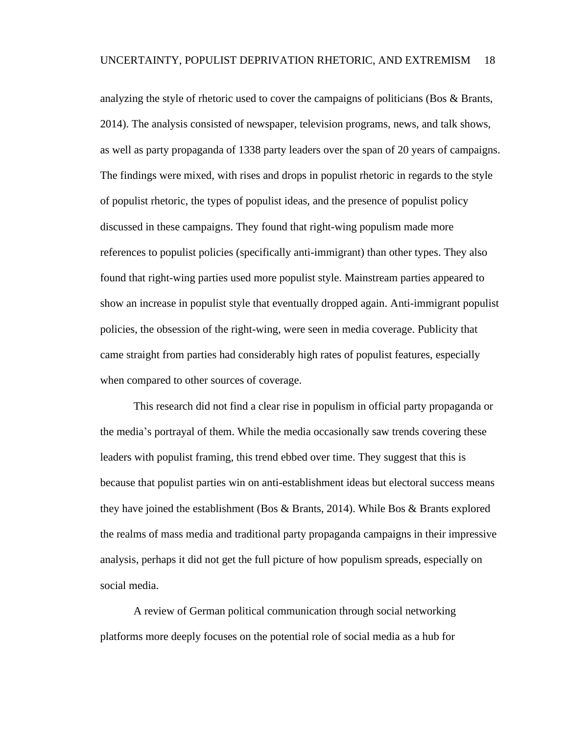analyzing the style of rhetoric used to cover the campaigns of politicians (Bos & Brants, 2014). The analysis consisted of newspaper, television programs, news, and talk shows, as well as party propaganda of 1338 party leaders over the span of 20 years of campaigns. The findings were mixed, with rises and drops in populist rhetoric in regards to the style of populist rhetoric, the types of populist ideas, and the presence of populist policy discussed in these campaigns. They found that right-wing populism made more references to populist policies (specifically anti-immigrant) than other types. They also found that right-wing parties used more populist style. Mainstream parties appeared to show an increase in populist style that eventually dropped again. Anti-immigrant populist policies, the obsession of the right-wing, were seen in media coverage. Publicity that came straight from parties had considerably high rates of populist features, especially when compared to other sources of coverage.

This research did not find a clear rise in populism in official party propaganda or the media's portrayal of them. While the media occasionally saw trends covering these leaders with populist framing, this trend ebbed over time. They suggest that this is because that populist parties win on anti-establishment ideas but electoral success means they have joined the establishment (Bos & Brants, 2014). While Bos & Brants explored the realms of mass media and traditional party propaganda campaigns in their impressive analysis, perhaps it did not get the full picture of how populism spreads, especially on social media.

A review of German political communication through social networking platforms more deeply focuses on the potential role of social media as a hub for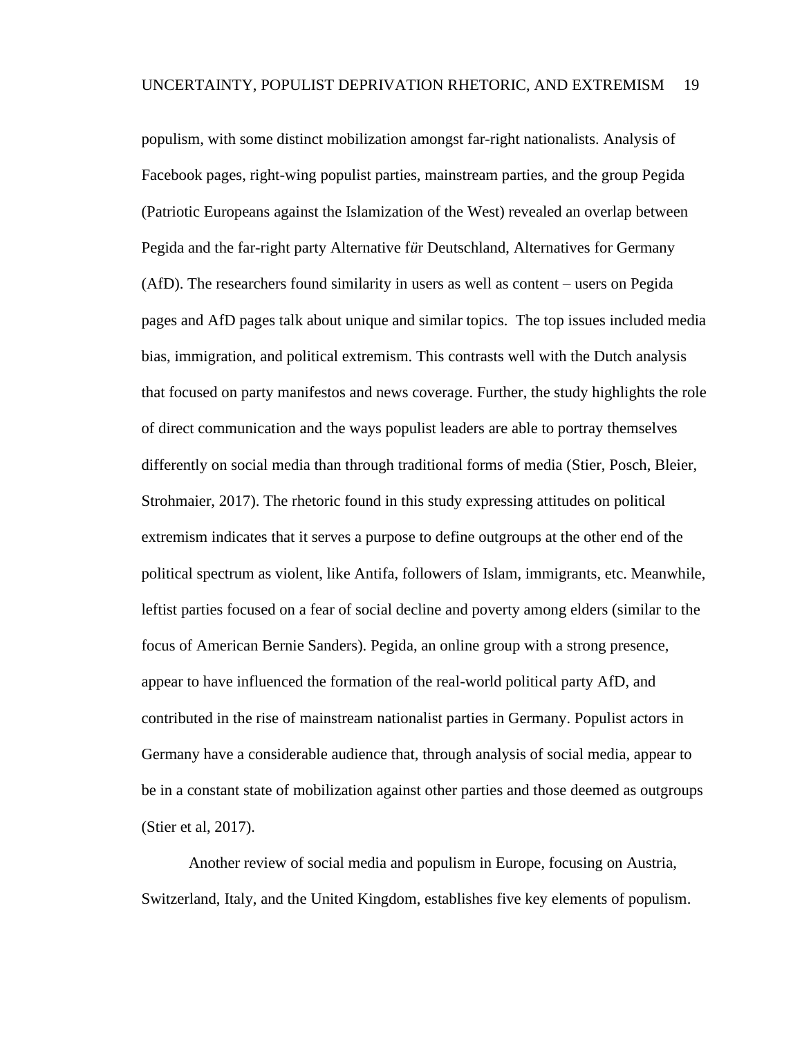populism, with some distinct mobilization amongst far-right nationalists. Analysis of Facebook pages, right-wing populist parties, mainstream parties, and the group Pegida (Patriotic Europeans against the Islamization of the West) revealed an overlap between Pegida and the far-right party Alternative f*ü*r Deutschland, Alternatives for Germany (AfD). The researchers found similarity in users as well as content – users on Pegida pages and AfD pages talk about unique and similar topics. The top issues included media bias, immigration, and political extremism. This contrasts well with the Dutch analysis that focused on party manifestos and news coverage. Further, the study highlights the role of direct communication and the ways populist leaders are able to portray themselves differently on social media than through traditional forms of media (Stier, Posch, Bleier, Strohmaier, 2017). The rhetoric found in this study expressing attitudes on political extremism indicates that it serves a purpose to define outgroups at the other end of the political spectrum as violent, like Antifa, followers of Islam, immigrants, etc. Meanwhile, leftist parties focused on a fear of social decline and poverty among elders (similar to the focus of American Bernie Sanders). Pegida, an online group with a strong presence, appear to have influenced the formation of the real-world political party AfD, and contributed in the rise of mainstream nationalist parties in Germany. Populist actors in Germany have a considerable audience that, through analysis of social media, appear to be in a constant state of mobilization against other parties and those deemed as outgroups (Stier et al, 2017).

Another review of social media and populism in Europe, focusing on Austria, Switzerland, Italy, and the United Kingdom, establishes five key elements of populism.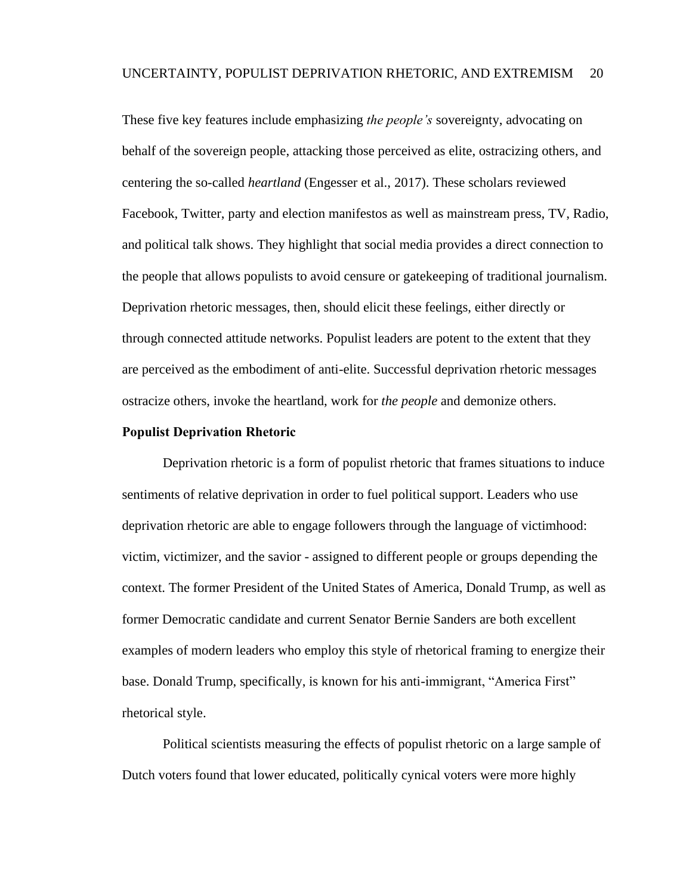These five key features include emphasizing *the people's* sovereignty, advocating on behalf of the sovereign people, attacking those perceived as elite, ostracizing others, and centering the so-called *heartland* (Engesser et al., 2017). These scholars reviewed Facebook, Twitter, party and election manifestos as well as mainstream press, TV, Radio, and political talk shows. They highlight that social media provides a direct connection to the people that allows populists to avoid censure or gatekeeping of traditional journalism. Deprivation rhetoric messages, then, should elicit these feelings, either directly or through connected attitude networks. Populist leaders are potent to the extent that they are perceived as the embodiment of anti-elite. Successful deprivation rhetoric messages ostracize others, invoke the heartland, work for *the people* and demonize others.

**Populist Deprivation Rhetoric**

Deprivation rhetoric is a form of populist rhetoric that frames situations to induce sentiments of relative deprivation in order to fuel political support. Leaders who use deprivation rhetoric are able to engage followers through the language of victimhood: victim, victimizer, and the savior - assigned to different people or groups depending the context. The former President of the United States of America, Donald Trump, as well as former Democratic candidate and current Senator Bernie Sanders are both excellent examples of modern leaders who employ this style of rhetorical framing to energize their base. Donald Trump, specifically, is known for his anti-immigrant, "America First" rhetorical style.

Political scientists measuring the effects of populist rhetoric on a large sample of Dutch voters found that lower educated, politically cynical voters were more highly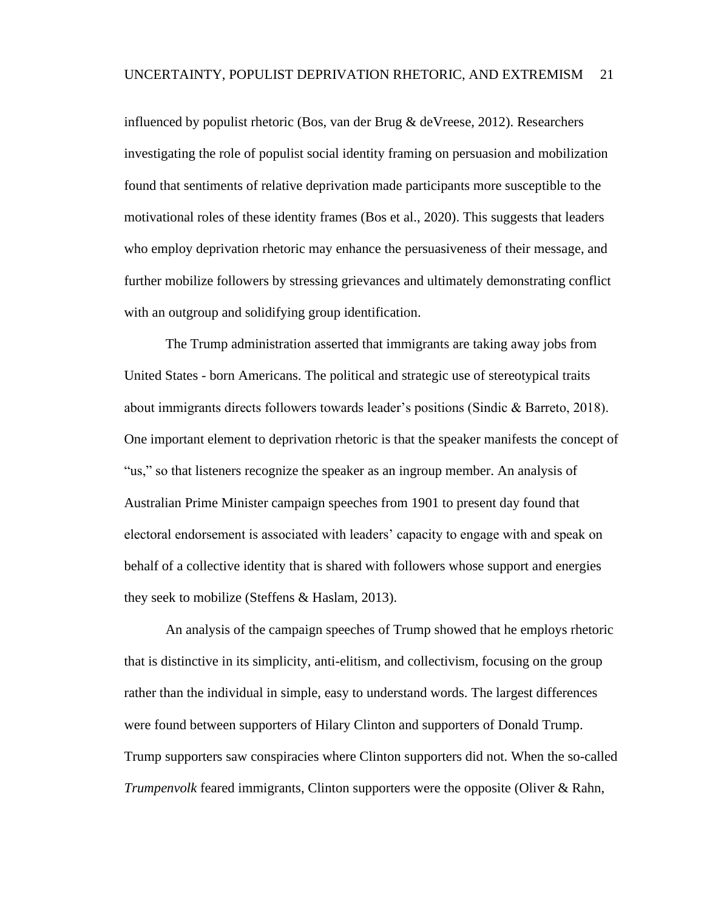influenced by populist rhetoric (Bos, van der Brug & deVreese, 2012). Researchers investigating the role of populist social identity framing on persuasion and mobilization found that sentiments of relative deprivation made participants more susceptible to the motivational roles of these identity frames (Bos et al., 2020). This suggests that leaders who employ deprivation rhetoric may enhance the persuasiveness of their message, and further mobilize followers by stressing grievances and ultimately demonstrating conflict with an outgroup and solidifying group identification.

The Trump administration asserted that immigrants are taking away jobs from United States - born Americans. The political and strategic use of stereotypical traits about immigrants directs followers towards leader's positions (Sindic & Barreto, 2018). One important element to deprivation rhetoric is that the speaker manifests the concept of "us," so that listeners recognize the speaker as an ingroup member. An analysis of Australian Prime Minister campaign speeches from 1901 to present day found that electoral endorsement is associated with leaders' capacity to engage with and speak on behalf of a collective identity that is shared with followers whose support and energies they seek to mobilize (Steffens & Haslam, 2013).

An analysis of the campaign speeches of Trump showed that he employs rhetoric that is distinctive in its simplicity, anti-elitism, and collectivism, focusing on the group rather than the individual in simple, easy to understand words. The largest differences were found between supporters of Hilary Clinton and supporters of Donald Trump. Trump supporters saw conspiracies where Clinton supporters did not. When the so-called *Trumpenvolk* feared immigrants, Clinton supporters were the opposite (Oliver & Rahn,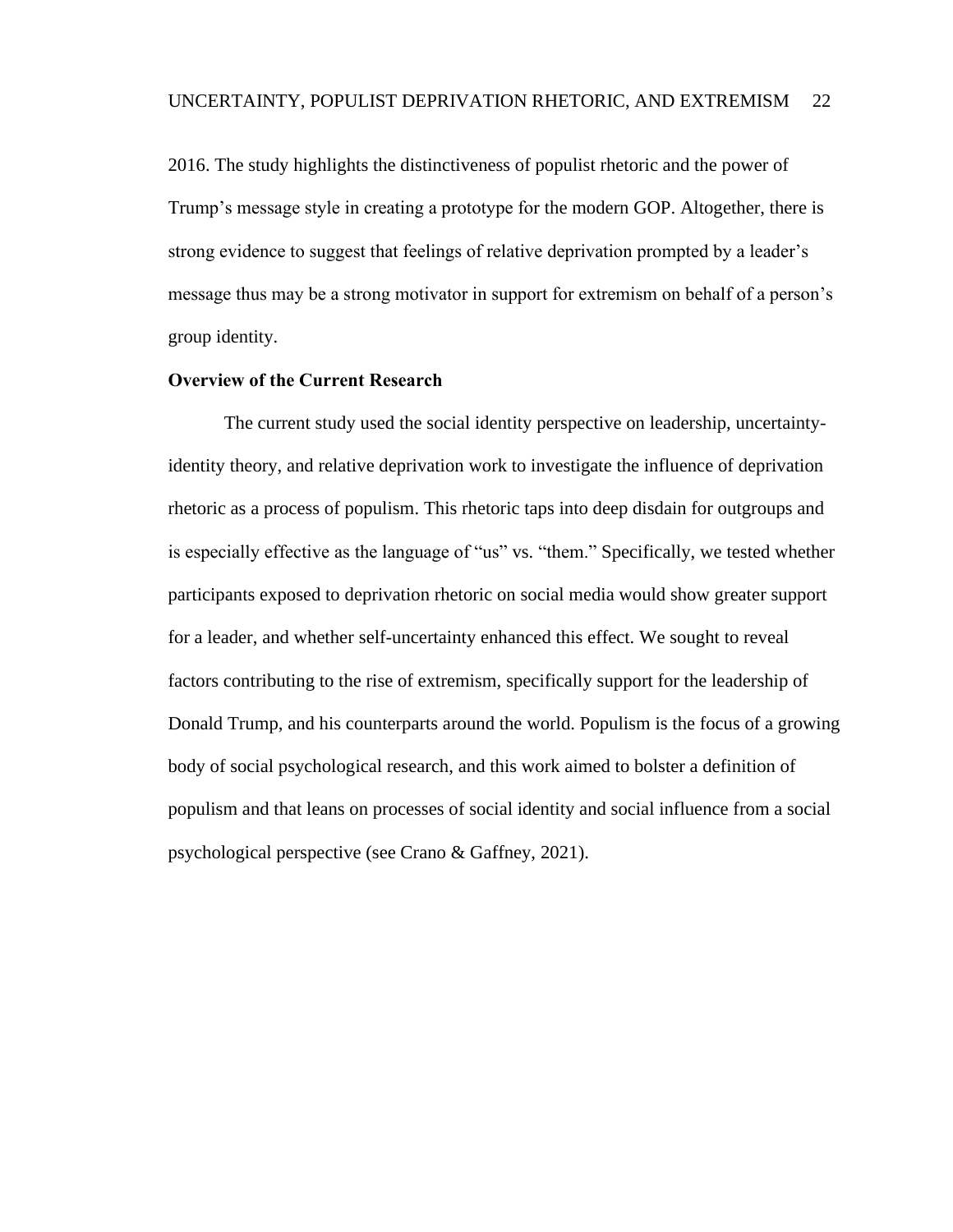2016. The study highlights the distinctiveness of populist rhetoric and the power of Trump's message style in creating a prototype for the modern GOP. Altogether, there is strong evidence to suggest that feelings of relative deprivation prompted by a leader's message thus may be a strong motivator in support for extremism on behalf of a person's group identity.

## Overview of the Current Research

The current study used the social identity perspective on leadership, uncertainty-identity theory, and relative deprivation work to investigate the influence of deprivation rhetoric as a process of populism. This rhetoric taps into deep disdain for outgroups and is especially effective as the language of "us" vs. "them." Specifically, we tested whether participants exposed to deprivation rhetoric on social media would show greater support for a leader, and whether self-uncertainty enhanced this effect. We sought to reveal factors contributing to the rise of extremism, specifically support for the leadership of Donald Trump, and his counterparts around the world. Populism is the focus of a growing body of social psychological research, and this work aimed to bolster a definition of populism and that leans on processes of social identity and social influence from a social psychological perspective (see Crano & Gaffney, 2021).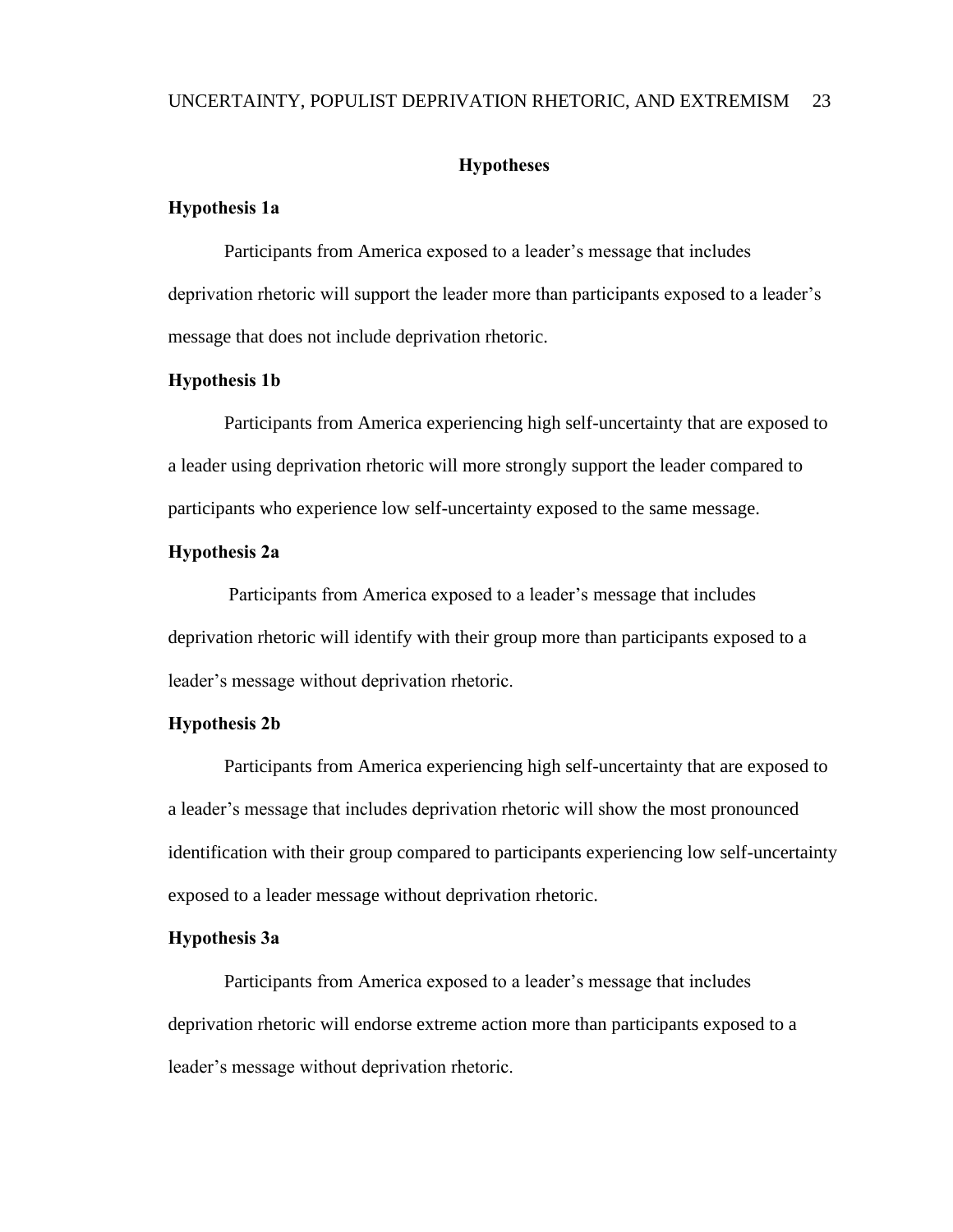## Hypotheses

### Hypothesis 1a

Participants from America exposed to a leader's message that includes deprivation rhetoric will support the leader more than participants exposed to a leader's message that does not include deprivation rhetoric.

### Hypothesis 1b

Participants from America experiencing high self-uncertainty that are exposed to a leader using deprivation rhetoric will more strongly support the leader compared to participants who experience low self-uncertainty exposed to the same message.

### Hypothesis 2a

Participants from America exposed to a leader's message that includes deprivation rhetoric will identify with their group more than participants exposed to a leader's message without deprivation rhetoric.

### Hypothesis 2b

Participants from America experiencing high self-uncertainty that are exposed to a leader's message that includes deprivation rhetoric will show the most pronounced identification with their group compared to participants experiencing low self-uncertainty exposed to a leader message without deprivation rhetoric.

### Hypothesis 3a

Participants from America exposed to a leader's message that includes deprivation rhetoric will endorse extreme action more than participants exposed to a leader's message without deprivation rhetoric.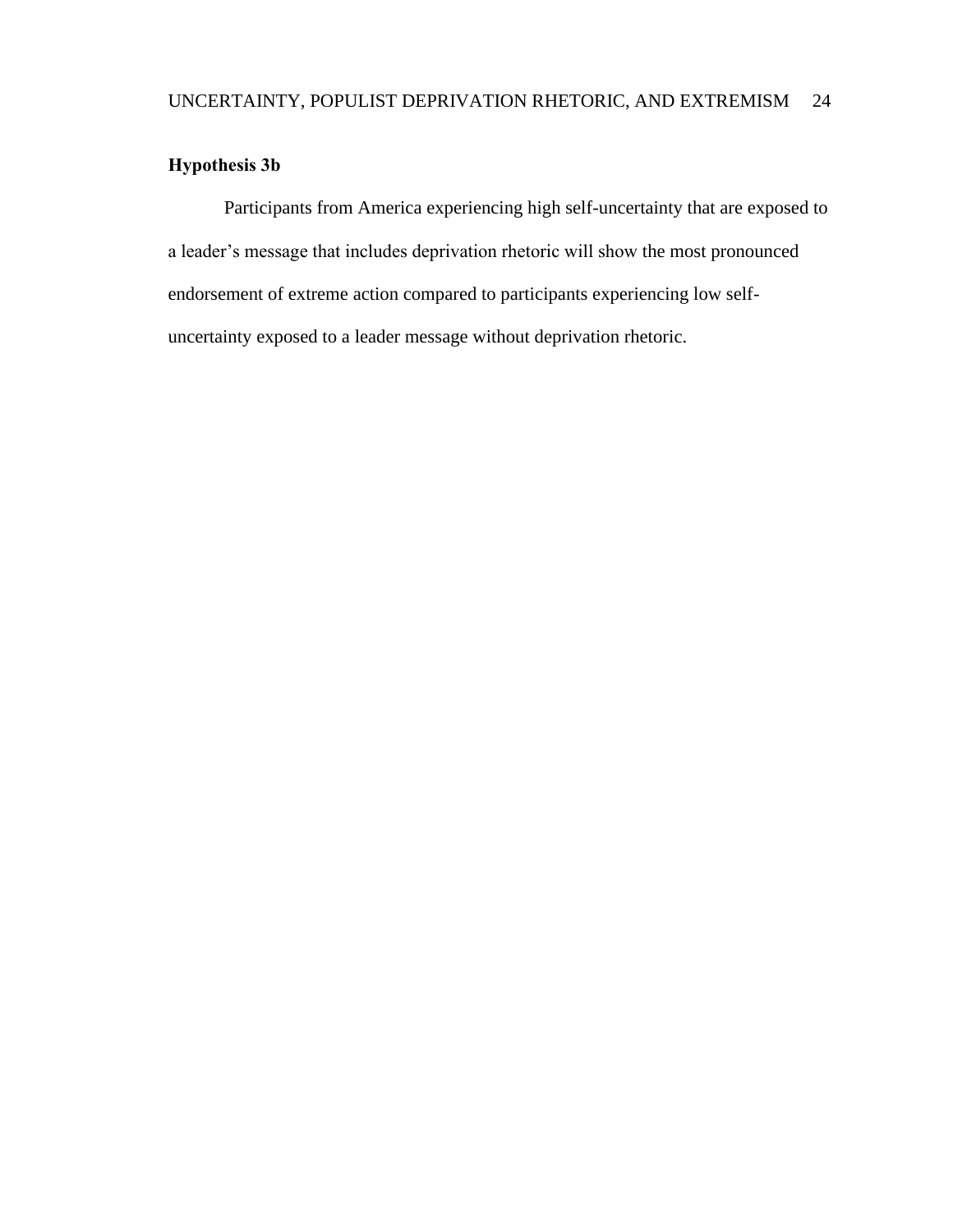### Hypothesis 3b

Participants from America experiencing high self-uncertainty that are exposed to a leader's message that includes deprivation rhetoric will show the most pronounced endorsement of extreme action compared to participants experiencing low self-uncertainty exposed to a leader message without deprivation rhetoric.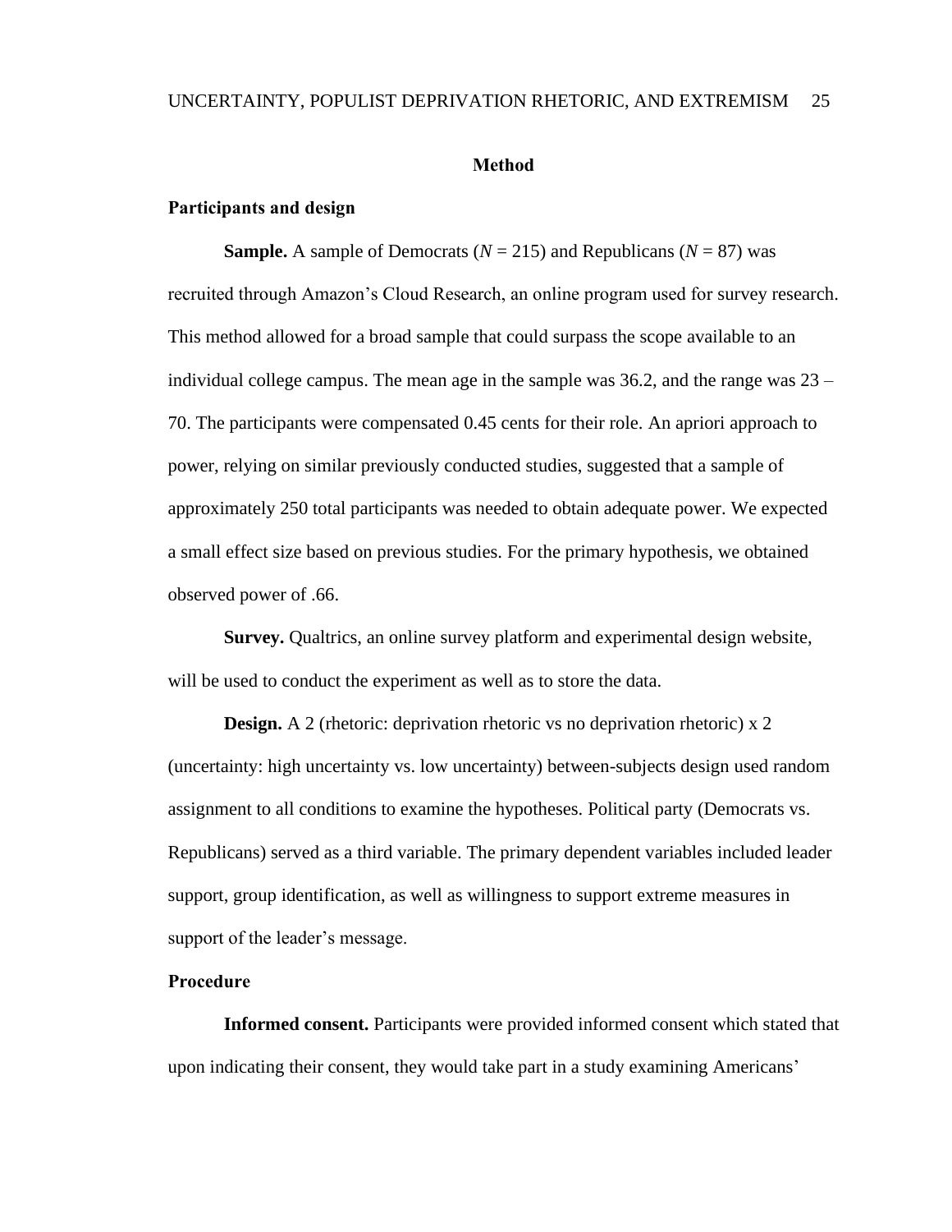# Method

## Participants and design

**Sample.** A sample of Democrats ($N$ = 215) and Republicans ($N$ = 87) was recruited through Amazon's Cloud Research, an online program used for survey research. This method allowed for a broad sample that could surpass the scope available to an individual college campus. The mean age in the sample was 36.2, and the range was 23 – 70. The participants were compensated 0.45 cents for their role. An apriori approach to power, relying on similar previously conducted studies, suggested that a sample of approximately 250 total participants was needed to obtain adequate power. We expected a small effect size based on previous studies. For the primary hypothesis, we obtained observed power of .66.

**Survey.** Qualtrics, an online survey platform and experimental design website, will be used to conduct the experiment as well as to store the data.

**Design.** A 2 (rhetoric: deprivation rhetoric vs no deprivation rhetoric) x 2 (uncertainty: high uncertainty vs. low uncertainty) between-subjects design used random assignment to all conditions to examine the hypotheses. Political party (Democrats vs. Republicans) served as a third variable. The primary dependent variables included leader support, group identification, as well as willingness to support extreme measures in support of the leader's message.

## Procedure

**Informed consent.** Participants were provided informed consent which stated that upon indicating their consent, they would take part in a study examining Americans'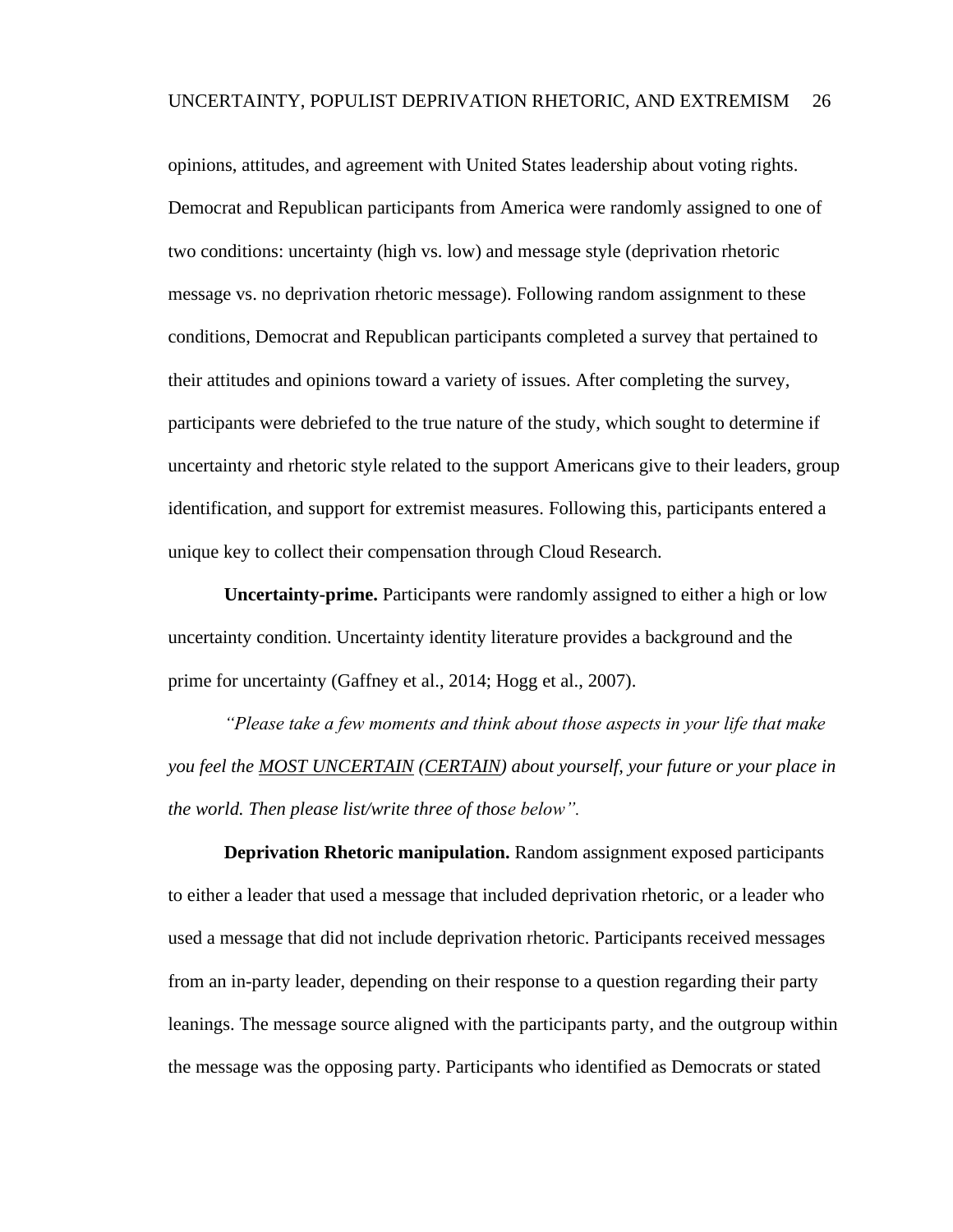opinions, attitudes, and agreement with United States leadership about voting rights. Democrat and Republican participants from America were randomly assigned to one of two conditions: uncertainty (high vs. low) and message style (deprivation rhetoric message vs. no deprivation rhetoric message). Following random assignment to these conditions, Democrat and Republican participants completed a survey that pertained to their attitudes and opinions toward a variety of issues. After completing the survey, participants were debriefed to the true nature of the study, which sought to determine if uncertainty and rhetoric style related to the support Americans give to their leaders, group identification, and support for extremist measures. Following this, participants entered a unique key to collect their compensation through Cloud Research.

**Uncertainty-prime.** Participants were randomly assigned to either a high or low uncertainty condition. Uncertainty identity literature provides a background and the prime for uncertainty (Gaffney et al., 2014; Hogg et al., 2007).

*"Please take a few moments and think about those aspects in your life that make you feel the <u>MOST UNCERTAIN</u> (<u>CERTAIN</u>) about yourself, your future or your place in the world. Then please list/write three of those below".*

**Deprivation Rhetoric manipulation.** Random assignment exposed participants to either a leader that used a message that included deprivation rhetoric, or a leader who used a message that did not include deprivation rhetoric. Participants received messages from an in-party leader, depending on their response to a question regarding their party leanings. The message source aligned with the participants party, and the outgroup within the message was the opposing party. Participants who identified as Democrats or stated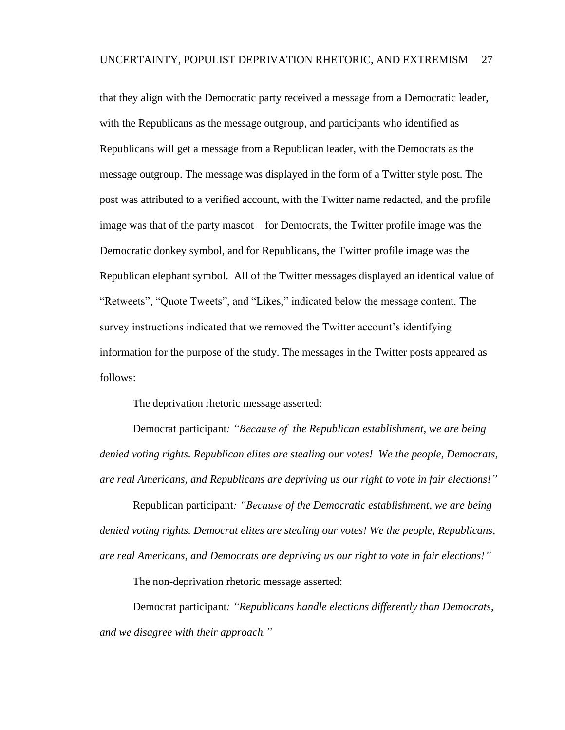that they align with the Democratic party received a message from a Democratic leader, with the Republicans as the message outgroup, and participants who identified as Republicans will get a message from a Republican leader, with the Democrats as the message outgroup. The message was displayed in the form of a Twitter style post. The post was attributed to a verified account, with the Twitter name redacted, and the profile image was that of the party mascot – for Democrats, the Twitter profile image was the Democratic donkey symbol, and for Republicans, the Twitter profile image was the Republican elephant symbol. All of the Twitter messages displayed an identical value of "Retweets", "Quote Tweets", and "Likes," indicated below the message content. The survey instructions indicated that we removed the Twitter account's identifying information for the purpose of the study. The messages in the Twitter posts appeared as follows:

The deprivation rhetoric message asserted:

Democrat participant*: "Because of the Republican establishment, we are being denied voting rights. Republican elites are stealing our votes! We the people, Democrats, are real Americans, and Republicans are depriving us our right to vote in fair elections!"*

Republican participant*: "Because of the Democratic establishment, we are being denied voting rights. Democrat elites are stealing our votes! We the people, Republicans, are real Americans, and Democrats are depriving us our right to vote in fair elections!"*

The non-deprivation rhetoric message asserted:

Democrat participant*: "Republicans handle elections differently than Democrats, and we disagree with their approach."*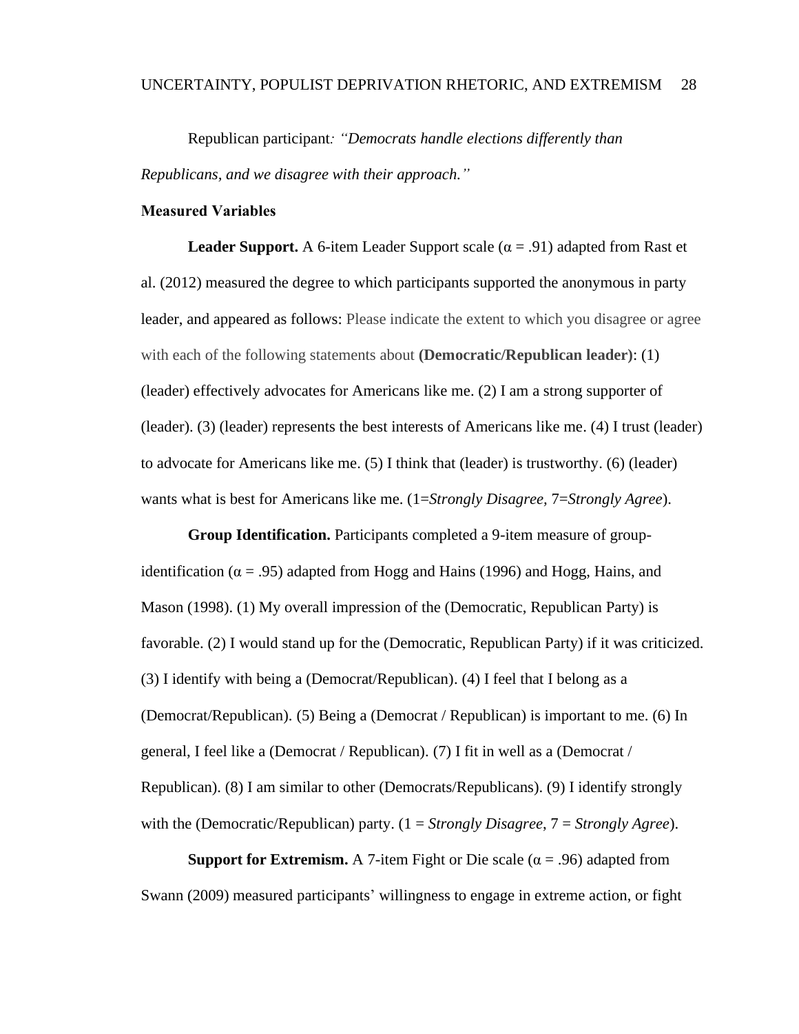Republican participant*: "Democrats handle elections differently than Republicans, and we disagree with their approach."*

**Measured Variables**

**Leader Support.** A 6-item Leader Support scale ($\alpha$ = .91) adapted from Rast et al. (2012) measured the degree to which participants supported the anonymous in party leader, and appeared as follows: Please indicate the extent to which you disagree or agree with each of the following statements about **(Democratic/Republican leader)**: (1) (leader) effectively advocates for Americans like me. (2) I am a strong supporter of (leader). (3) (leader) represents the best interests of Americans like me. (4) I trust (leader) to advocate for Americans like me. (5) I think that (leader) is trustworthy. (6) (leader) wants what is best for Americans like me. (1=*Strongly Disagree,* 7=*Strongly Agree*).

**Group Identification.** Participants completed a 9-item measure of group-identification ($\alpha$ = .95) adapted from Hogg and Hains (1996) and Hogg, Hains, and Mason (1998). (1) My overall impression of the (Democratic, Republican Party) is favorable. (2) I would stand up for the (Democratic, Republican Party) if it was criticized. (3) I identify with being a (Democrat/Republican). (4) I feel that I belong as a (Democrat/Republican). (5) Being a (Democrat / Republican) is important to me. (6) In general, I feel like a (Democrat / Republican). (7) I fit in well as a (Democrat / Republican). (8) I am similar to other (Democrats/Republicans). (9) I identify strongly with the (Democratic/Republican) party. (1 = *Strongly Disagree*, 7 = *Strongly Agree*).

**Support for Extremism.** A 7-item Fight or Die scale ($\alpha$ = .96) adapted from Swann (2009) measured participants' willingness to engage in extreme action, or fight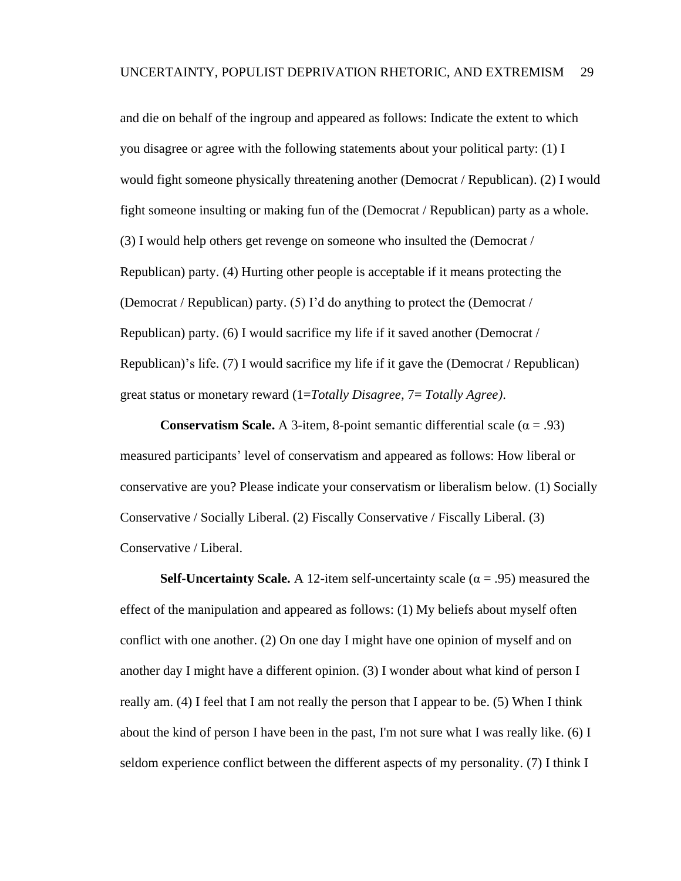and die on behalf of the ingroup and appeared as follows: Indicate the extent to which you disagree or agree with the following statements about your political party: (1) I would fight someone physically threatening another (Democrat / Republican). (2) I would fight someone insulting or making fun of the (Democrat / Republican) party as a whole. (3) I would help others get revenge on someone who insulted the (Democrat / Republican) party. (4) Hurting other people is acceptable if it means protecting the (Democrat / Republican) party. (5) I'd do anything to protect the (Democrat / Republican) party. (6) I would sacrifice my life if it saved another (Democrat / Republican)'s life. (7) I would sacrifice my life if it gave the (Democrat / Republican) great status or monetary reward (1=*Totally Disagree*, 7= *Totally Agree)*.

**Conservatism Scale.** A 3-item, 8-point semantic differential scale ($\alpha = .93$) measured participants' level of conservatism and appeared as follows: How liberal or conservative are you? Please indicate your conservatism or liberalism below. (1) Socially Conservative / Socially Liberal. (2) Fiscally Conservative / Fiscally Liberal. (3) Conservative / Liberal.

**Self-Uncertainty Scale.** A 12-item self-uncertainty scale ($\alpha = .95$) measured the effect of the manipulation and appeared as follows: (1) My beliefs about myself often conflict with one another. (2) On one day I might have one opinion of myself and on another day I might have a different opinion. (3) I wonder about what kind of person I really am. (4) I feel that I am not really the person that I appear to be. (5) When I think about the kind of person I have been in the past, I'm not sure what I was really like. (6) I seldom experience conflict between the different aspects of my personality. (7) I think I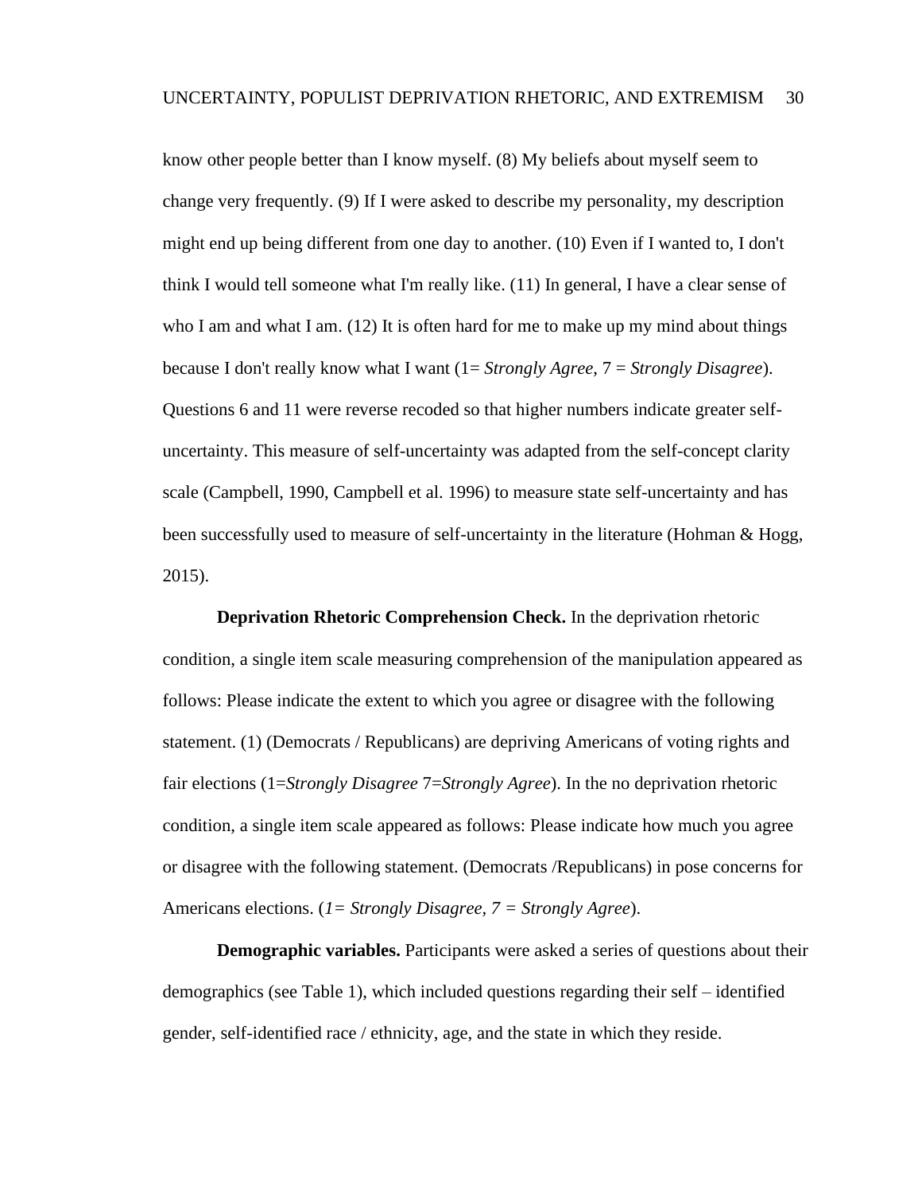know other people better than I know myself. (8) My beliefs about myself seem to change very frequently. (9) If I were asked to describe my personality, my description might end up being different from one day to another. (10) Even if I wanted to, I don't think I would tell someone what I'm really like. (11) In general, I have a clear sense of who I am and what I am. (12) It is often hard for me to make up my mind about things because I don't really know what I want (1= *Strongly Agree*, 7 = *Strongly Disagree*). Questions 6 and 11 were reverse recoded so that higher numbers indicate greater self-uncertainty. This measure of self-uncertainty was adapted from the self-concept clarity scale (Campbell, 1990, Campbell et al. 1996) to measure state self-uncertainty and has been successfully used to measure of self-uncertainty in the literature (Hohman & Hogg, 2015).

**Deprivation Rhetoric Comprehension Check.** In the deprivation rhetoric condition, a single item scale measuring comprehension of the manipulation appeared as follows: Please indicate the extent to which you agree or disagree with the following statement. (1) (Democrats / Republicans) are depriving Americans of voting rights and fair elections (1=*Strongly Disagree* 7=*Strongly Agree*). In the no deprivation rhetoric condition, a single item scale appeared as follows: Please indicate how much you agree or disagree with the following statement. (Democrats /Republicans) in pose concerns for Americans elections. (*1= Strongly Disagree, 7 = Strongly Agree*).

**Demographic variables.** Participants were asked a series of questions about their demographics (see Table 1), which included questions regarding their self – identified gender, self-identified race / ethnicity, age, and the state in which they reside.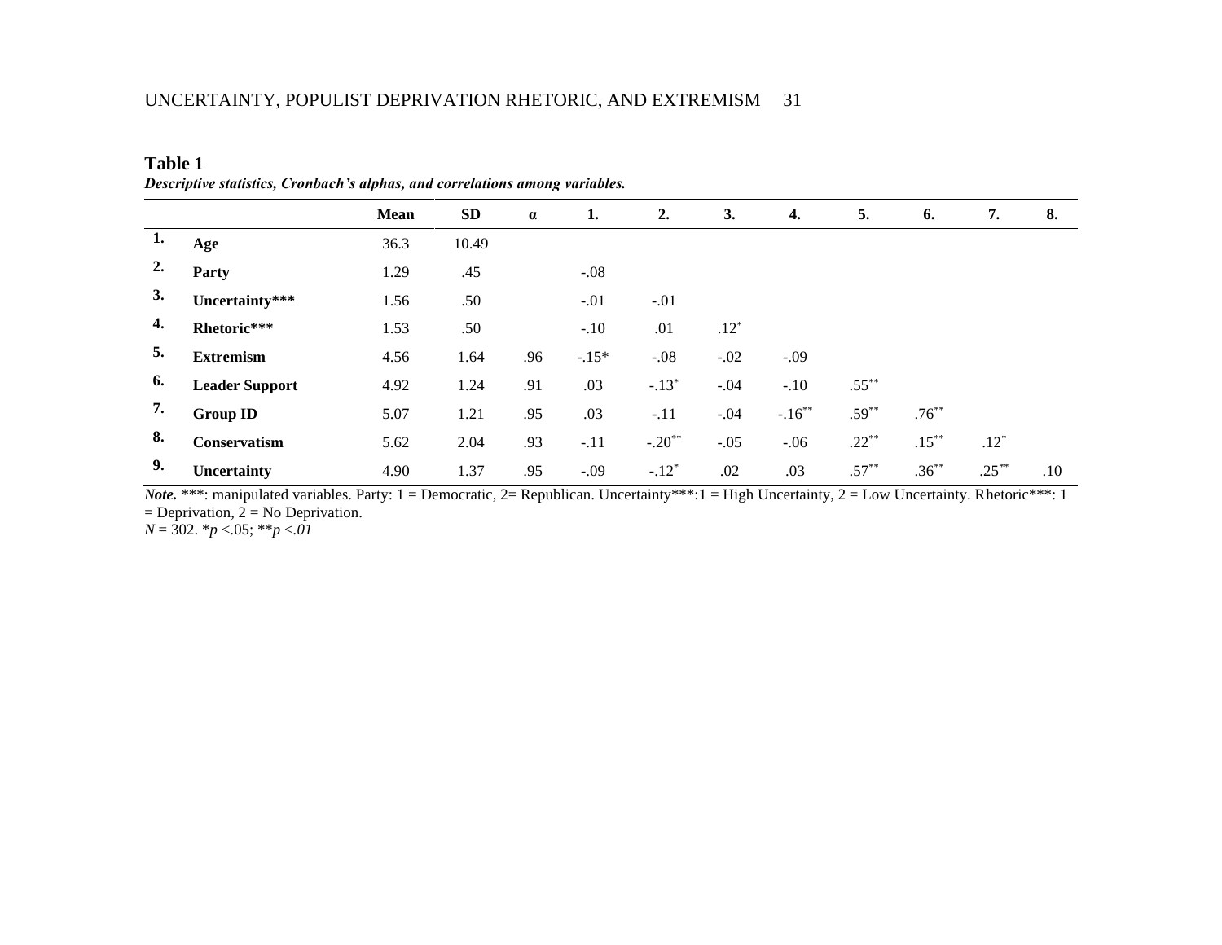**Table 1**

***Descriptive statistics, Cronbach's alphas, and correlations among variables.***

| | | Mean | SD | α | 1. | 2. | 3. | 4. | 5. | 6. | 7. | 8. |
|---|---|---|---|---|---|---|---|---|---|---|---|---|
| 1. | **Age** | 36.3 | 10.49 | | | | | | | | | |
| 2. | **Party** | 1.29 | .45 | | -.08 | | | | | | | |
| 3. | **Uncertainty*** ** | 1.56 | .50 | | -.01 | -.01 | | | | | | |
| 4. | **Rhetoric*** ** | 1.53 | .50 | | -.10 | .01 | .12* | | | | | |
| 5. | **Extremism** | 4.56 | 1.64 | .96 | -.15* | -.08 | -.02 | -.09 | | | | |
| 6. | **Leader Support** | 4.92 | 1.24 | .91 | .03 | -.13* | -.04 | -.10 | .55** | | | |
| 7. | **Group ID** | 5.07 | 1.21 | .95 | .03 | -.11 | -.04 | -.16** | .59** | .76** | | |
| 8. | **Conservatism** | 5.62 | 2.04 | .93 | -.11 | -.20** | -.05 | -.06 | .22** | .15** | .12* | |
| 9. | **Uncertainty** | 4.90 | 1.37 | .95 | -.09 | -.12* | .02 | .03 | .57** | .36** | .25** | .10 |

***Note.*** ***: manipulated variables. Party: 1 = Democratic, 2= Republican. Uncertainty***:1 = High Uncertainty, 2 = Low Uncertainty. Rhetoric***: 1 = Deprivation, 2 = No Deprivation.

*N* = 302. \**p* <.05; \*\**p* <.*01*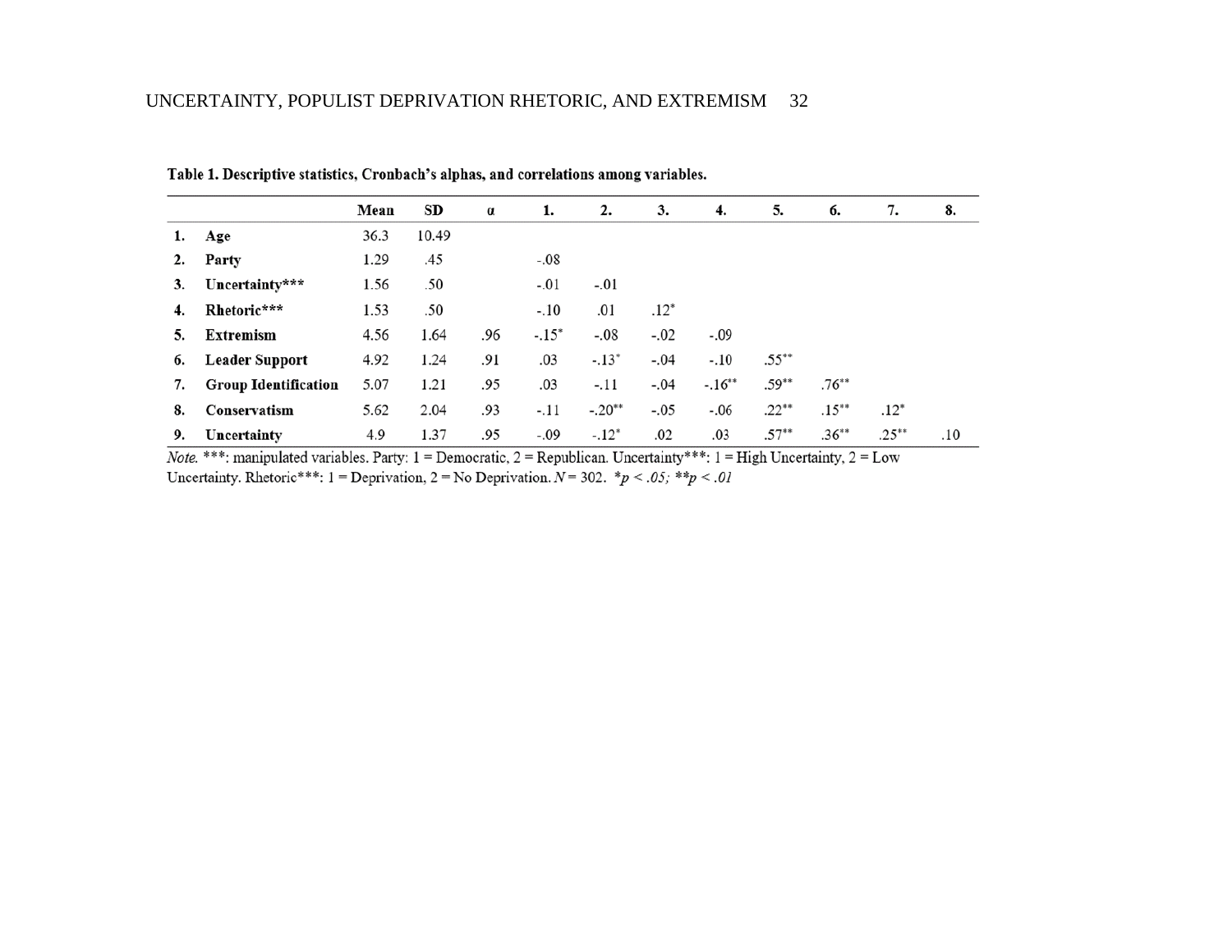**Table 1. Descriptive statistics, Cronbach's alphas, and correlations among variables.**

| | | Mean | SD | α | 1. | 2. | 3. | 4. | 5. | 6. | 7. | 8. |
|---|---|---|---|---|---|---|---|---|---|---|---|---|
| **1.** | **Age** | 36.3 | 10.49 | | | | | | | | | |
| **2.** | **Party** | 1.29 | .45 | | -.08 | | | | | | | |
| **3.** | **Uncertainty*****| 1.56 | .50 | | -.01 | -.01 | | | | | | |
| **4.** | **Rhetoric***** | 1.53 | .50 | | -.10 | .01 | .12* | | | | | |
| **5.** | **Extremism** | 4.56 | 1.64 | .96 | -.15* | -.08 | -.02 | -.09 | | | | |
| **6.** | **Leader Support** | 4.92 | 1.24 | .91 | .03 | -.13* | -.04 | -.10 | .55** | | | |
| **7.** | **Group Identification** | 5.07 | 1.21 | .95 | .03 | -.11 | -.04 | -.16** | .59** | .76** | | |
| **8.** | **Conservatism** | 5.62 | 2.04 | .93 | -.11 | -.20** | -.05 | -.06 | .22** | .15** | .12* | |
| **9.** | **Uncertainty** | 4.9 | 1.37 | .95 | -.09 | -.12* | .02 | .03 | .57** | .36** | .25** | .10 |

*Note.* ***: manipulated variables. Party: 1 = Democratic, 2 = Republican. Uncertainty***: 1 = High Uncertainty, 2 = Low Uncertainty. Rhetoric***: 1 = Deprivation, 2 = No Deprivation. $N = 302$. $*p < .05$; $**p < .01$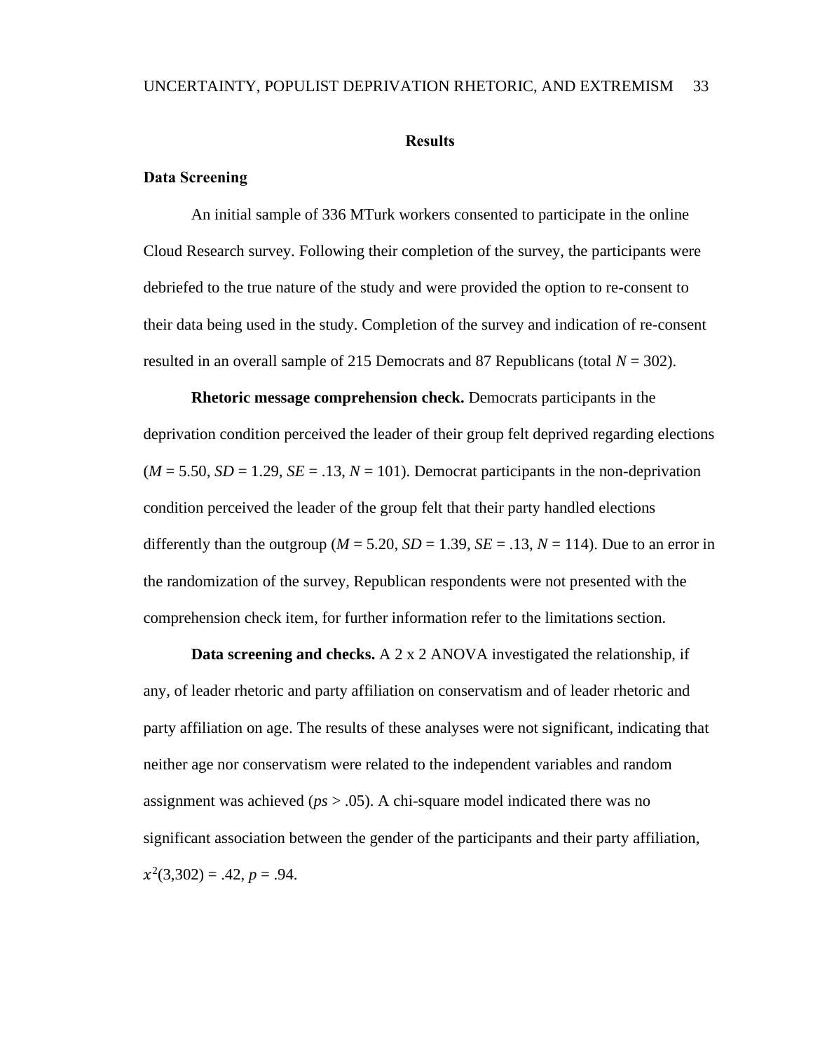# Results

## Data Screening

An initial sample of 336 MTurk workers consented to participate in the online Cloud Research survey. Following their completion of the survey, the participants were debriefed to the true nature of the study and were provided the option to re-consent to their data being used in the study. Completion of the survey and indication of re-consent resulted in an overall sample of 215 Democrats and 87 Republicans (total *N* = 302).

**Rhetoric message comprehension check.** Democrats participants in the deprivation condition perceived the leader of their group felt deprived regarding elections (*M* = 5.50, *SD* = 1.29, *SE* = .13, *N* = 101). Democrat participants in the non-deprivation condition perceived the leader of the group felt that their party handled elections differently than the outgroup (*M* = 5.20, *SD* = 1.39, *SE* = .13, *N* = 114). Due to an error in the randomization of the survey, Republican respondents were not presented with the comprehension check item, for further information refer to the limitations section.

**Data screening and checks.** A 2 x 2 ANOVA investigated the relationship, if any, of leader rhetoric and party affiliation on conservatism and of leader rhetoric and party affiliation on age. The results of these analyses were not significant, indicating that neither age nor conservatism were related to the independent variables and random assignment was achieved (*ps* > .05). A chi-square model indicated there was no significant association between the gender of the participants and their party affiliation, $x^2(3,302) = .42$, $p = .94$.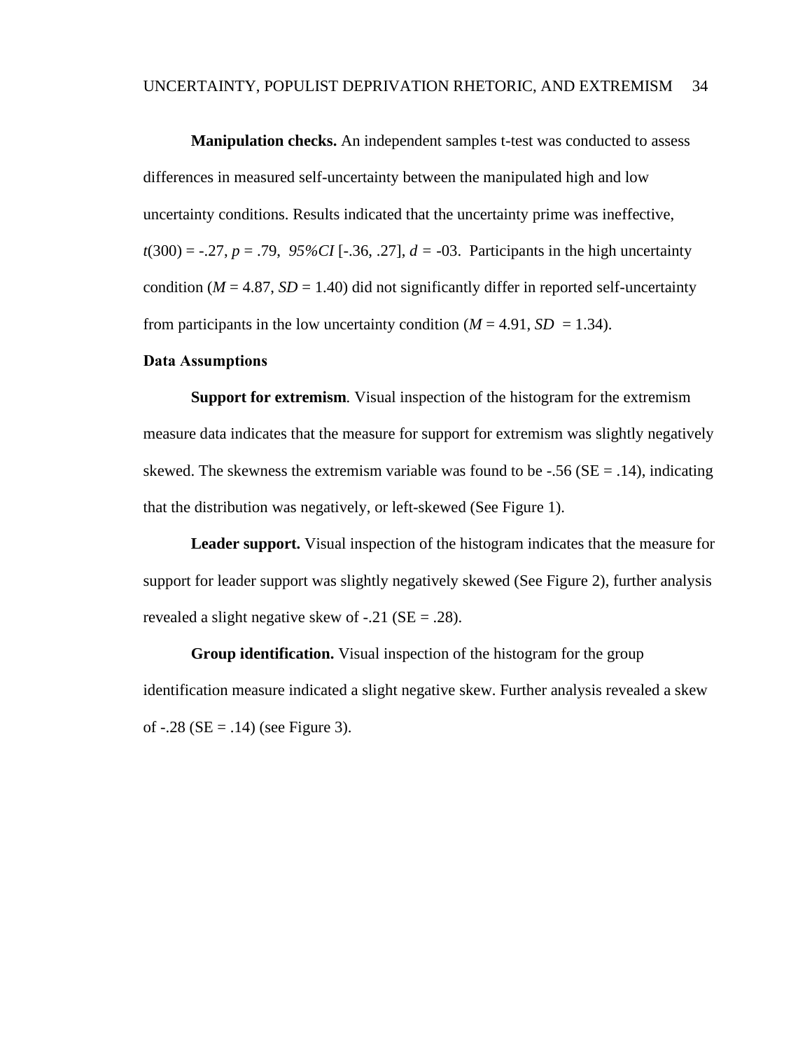**Manipulation checks.** An independent samples t-test was conducted to assess differences in measured self-uncertainty between the manipulated high and low uncertainty conditions. Results indicated that the uncertainty prime was ineffective, $t(300) = -.27$, $p = .79$, *95%CI* [-.36, .27], $d = -03$. Participants in the high uncertainty condition ($M = 4.87$, $SD = 1.40$) did not significantly differ in reported self-uncertainty from participants in the low uncertainty condition ($M = 4.91$, $SD = 1.34$).

### Data Assumptions

**Support for extremism**. Visual inspection of the histogram for the extremism measure data indicates that the measure for support for extremism was slightly negatively skewed. The skewness the extremism variable was found to be -.56 (SE = .14), indicating that the distribution was negatively, or left-skewed (See Figure 1).

**Leader support.** Visual inspection of the histogram indicates that the measure for support for leader support was slightly negatively skewed (See Figure 2), further analysis revealed a slight negative skew of -.21 (SE = .28).

**Group identification.** Visual inspection of the histogram for the group identification measure indicated a slight negative skew. Further analysis revealed a skew of -.28 (SE = .14) (see Figure 3).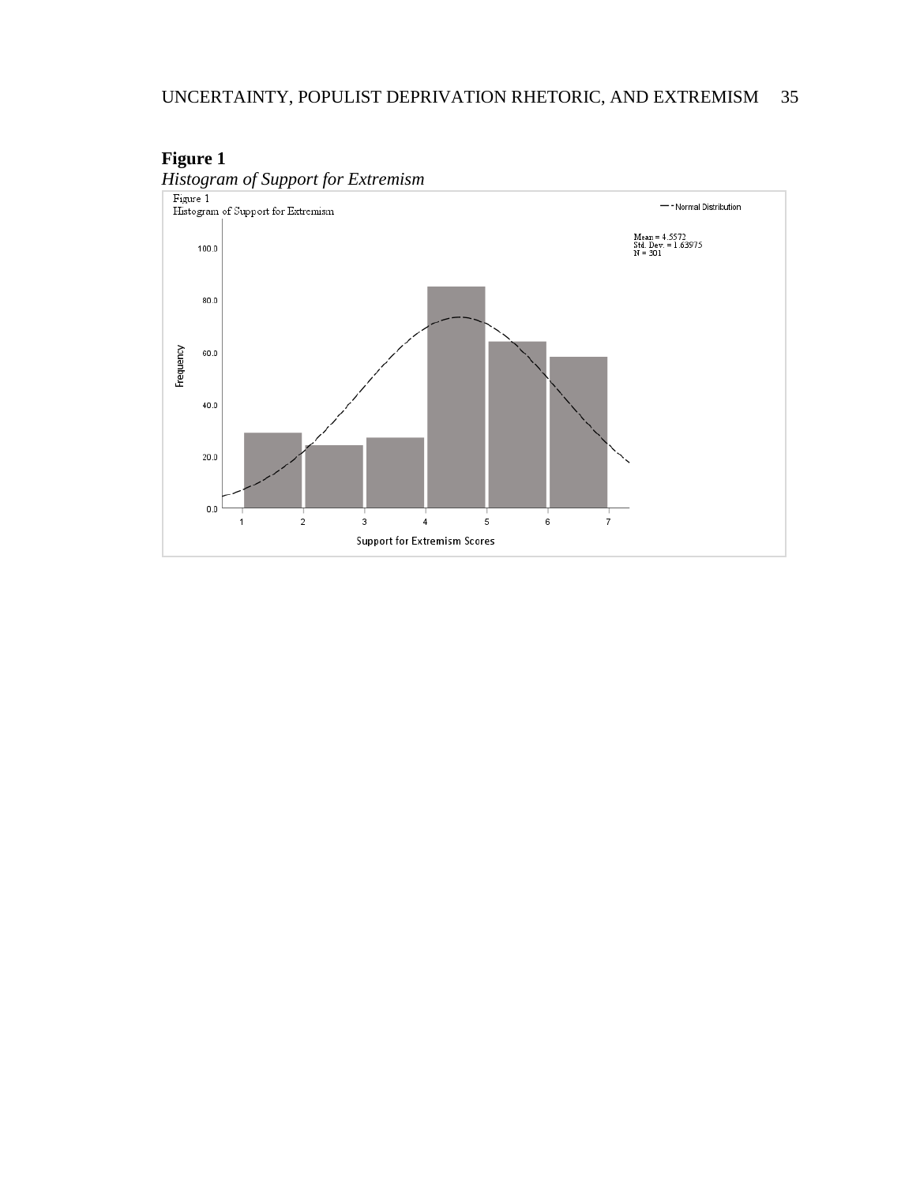**Figure 1**

*Histogram of Support for Extremism*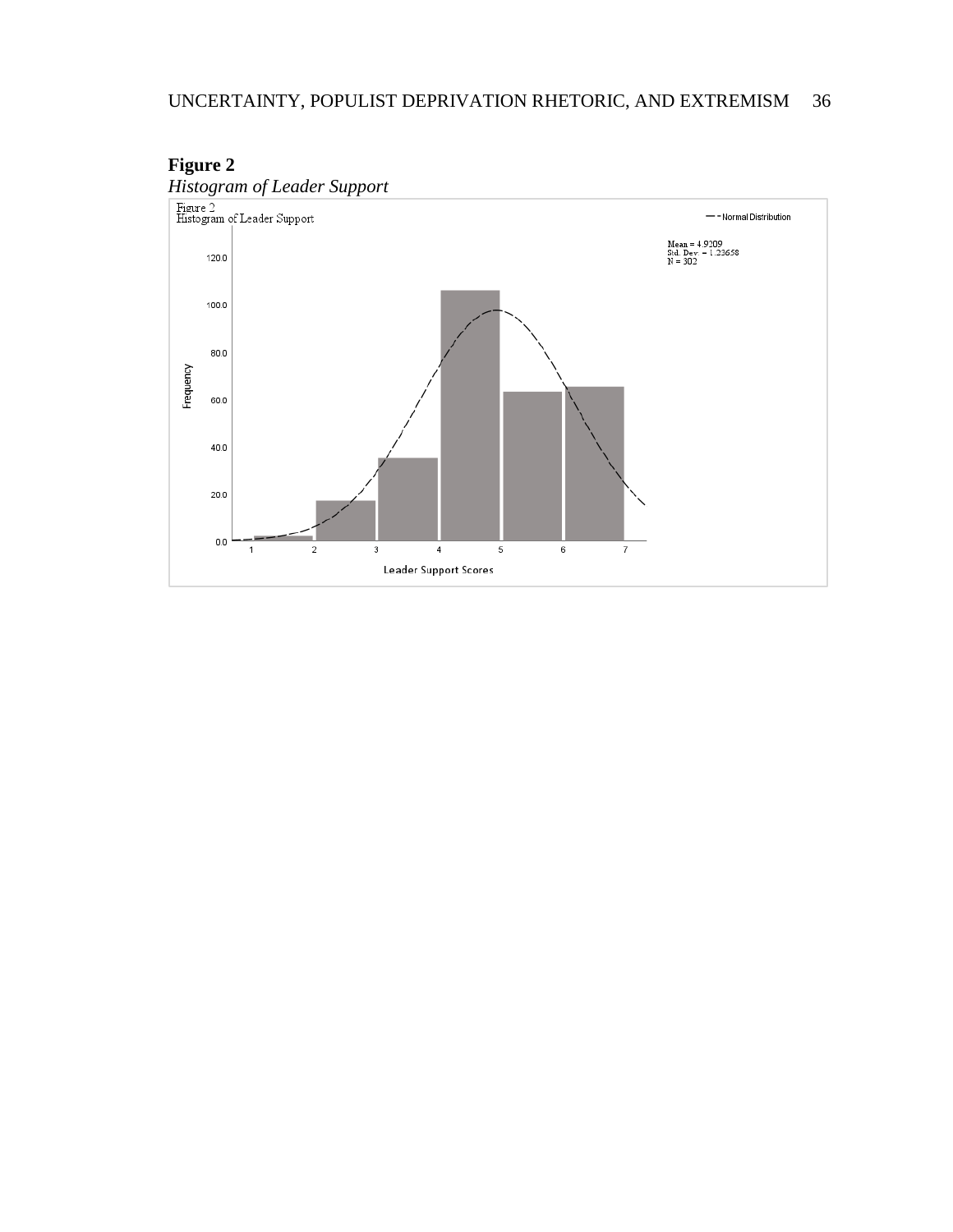**Figure 2**

*Histogram of Leader Support*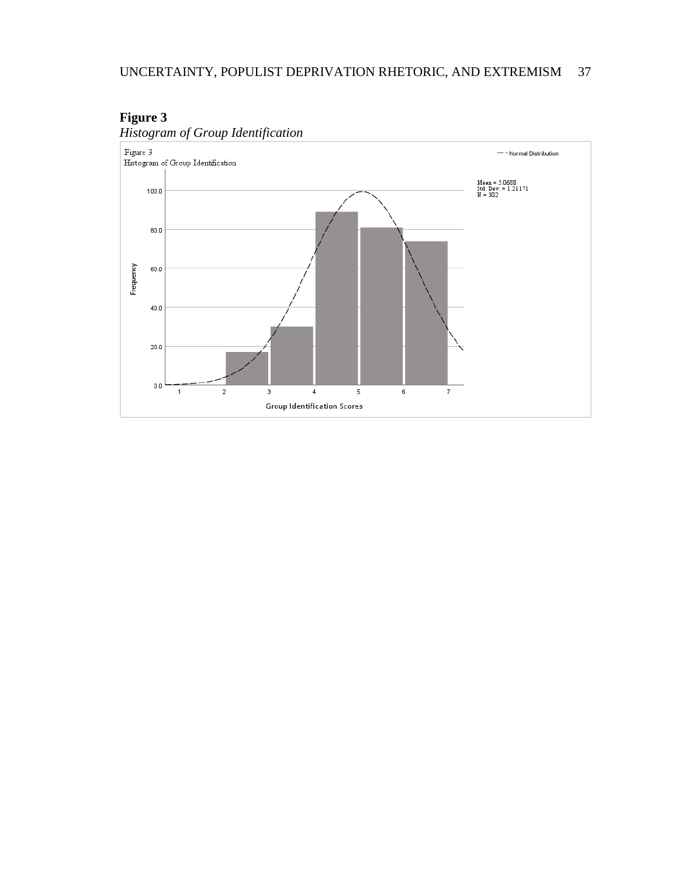**Figure 3**

*Histogram of Group Identification*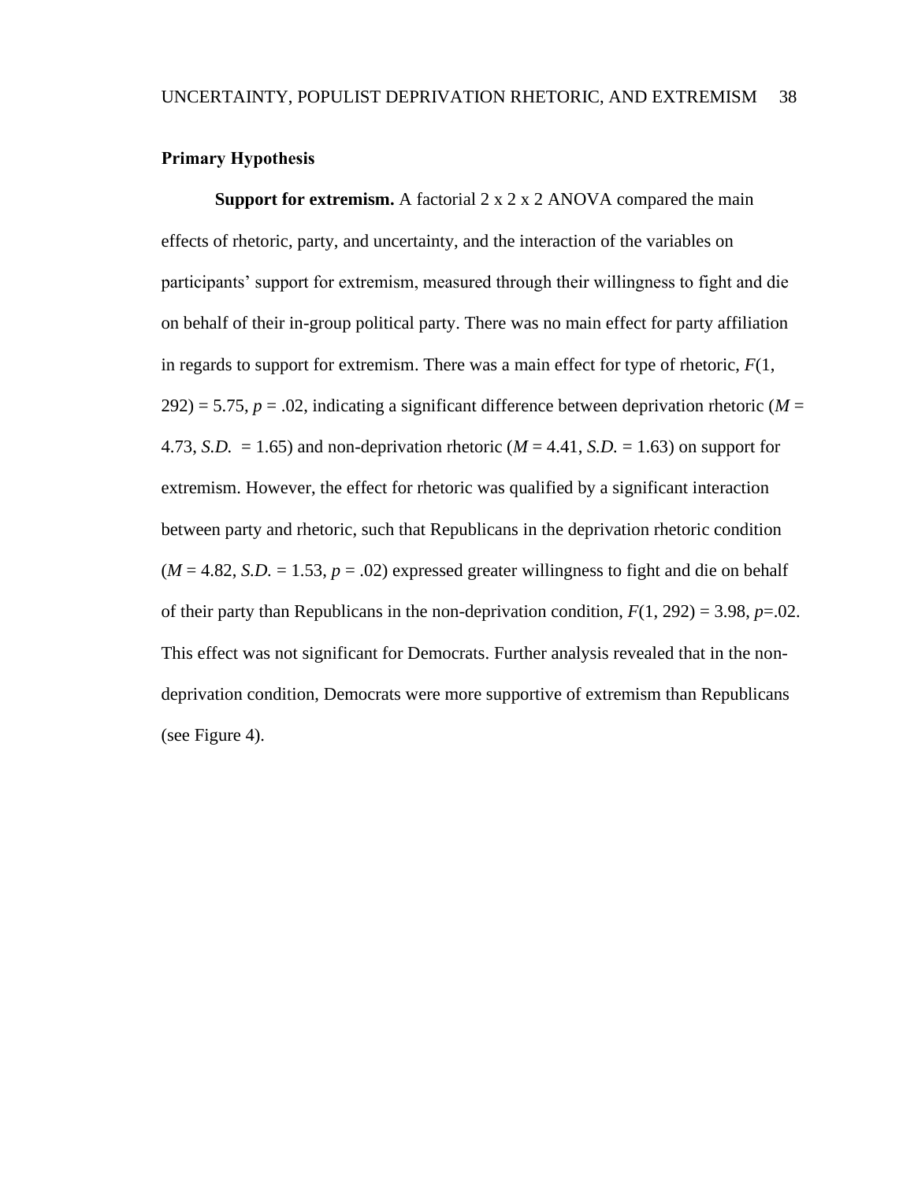## Primary Hypothesis

**Support for extremism.** A factorial 2 x 2 x 2 ANOVA compared the main effects of rhetoric, party, and uncertainty, and the interaction of the variables on participants' support for extremism, measured through their willingness to fight and die on behalf of their in-group political party. There was no main effect for party affiliation in regards to support for extremism. There was a main effect for type of rhetoric, $F(1, 292) = 5.75$, $p = .02$, indicating a significant difference between deprivation rhetoric ($M = 4.73$, *S.D.* $= 1.65$) and non-deprivation rhetoric ($M = 4.41$, *S.D.* $= 1.63$) on support for extremism. However, the effect for rhetoric was qualified by a significant interaction between party and rhetoric, such that Republicans in the deprivation rhetoric condition ($M = 4.82$, *S.D.* $= 1.53$, $p = .02$) expressed greater willingness to fight and die on behalf of their party than Republicans in the non-deprivation condition, $F(1, 292) = 3.98$, $p=.02$. This effect was not significant for Democrats. Further analysis revealed that in the non-deprivation condition, Democrats were more supportive of extremism than Republicans (see Figure 4).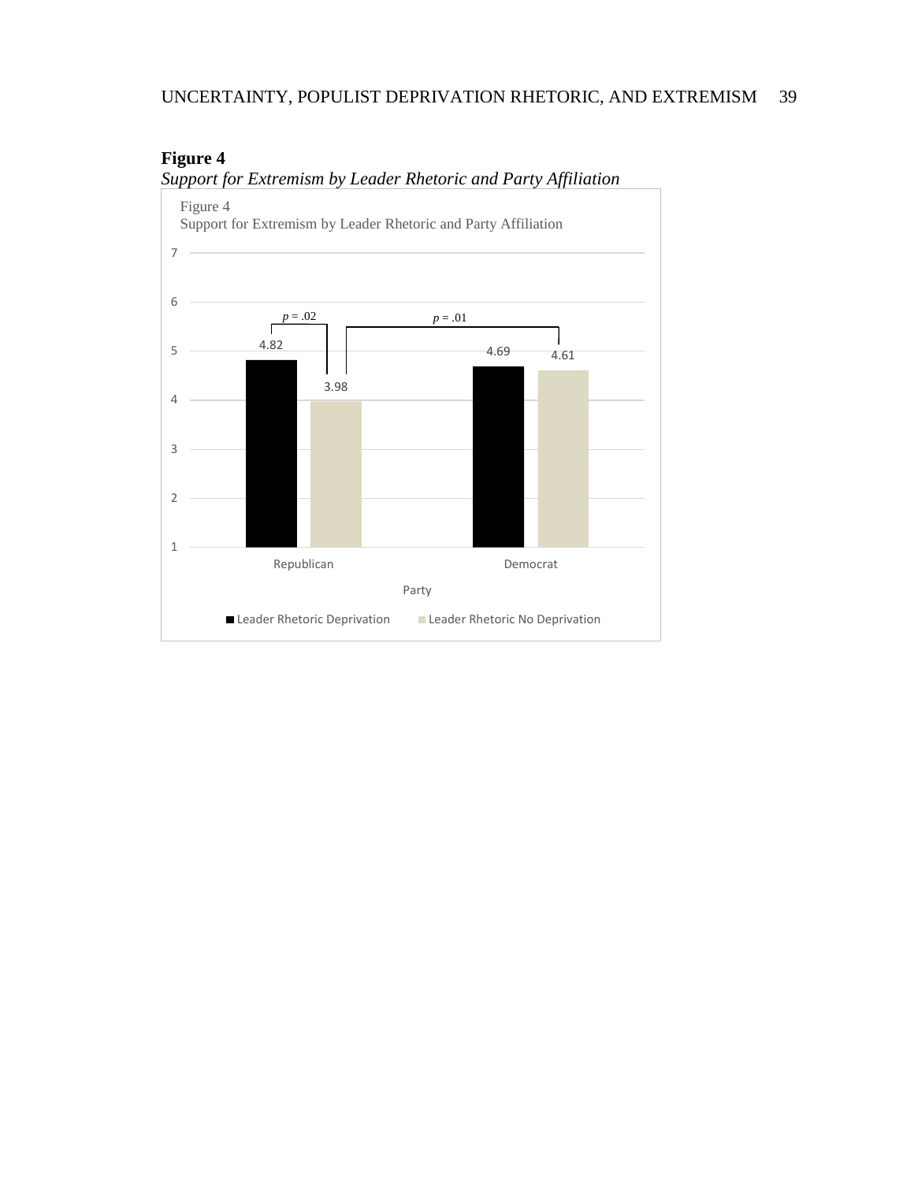**Figure 4**

*Support for Extremism by Leader Rhetoric and Party Affiliation*

Figure 4
Support for Extremism by Leader Rhetoric and Party Affiliation

| Party | Leader Rhetoric Deprivation | Leader Rhetoric No Deprivation |
|---|---|---|
| Republican | 4.82 | 3.98 |
| Democrat | 4.69 | 4.61 |

*p* = .02 (Republican: Leader Rhetoric Deprivation vs. Leader Rhetoric No Deprivation)

*p* = .01 (Leader Rhetoric No Deprivation: Republican vs. Democrat)

Party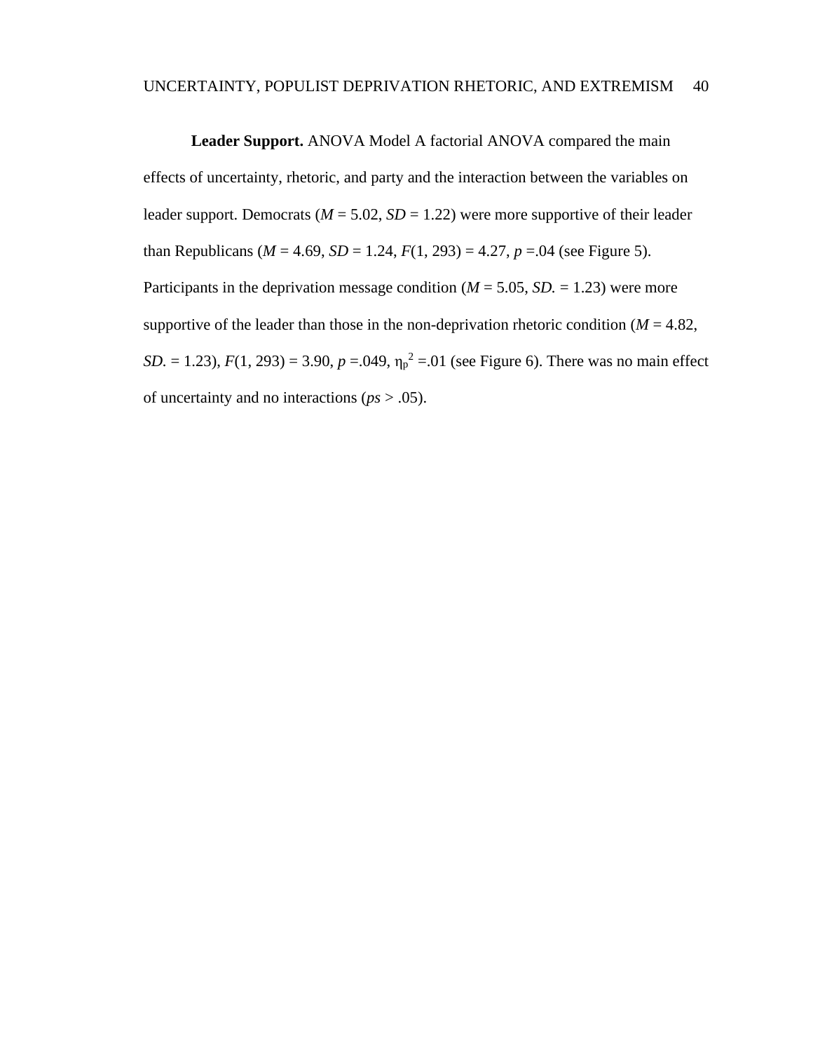**Leader Support.** ANOVA Model A factorial ANOVA compared the main effects of uncertainty, rhetoric, and party and the interaction between the variables on leader support. Democrats (*M* = 5.02, *SD* = 1.22) were more supportive of their leader than Republicans (*M* = 4.69, *SD* = 1.24, $F(1, 293) = 4.27$, $p = .04$ (see Figure 5). Participants in the deprivation message condition (*M* = 5.05, *SD.* = 1.23) were more supportive of the leader than those in the non-deprivation rhetoric condition (*M* = 4.82, *SD.* = 1.23), $F(1, 293) = 3.90$, $p = .049$, $\eta_p^2 = .01$ (see Figure 6). There was no main effect of uncertainty and no interactions (*ps* > .05).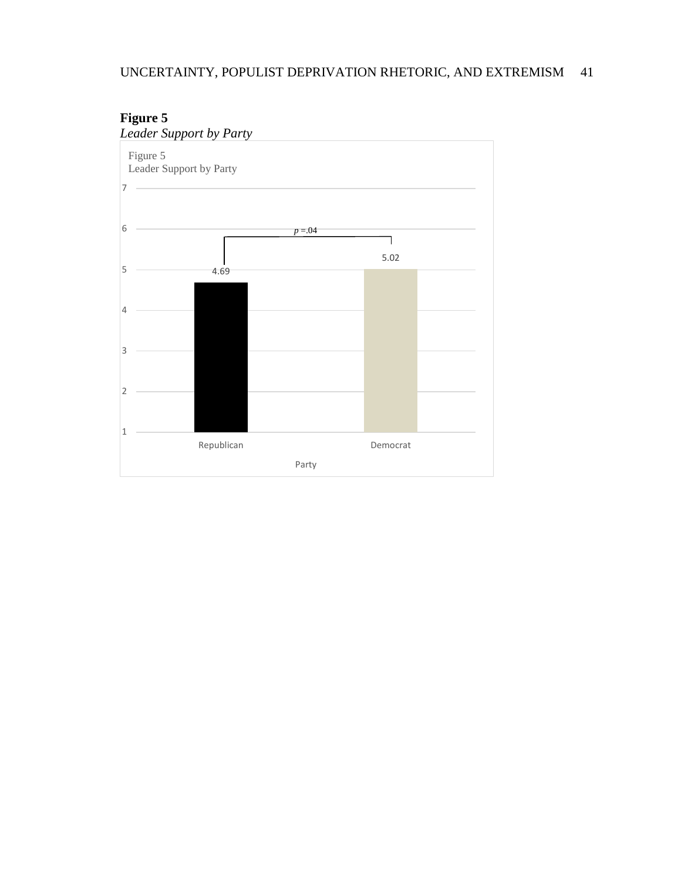**Figure 5**

*Leader Support by Party*

Figure 5
Leader Support by Party

| Party | Leader Support |
| --- | --- |
| Republican | 4.69 |
| Democrat | 5.02 |

*p* =.04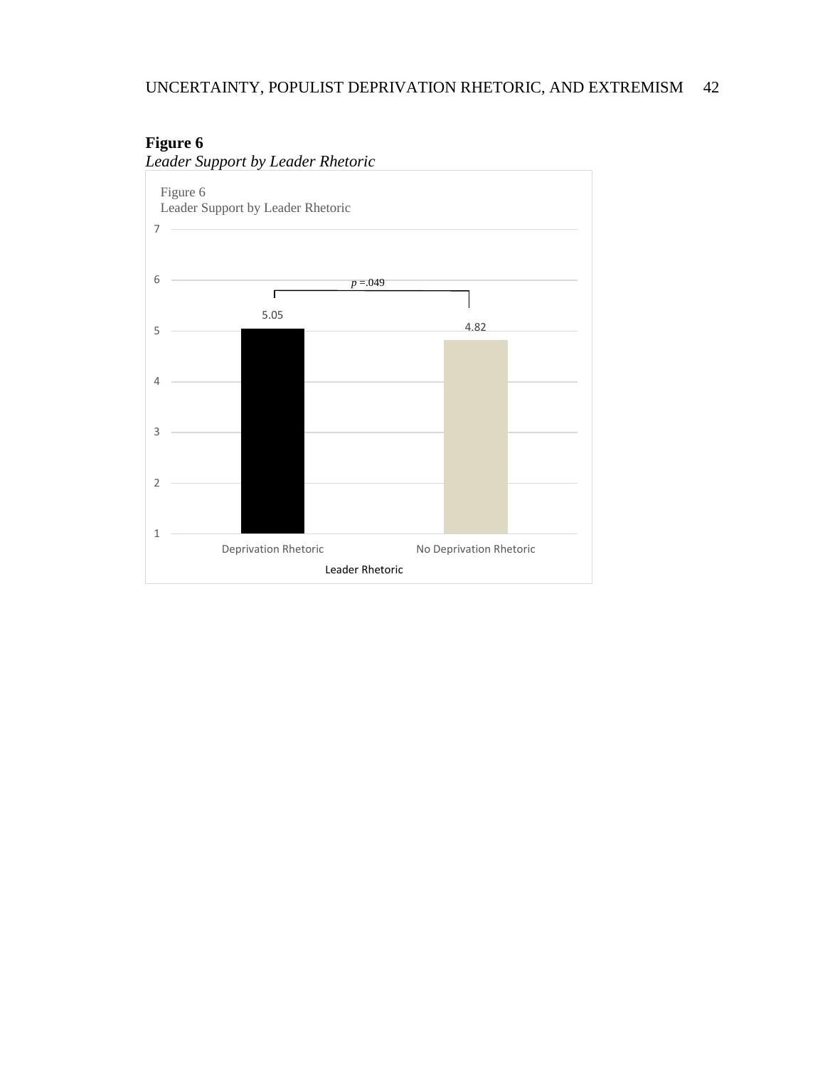**Figure 6**

*Leader Support by Leader Rhetoric*

Figure 6
Leader Support by Leader Rhetoric

| Leader Rhetoric | Leader Support |
|---|---|
| Deprivation Rhetoric | 5.05 |
| No Deprivation Rhetoric | 4.82 |

*p* =.049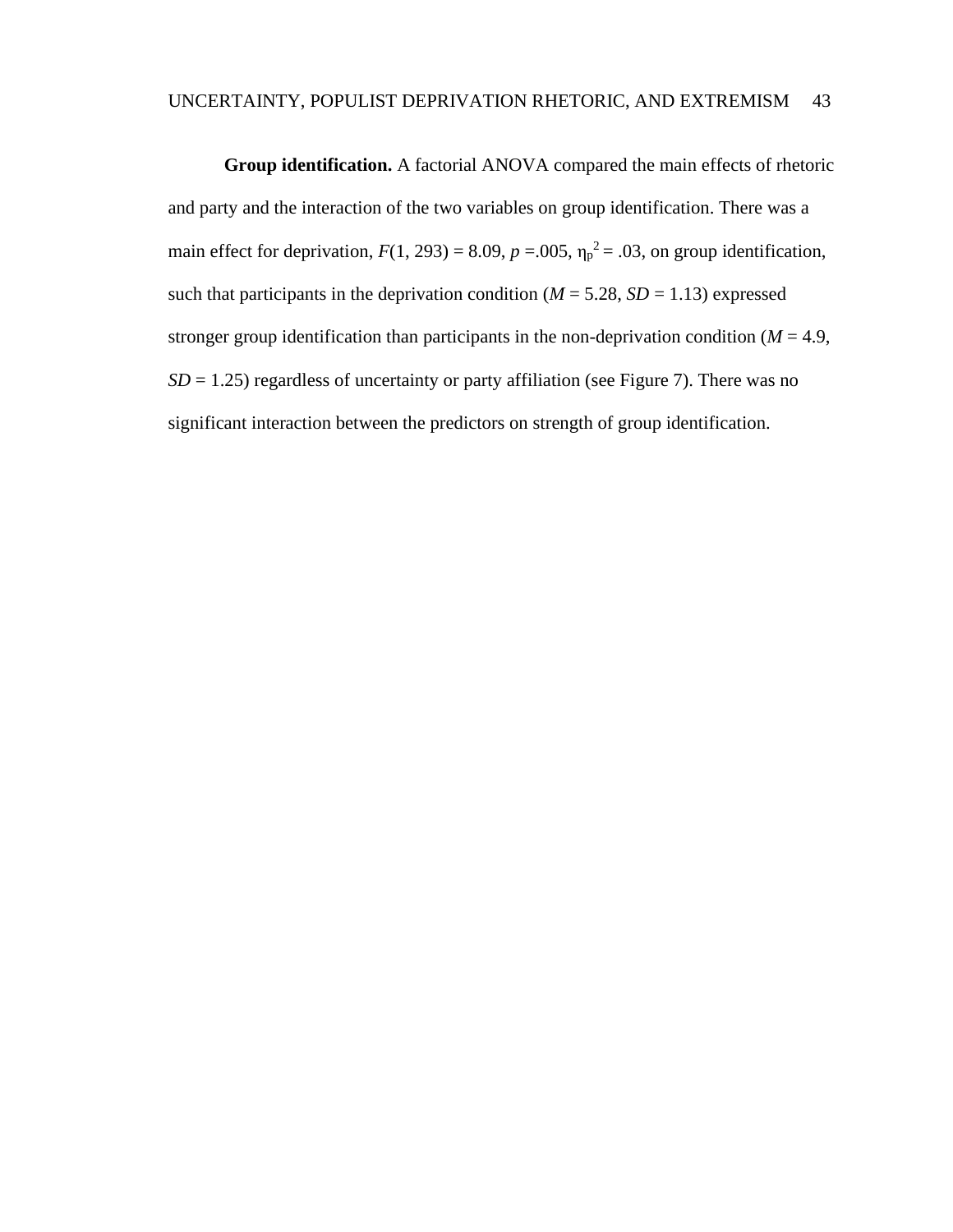**Group identification.** A factorial ANOVA compared the main effects of rhetoric and party and the interaction of the two variables on group identification. There was a main effect for deprivation, $F(1, 293) = 8.09$, $p = .005$, $\eta_p^2 = .03$, on group identification, such that participants in the deprivation condition ($M = 5.28$, $SD = 1.13$) expressed stronger group identification than participants in the non-deprivation condition ($M = 4.9$, $SD = 1.25$) regardless of uncertainty or party affiliation (see Figure 7). There was no significant interaction between the predictors on strength of group identification.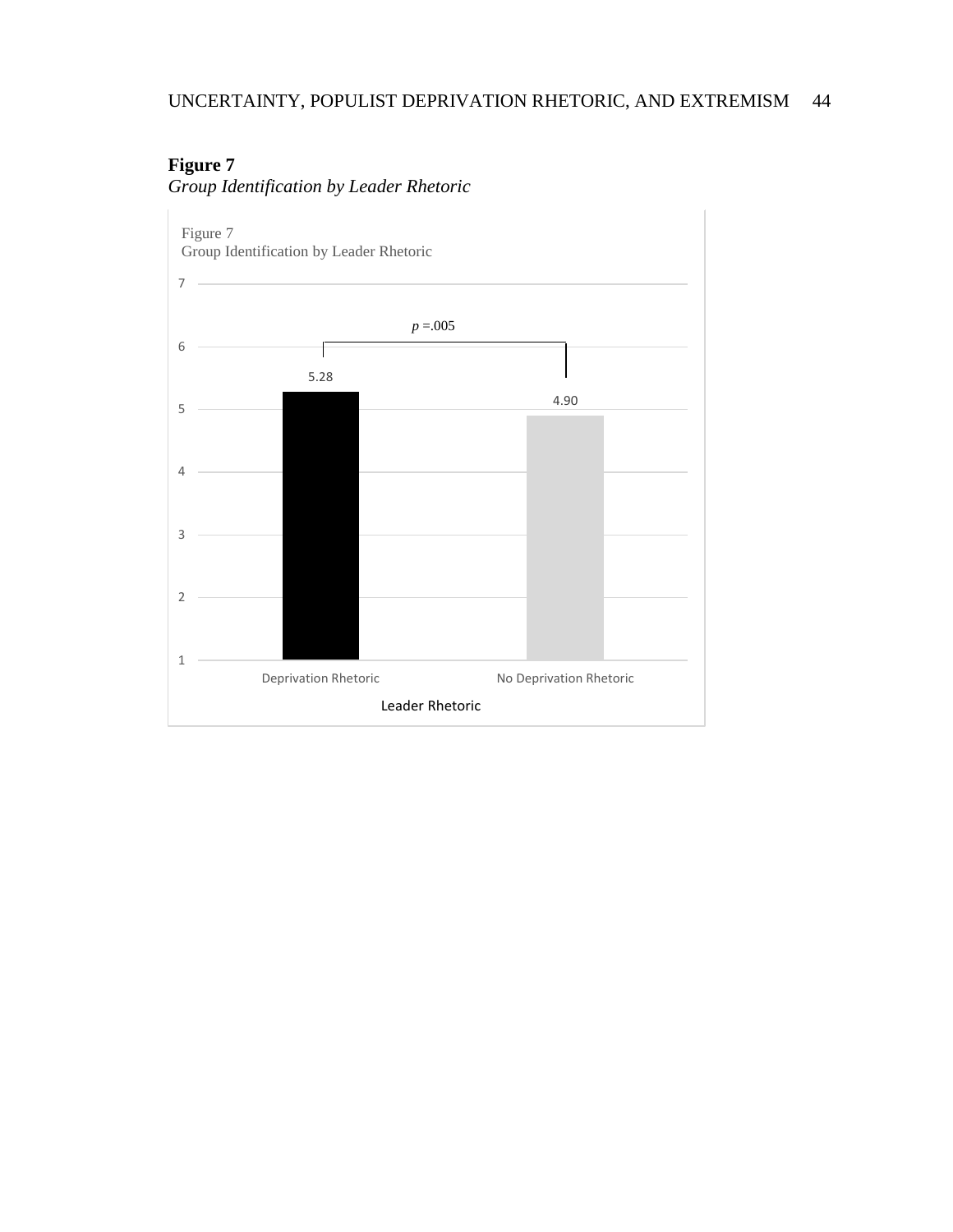**Figure 7**

*Group Identification by Leader Rhetoric*

Figure 7
Group Identification by Leader Rhetoric

| Leader Rhetoric | Group Identification |
|---|---|
| Deprivation Rhetoric | 5.28 |
| No Deprivation Rhetoric | 4.90 |

*p* =.005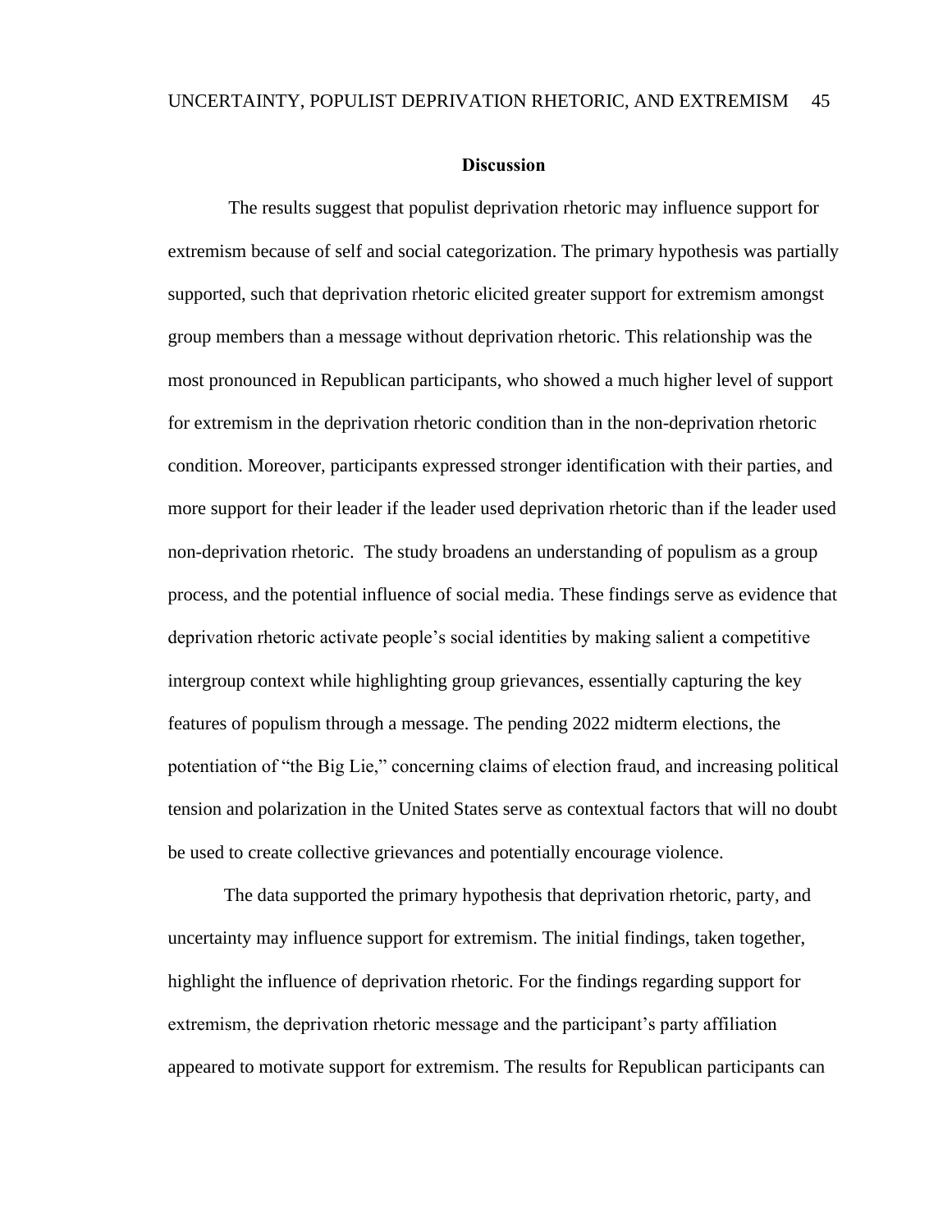## Discussion

The results suggest that populist deprivation rhetoric may influence support for extremism because of self and social categorization. The primary hypothesis was partially supported, such that deprivation rhetoric elicited greater support for extremism amongst group members than a message without deprivation rhetoric. This relationship was the most pronounced in Republican participants, who showed a much higher level of support for extremism in the deprivation rhetoric condition than in the non-deprivation rhetoric condition. Moreover, participants expressed stronger identification with their parties, and more support for their leader if the leader used deprivation rhetoric than if the leader used non-deprivation rhetoric. The study broadens an understanding of populism as a group process, and the potential influence of social media. These findings serve as evidence that deprivation rhetoric activate people's social identities by making salient a competitive intergroup context while highlighting group grievances, essentially capturing the key features of populism through a message. The pending 2022 midterm elections, the potentiation of "the Big Lie," concerning claims of election fraud, and increasing political tension and polarization in the United States serve as contextual factors that will no doubt be used to create collective grievances and potentially encourage violence.

The data supported the primary hypothesis that deprivation rhetoric, party, and uncertainty may influence support for extremism. The initial findings, taken together, highlight the influence of deprivation rhetoric. For the findings regarding support for extremism, the deprivation rhetoric message and the participant's party affiliation appeared to motivate support for extremism. The results for Republican participants can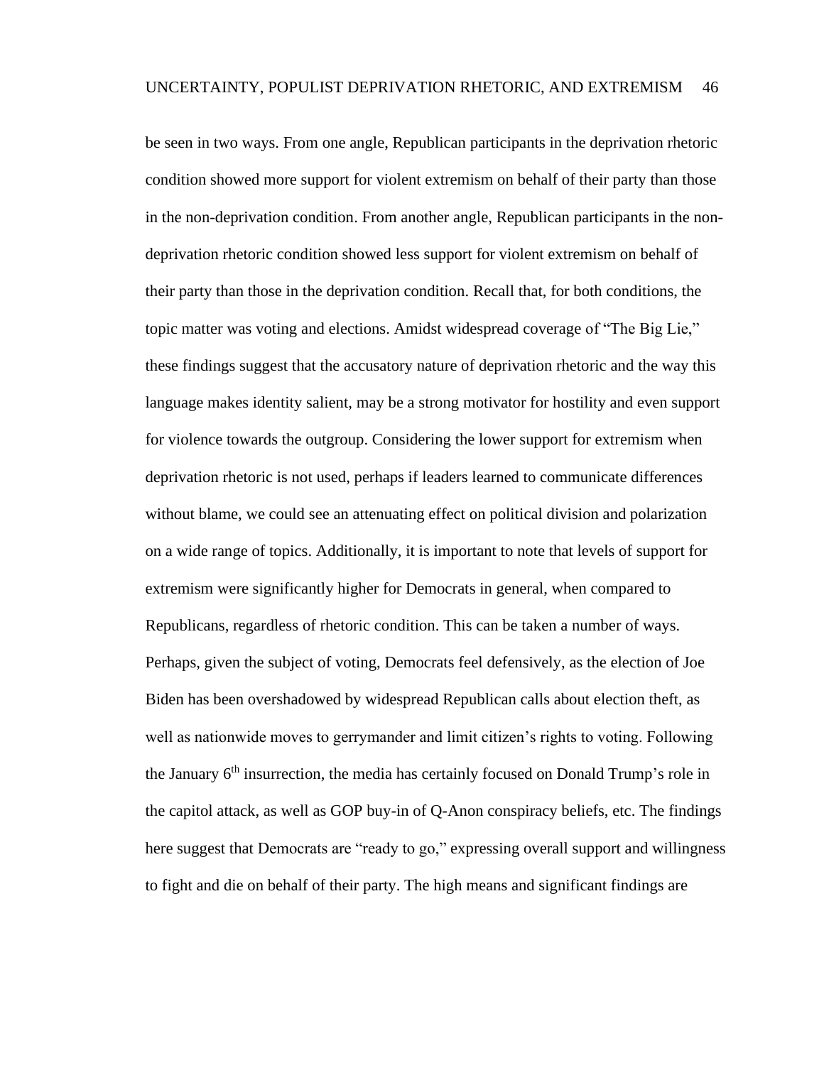be seen in two ways. From one angle, Republican participants in the deprivation rhetoric condition showed more support for violent extremism on behalf of their party than those in the non-deprivation condition. From another angle, Republican participants in the non-deprivation rhetoric condition showed less support for violent extremism on behalf of their party than those in the deprivation condition. Recall that, for both conditions, the topic matter was voting and elections. Amidst widespread coverage of "The Big Lie," these findings suggest that the accusatory nature of deprivation rhetoric and the way this language makes identity salient, may be a strong motivator for hostility and even support for violence towards the outgroup. Considering the lower support for extremism when deprivation rhetoric is not used, perhaps if leaders learned to communicate differences without blame, we could see an attenuating effect on political division and polarization on a wide range of topics. Additionally, it is important to note that levels of support for extremism were significantly higher for Democrats in general, when compared to Republicans, regardless of rhetoric condition. This can be taken a number of ways. Perhaps, given the subject of voting, Democrats feel defensively, as the election of Joe Biden has been overshadowed by widespread Republican calls about election theft, as well as nationwide moves to gerrymander and limit citizen's rights to voting. Following the January 6th insurrection, the media has certainly focused on Donald Trump's role in the capitol attack, as well as GOP buy-in of Q-Anon conspiracy beliefs, etc. The findings here suggest that Democrats are "ready to go," expressing overall support and willingness to fight and die on behalf of their party. The high means and significant findings are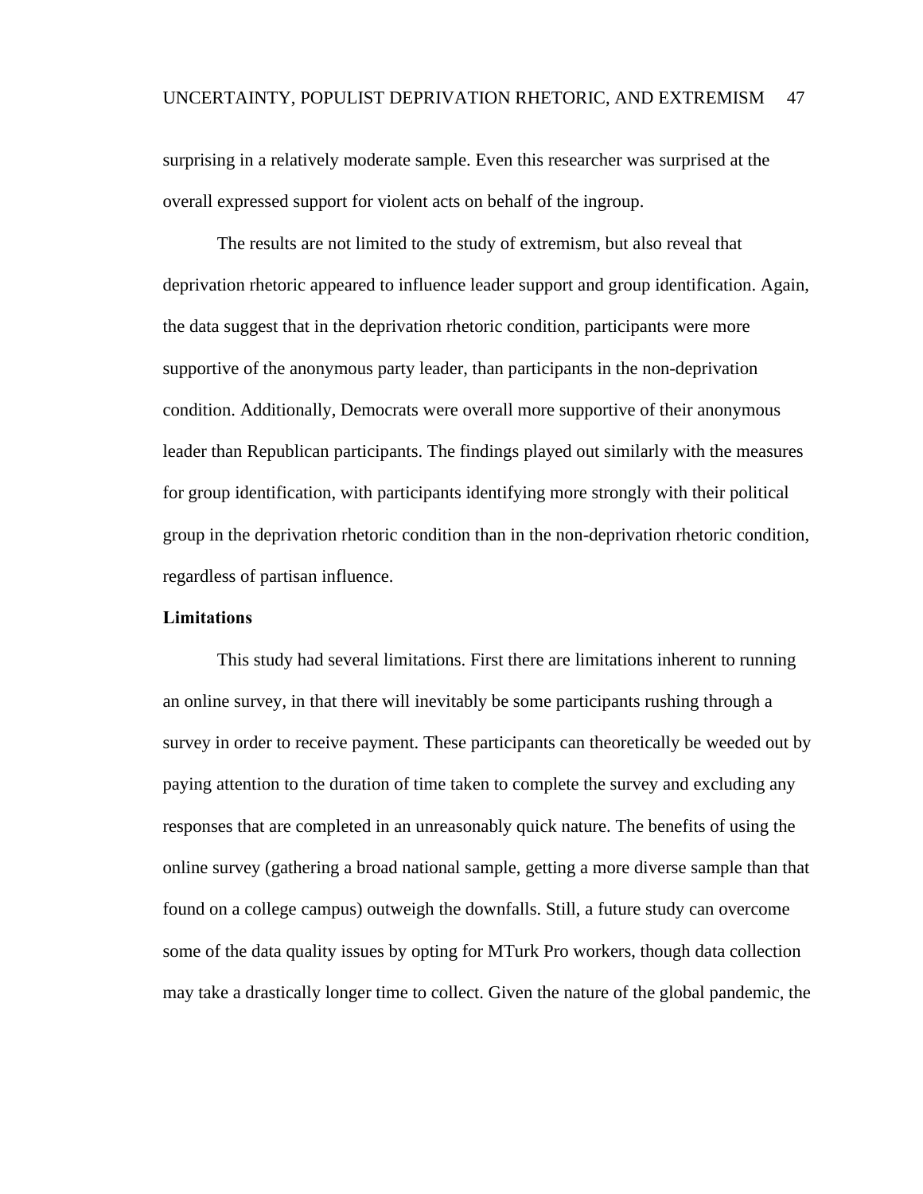surprising in a relatively moderate sample. Even this researcher was surprised at the overall expressed support for violent acts on behalf of the ingroup.

The results are not limited to the study of extremism, but also reveal that deprivation rhetoric appeared to influence leader support and group identification. Again, the data suggest that in the deprivation rhetoric condition, participants were more supportive of the anonymous party leader, than participants in the non-deprivation condition. Additionally, Democrats were overall more supportive of their anonymous leader than Republican participants. The findings played out similarly with the measures for group identification, with participants identifying more strongly with their political group in the deprivation rhetoric condition than in the non-deprivation rhetoric condition, regardless of partisan influence.

## Limitations

This study had several limitations. First there are limitations inherent to running an online survey, in that there will inevitably be some participants rushing through a survey in order to receive payment. These participants can theoretically be weeded out by paying attention to the duration of time taken to complete the survey and excluding any responses that are completed in an unreasonably quick nature. The benefits of using the online survey (gathering a broad national sample, getting a more diverse sample than that found on a college campus) outweigh the downfalls. Still, a future study can overcome some of the data quality issues by opting for MTurk Pro workers, though data collection may take a drastically longer time to collect. Given the nature of the global pandemic, the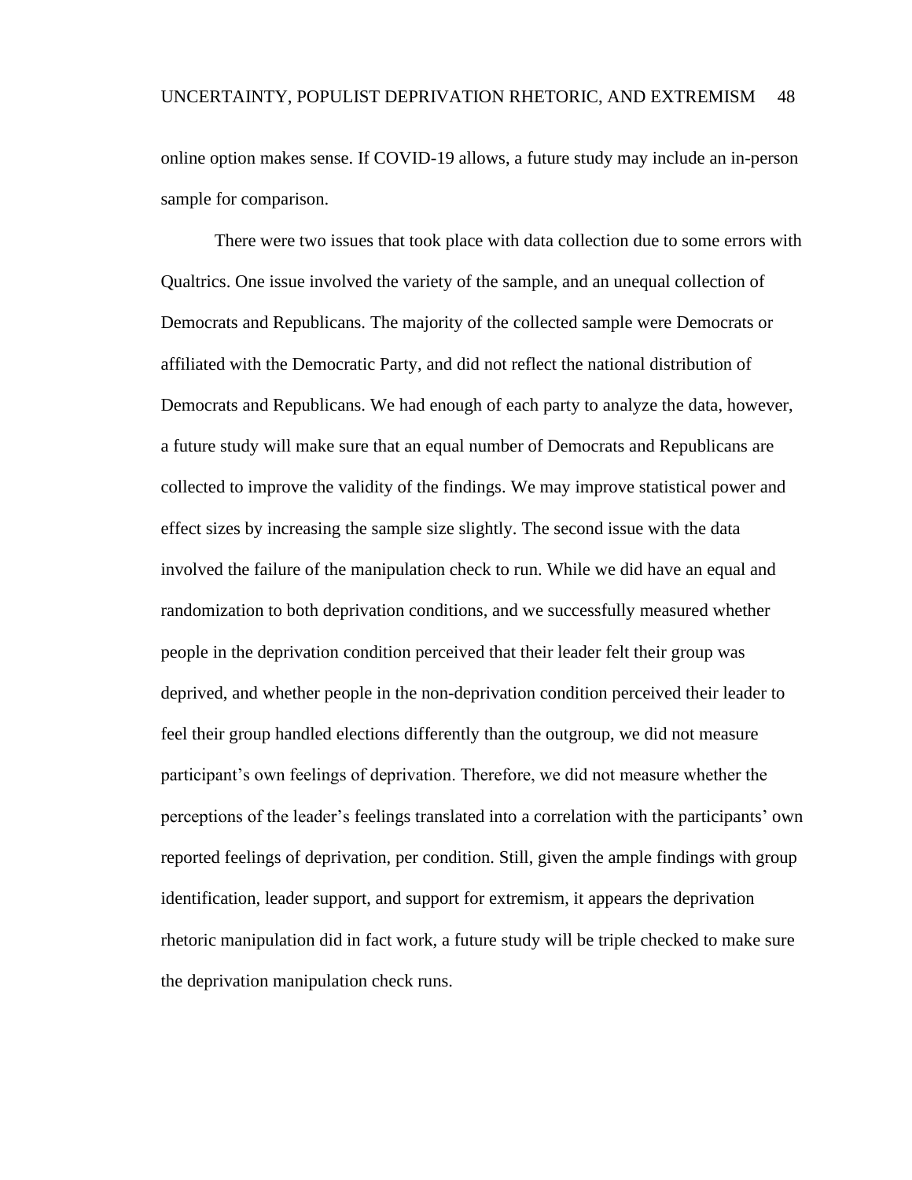online option makes sense. If COVID-19 allows, a future study may include an in-person sample for comparison.

There were two issues that took place with data collection due to some errors with Qualtrics. One issue involved the variety of the sample, and an unequal collection of Democrats and Republicans. The majority of the collected sample were Democrats or affiliated with the Democratic Party, and did not reflect the national distribution of Democrats and Republicans. We had enough of each party to analyze the data, however, a future study will make sure that an equal number of Democrats and Republicans are collected to improve the validity of the findings. We may improve statistical power and effect sizes by increasing the sample size slightly. The second issue with the data involved the failure of the manipulation check to run. While we did have an equal and randomization to both deprivation conditions, and we successfully measured whether people in the deprivation condition perceived that their leader felt their group was deprived, and whether people in the non-deprivation condition perceived their leader to feel their group handled elections differently than the outgroup, we did not measure participant's own feelings of deprivation. Therefore, we did not measure whether the perceptions of the leader's feelings translated into a correlation with the participants' own reported feelings of deprivation, per condition. Still, given the ample findings with group identification, leader support, and support for extremism, it appears the deprivation rhetoric manipulation did in fact work, a future study will be triple checked to make sure the deprivation manipulation check runs.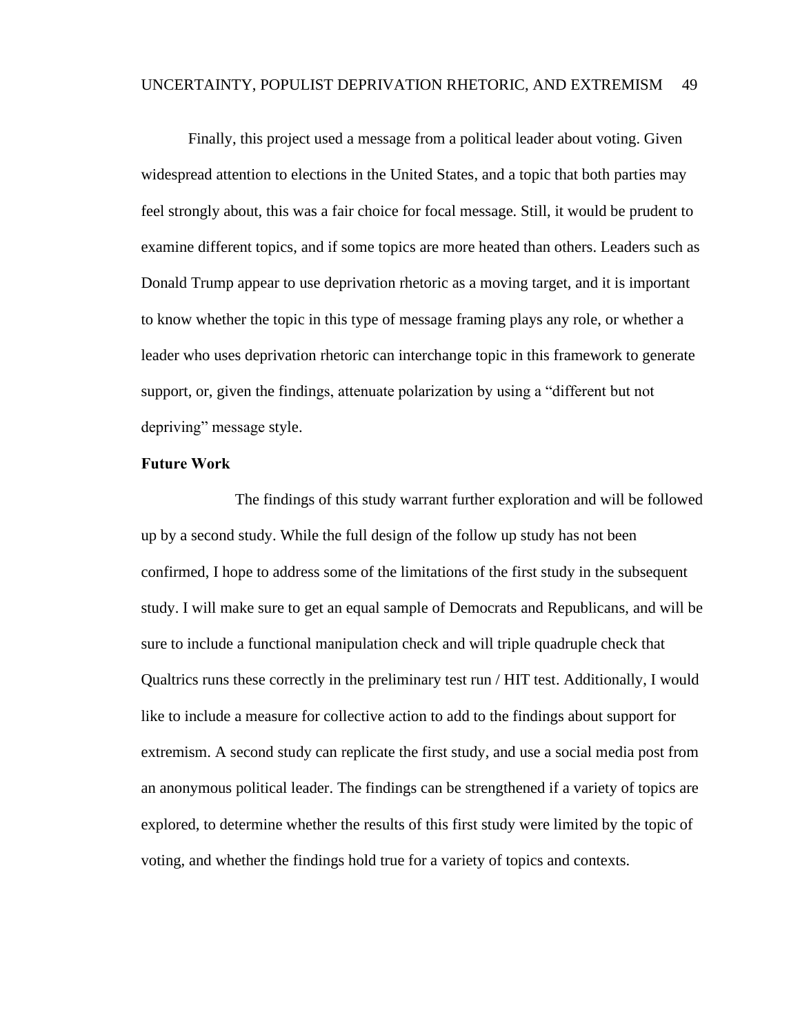Finally, this project used a message from a political leader about voting. Given widespread attention to elections in the United States, and a topic that both parties may feel strongly about, this was a fair choice for focal message. Still, it would be prudent to examine different topics, and if some topics are more heated than others. Leaders such as Donald Trump appear to use deprivation rhetoric as a moving target, and it is important to know whether the topic in this type of message framing plays any role, or whether a leader who uses deprivation rhetoric can interchange topic in this framework to generate support, or, given the findings, attenuate polarization by using a "different but not depriving" message style.

**Future Work**

The findings of this study warrant further exploration and will be followed up by a second study. While the full design of the follow up study has not been confirmed, I hope to address some of the limitations of the first study in the subsequent study. I will make sure to get an equal sample of Democrats and Republicans, and will be sure to include a functional manipulation check and will triple quadruple check that Qualtrics runs these correctly in the preliminary test run / HIT test. Additionally, I would like to include a measure for collective action to add to the findings about support for extremism. A second study can replicate the first study, and use a social media post from an anonymous political leader. The findings can be strengthened if a variety of topics are explored, to determine whether the results of this first study were limited by the topic of voting, and whether the findings hold true for a variety of topics and contexts.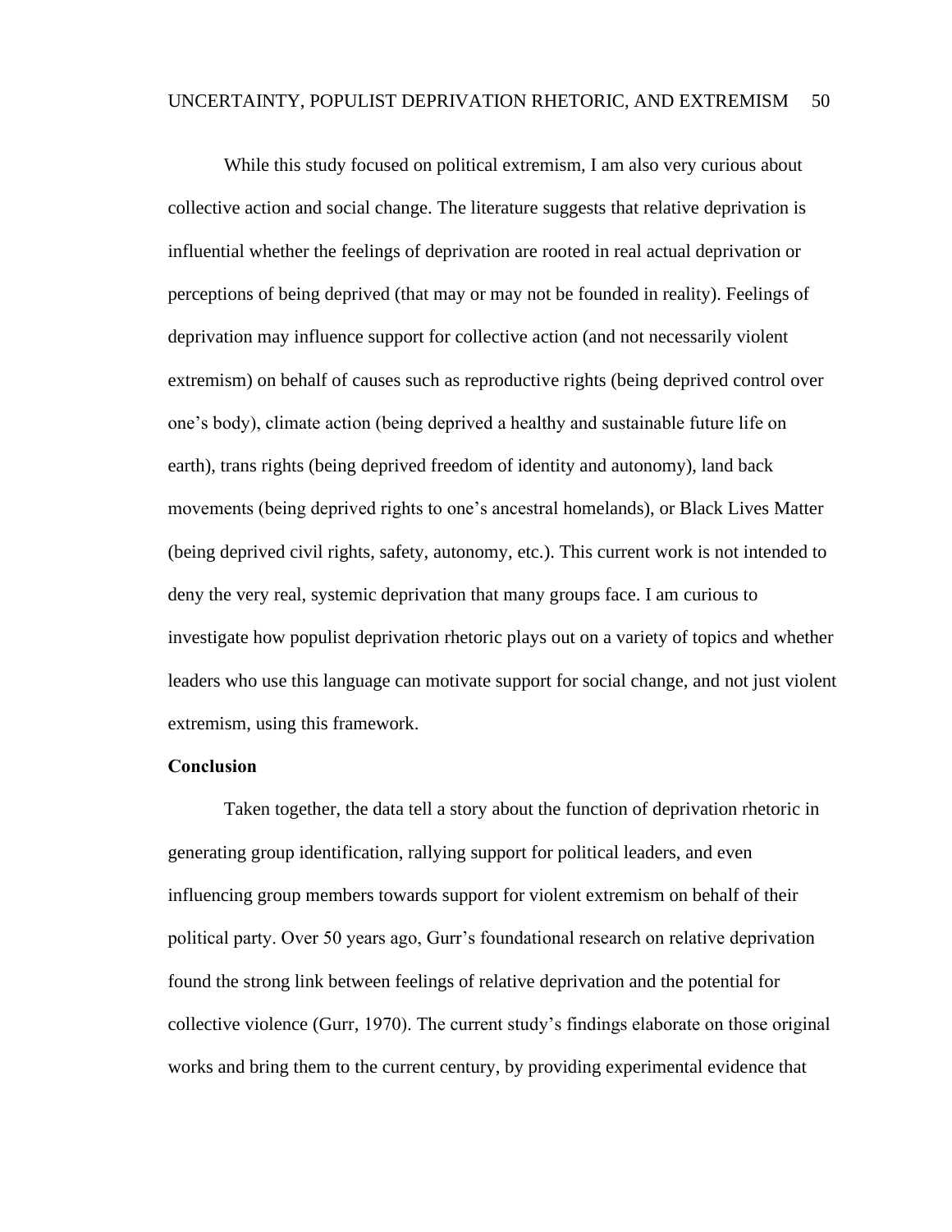While this study focused on political extremism, I am also very curious about collective action and social change. The literature suggests that relative deprivation is influential whether the feelings of deprivation are rooted in real actual deprivation or perceptions of being deprived (that may or may not be founded in reality). Feelings of deprivation may influence support for collective action (and not necessarily violent extremism) on behalf of causes such as reproductive rights (being deprived control over one's body), climate action (being deprived a healthy and sustainable future life on earth), trans rights (being deprived freedom of identity and autonomy), land back movements (being deprived rights to one's ancestral homelands), or Black Lives Matter (being deprived civil rights, safety, autonomy, etc.). This current work is not intended to deny the very real, systemic deprivation that many groups face. I am curious to investigate how populist deprivation rhetoric plays out on a variety of topics and whether leaders who use this language can motivate support for social change, and not just violent extremism, using this framework.

## Conclusion

Taken together, the data tell a story about the function of deprivation rhetoric in generating group identification, rallying support for political leaders, and even influencing group members towards support for violent extremism on behalf of their political party. Over 50 years ago, Gurr's foundational research on relative deprivation found the strong link between feelings of relative deprivation and the potential for collective violence (Gurr, 1970). The current study's findings elaborate on those original works and bring them to the current century, by providing experimental evidence that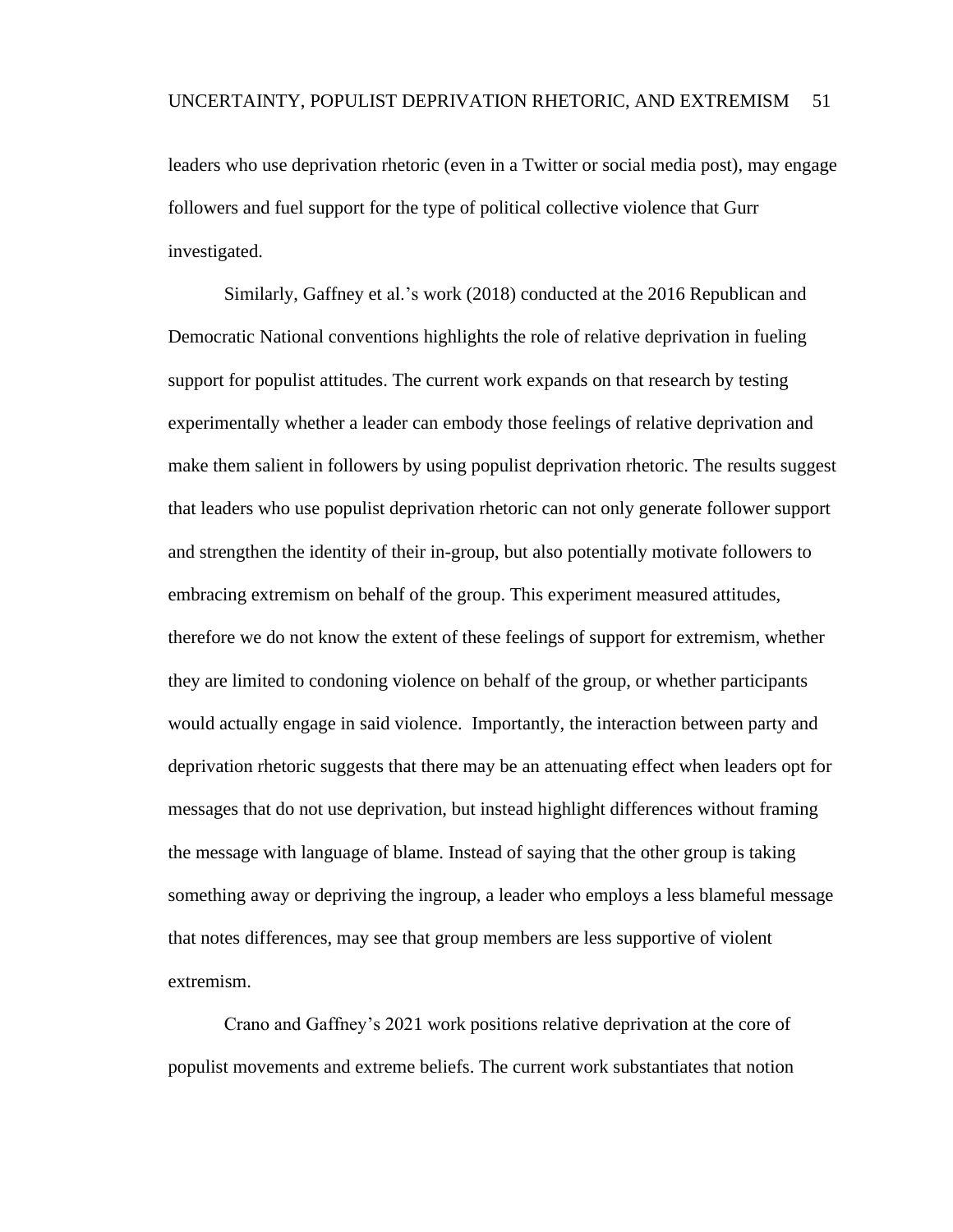leaders who use deprivation rhetoric (even in a Twitter or social media post), may engage followers and fuel support for the type of political collective violence that Gurr investigated.

Similarly, Gaffney et al.'s work (2018) conducted at the 2016 Republican and Democratic National conventions highlights the role of relative deprivation in fueling support for populist attitudes. The current work expands on that research by testing experimentally whether a leader can embody those feelings of relative deprivation and make them salient in followers by using populist deprivation rhetoric. The results suggest that leaders who use populist deprivation rhetoric can not only generate follower support and strengthen the identity of their in-group, but also potentially motivate followers to embracing extremism on behalf of the group. This experiment measured attitudes, therefore we do not know the extent of these feelings of support for extremism, whether they are limited to condoning violence on behalf of the group, or whether participants would actually engage in said violence. Importantly, the interaction between party and deprivation rhetoric suggests that there may be an attenuating effect when leaders opt for messages that do not use deprivation, but instead highlight differences without framing the message with language of blame. Instead of saying that the other group is taking something away or depriving the ingroup, a leader who employs a less blameful message that notes differences, may see that group members are less supportive of violent extremism.

Crano and Gaffney's 2021 work positions relative deprivation at the core of populist movements and extreme beliefs. The current work substantiates that notion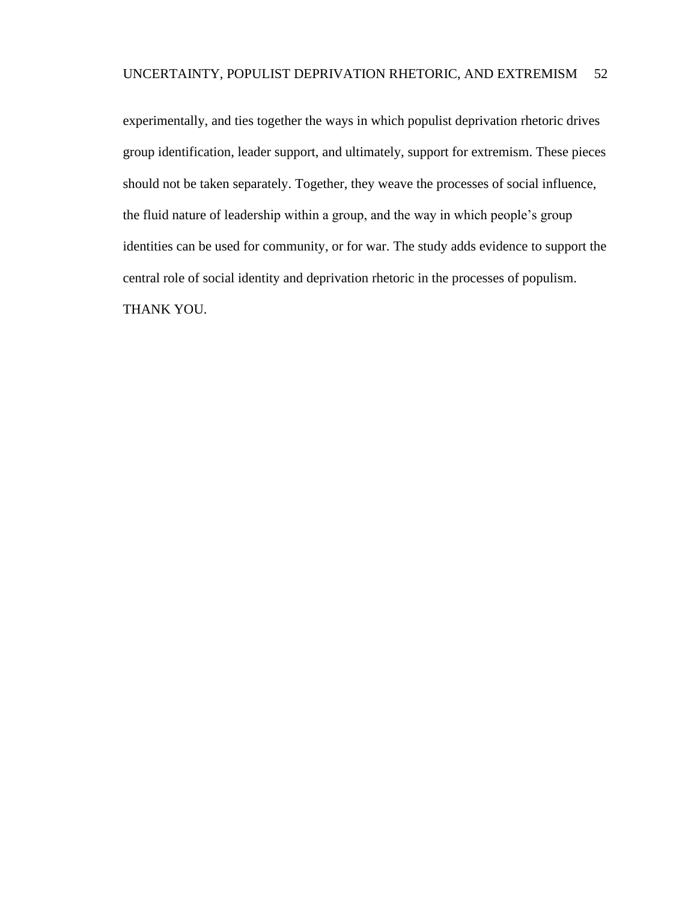experimentally, and ties together the ways in which populist deprivation rhetoric drives group identification, leader support, and ultimately, support for extremism. These pieces should not be taken separately. Together, they weave the processes of social influence, the fluid nature of leadership within a group, and the way in which people's group identities can be used for community, or for war. The study adds evidence to support the central role of social identity and deprivation rhetoric in the processes of populism. THANK YOU.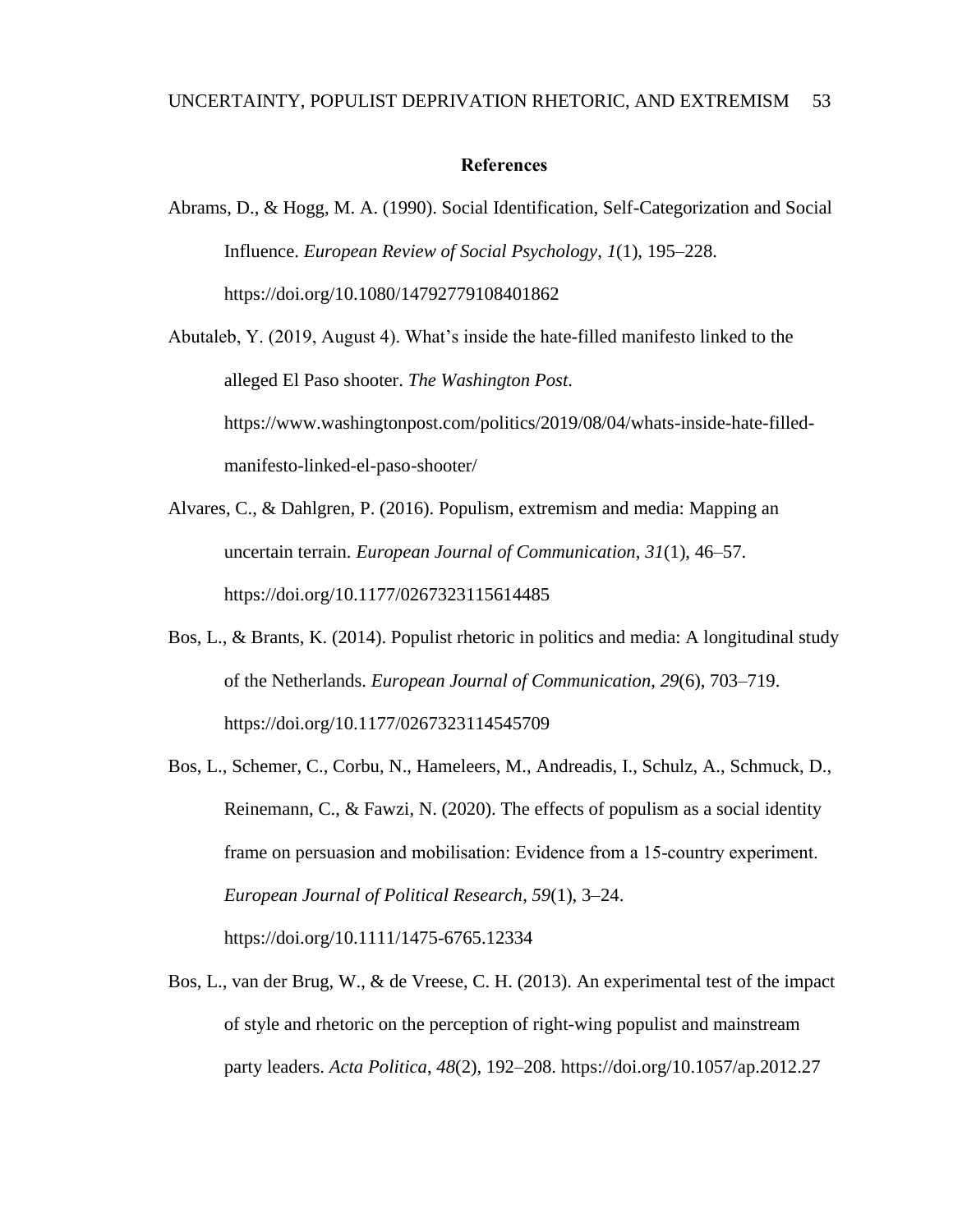## References

Abrams, D., & Hogg, M. A. (1990). Social Identification, Self-Categorization and Social Influence. *European Review of Social Psychology*, *1*(1), 195–228. https://doi.org/10.1080/14792779108401862

Abutaleb, Y. (2019, August 4). What's inside the hate-filled manifesto linked to the alleged El Paso shooter. *The Washington Post*. https://www.washingtonpost.com/politics/2019/08/04/whats-inside-hate-filled-manifesto-linked-el-paso-shooter/

Alvares, C., & Dahlgren, P. (2016). Populism, extremism and media: Mapping an uncertain terrain. *European Journal of Communication*, *31*(1), 46–57. https://doi.org/10.1177/0267323115614485

Bos, L., & Brants, K. (2014). Populist rhetoric in politics and media: A longitudinal study of the Netherlands. *European Journal of Communication*, *29*(6), 703–719. https://doi.org/10.1177/0267323114545709

Bos, L., Schemer, C., Corbu, N., Hameleers, M., Andreadis, I., Schulz, A., Schmuck, D., Reinemann, C., & Fawzi, N. (2020). The effects of populism as a social identity frame on persuasion and mobilisation: Evidence from a 15-country experiment. *European Journal of Political Research*, *59*(1), 3–24. https://doi.org/10.1111/1475-6765.12334

Bos, L., van der Brug, W., & de Vreese, C. H. (2013). An experimental test of the impact of style and rhetoric on the perception of right-wing populist and mainstream party leaders. *Acta Politica*, *48*(2), 192–208. https://doi.org/10.1057/ap.2012.27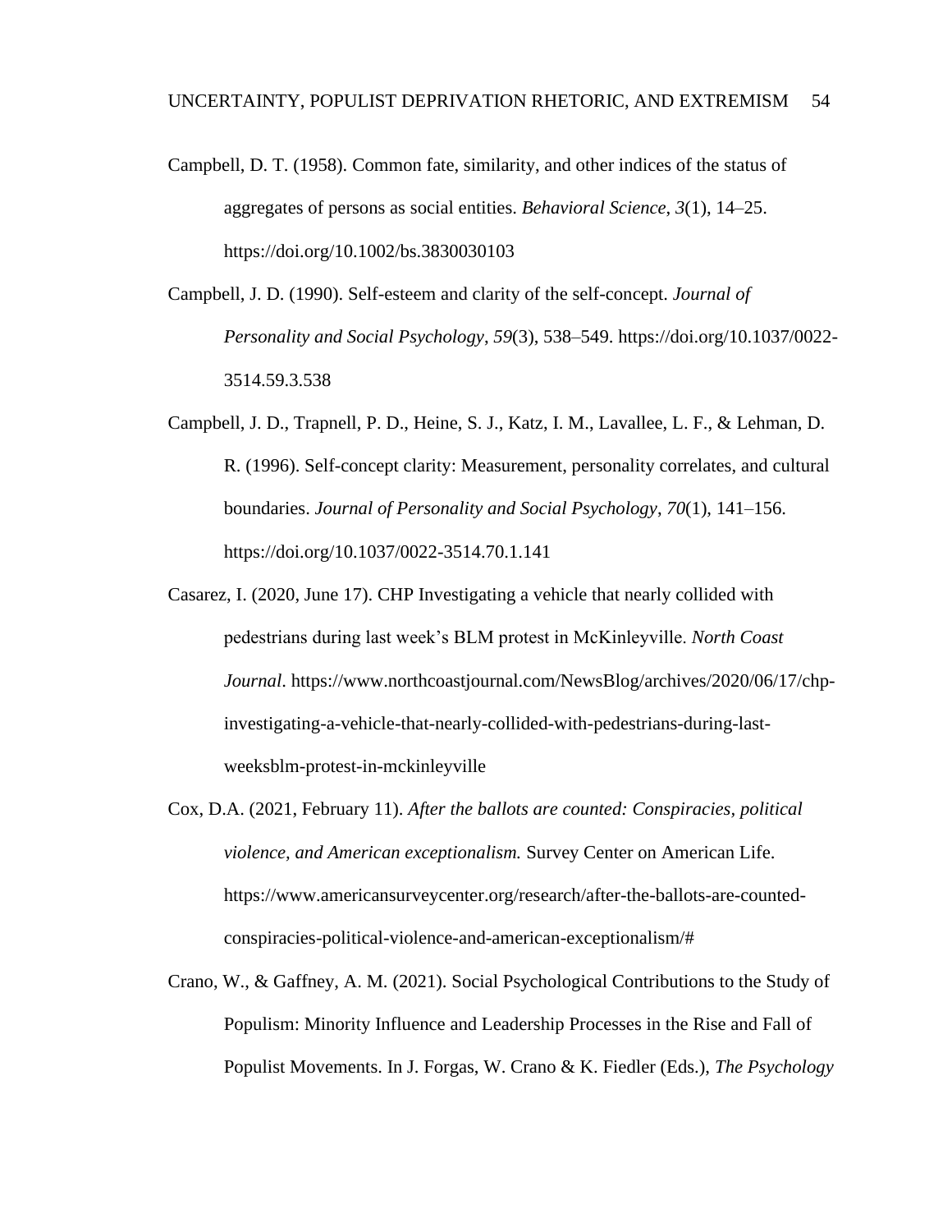Campbell, D. T. (1958). Common fate, similarity, and other indices of the status of aggregates of persons as social entities. *Behavioral Science*, *3*(1), 14–25. https://doi.org/10.1002/bs.3830030103

Campbell, J. D. (1990). Self-esteem and clarity of the self-concept. *Journal of Personality and Social Psychology*, *59*(3), 538–549. https://doi.org/10.1037/0022-3514.59.3.538

Campbell, J. D., Trapnell, P. D., Heine, S. J., Katz, I. M., Lavallee, L. F., & Lehman, D. R. (1996). Self-concept clarity: Measurement, personality correlates, and cultural boundaries. *Journal of Personality and Social Psychology*, *70*(1), 141–156. https://doi.org/10.1037/0022-3514.70.1.141

Casarez, I. (2020, June 17). CHP Investigating a vehicle that nearly collided with pedestrians during last week's BLM protest in McKinleyville. *North Coast Journal*. https://www.northcoastjournal.com/NewsBlog/archives/2020/06/17/chp-investigating-a-vehicle-that-nearly-collided-with-pedestrians-during-last-weeksblm-protest-in-mckinleyville

Cox, D.A. (2021, February 11). *After the ballots are counted: Conspiracies, political violence, and American exceptionalism.* Survey Center on American Life. https://www.americansurveycenter.org/research/after-the-ballots-are-counted-conspiracies-political-violence-and-american-exceptionalism/#

Crano, W., & Gaffney, A. M. (2021). Social Psychological Contributions to the Study of Populism: Minority Influence and Leadership Processes in the Rise and Fall of Populist Movements. In J. Forgas, W. Crano & K. Fiedler (Eds.), *The Psychology*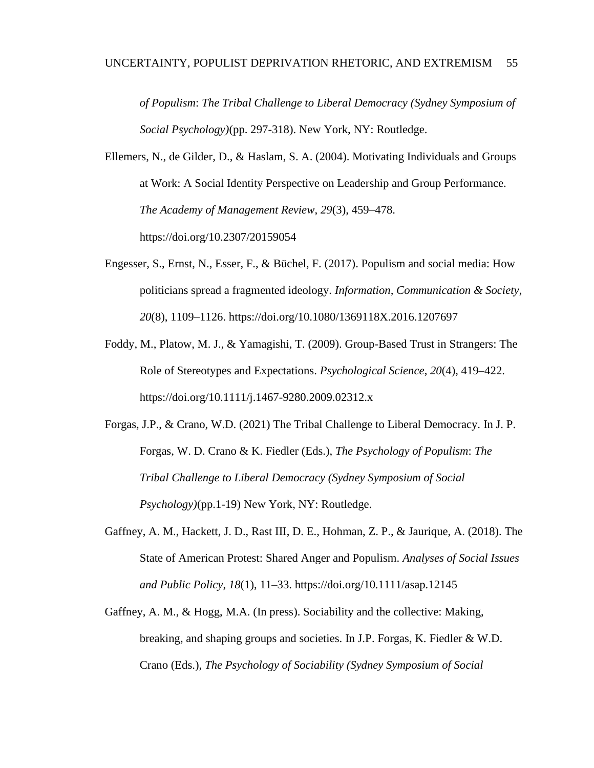*of Populism*: *The Tribal Challenge to Liberal Democracy (Sydney Symposium of Social Psychology)*(pp. 297-318). New York, NY: Routledge.

Ellemers, N., de Gilder, D., & Haslam, S. A. (2004). Motivating Individuals and Groups at Work: A Social Identity Perspective on Leadership and Group Performance. *The Academy of Management Review*, *29*(3), 459–478. https://doi.org/10.2307/20159054

Engesser, S., Ernst, N., Esser, F., & Büchel, F. (2017). Populism and social media: How politicians spread a fragmented ideology. *Information, Communication & Society*, *20*(8), 1109–1126. https://doi.org/10.1080/1369118X.2016.1207697

Foddy, M., Platow, M. J., & Yamagishi, T. (2009). Group-Based Trust in Strangers: The Role of Stereotypes and Expectations. *Psychological Science*, *20*(4), 419–422. https://doi.org/10.1111/j.1467-9280.2009.02312.x

Forgas, J.P., & Crano, W.D. (2021) The Tribal Challenge to Liberal Democracy. In J. P. Forgas, W. D. Crano & K. Fiedler (Eds.), *The Psychology of Populism*: *The Tribal Challenge to Liberal Democracy (Sydney Symposium of Social Psychology)*(pp.1-19) New York, NY: Routledge.

Gaffney, A. M., Hackett, J. D., Rast III, D. E., Hohman, Z. P., & Jaurique, A. (2018). The State of American Protest: Shared Anger and Populism. *Analyses of Social Issues and Public Policy*, *18*(1), 11–33. https://doi.org/10.1111/asap.12145

Gaffney, A. M., & Hogg, M.A. (In press). Sociability and the collective: Making, breaking, and shaping groups and societies. In J.P. Forgas, K. Fiedler & W.D. Crano (Eds.), *The Psychology of Sociability (Sydney Symposium of Social*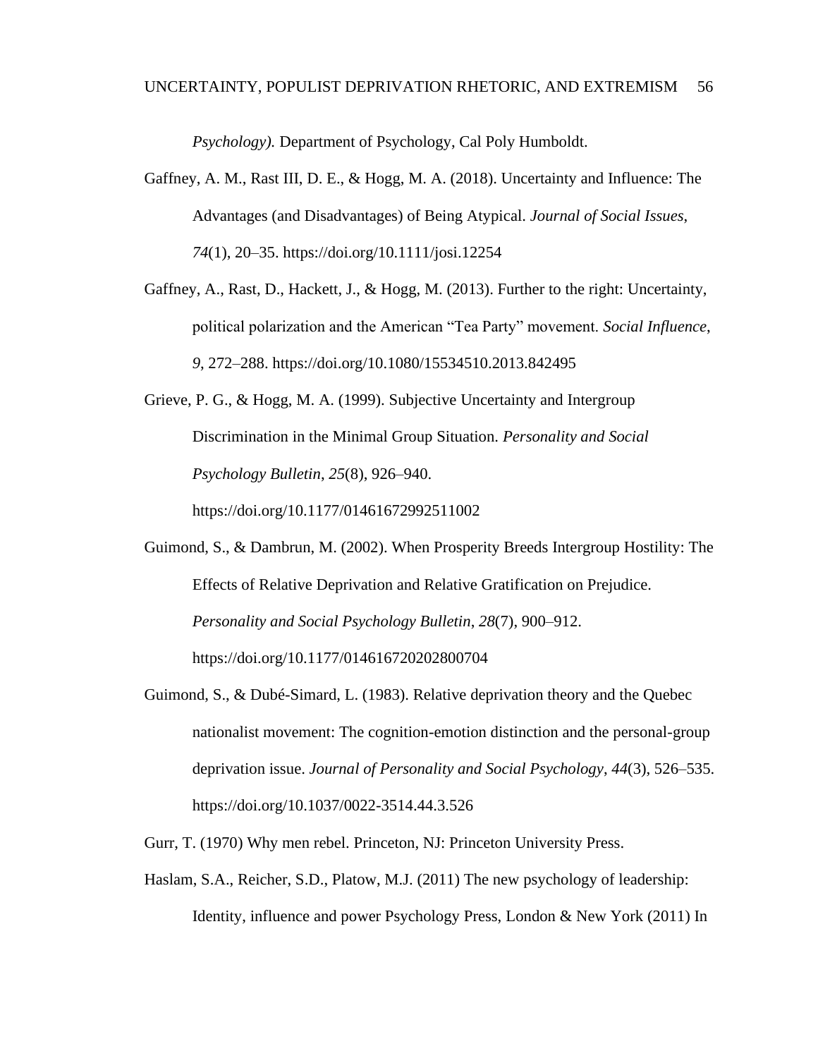*Psychology).* Department of Psychology, Cal Poly Humboldt.

Gaffney, A. M., Rast III, D. E., & Hogg, M. A. (2018). Uncertainty and Influence: The Advantages (and Disadvantages) of Being Atypical. *Journal of Social Issues*, *74*(1), 20–35. https://doi.org/10.1111/josi.12254

Gaffney, A., Rast, D., Hackett, J., & Hogg, M. (2013). Further to the right: Uncertainty, political polarization and the American "Tea Party" movement. *Social Influence*, *9*, 272–288. https://doi.org/10.1080/15534510.2013.842495

Grieve, P. G., & Hogg, M. A. (1999). Subjective Uncertainty and Intergroup Discrimination in the Minimal Group Situation. *Personality and Social Psychology Bulletin*, *25*(8), 926–940. https://doi.org/10.1177/01461672992511002

Guimond, S., & Dambrun, M. (2002). When Prosperity Breeds Intergroup Hostility: The Effects of Relative Deprivation and Relative Gratification on Prejudice. *Personality and Social Psychology Bulletin*, *28*(7), 900–912. https://doi.org/10.1177/014616720202800704

Guimond, S., & Dubé-Simard, L. (1983). Relative deprivation theory and the Quebec nationalist movement: The cognition-emotion distinction and the personal-group deprivation issue. *Journal of Personality and Social Psychology*, *44*(3), 526–535. https://doi.org/10.1037/0022-3514.44.3.526

Gurr, T. (1970) Why men rebel. Princeton, NJ: Princeton University Press.

Haslam, S.A., Reicher, S.D., Platow, M.J. (2011) The new psychology of leadership: Identity, influence and power Psychology Press, London & New York (2011) In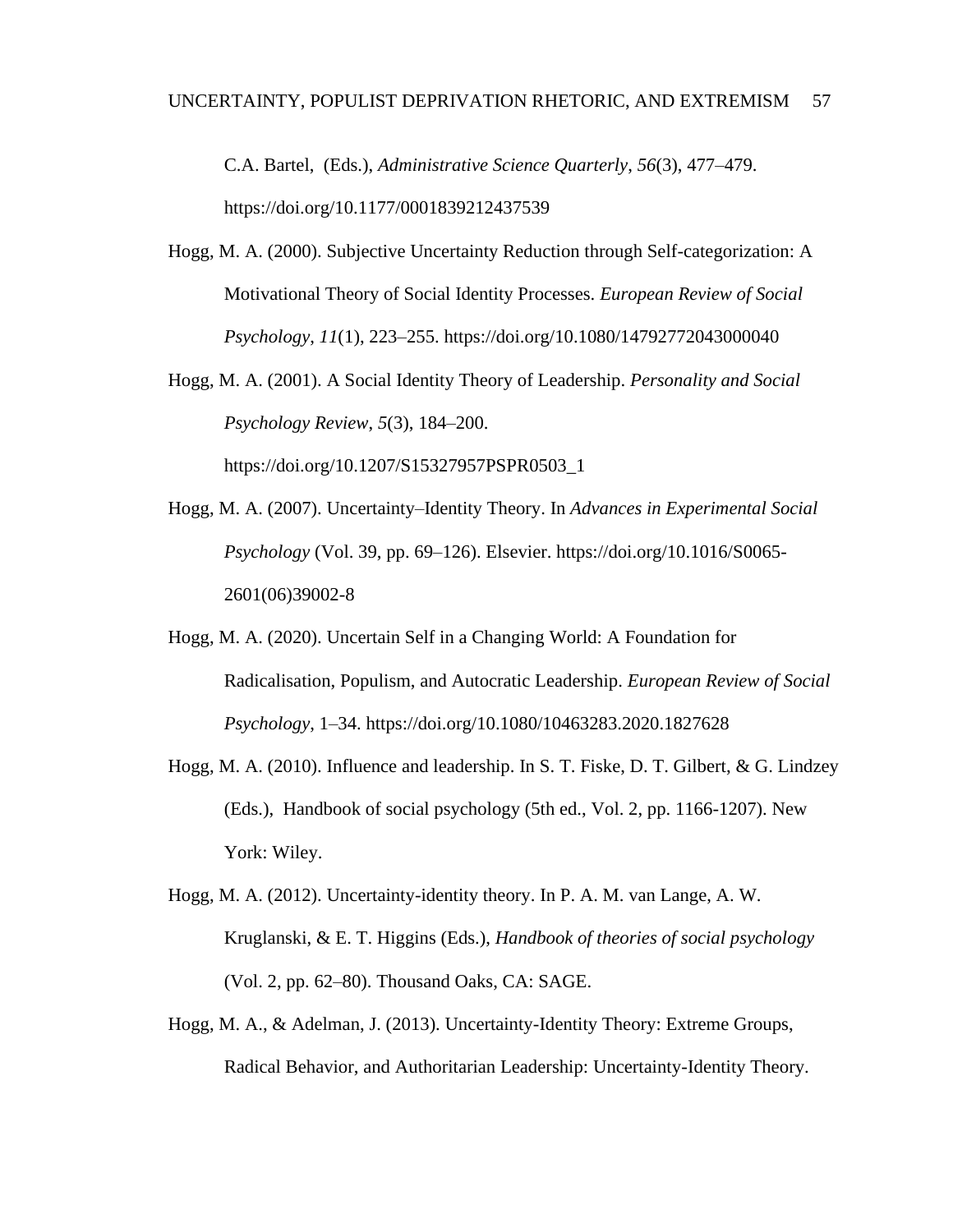C.A. Bartel, (Eds.), *Administrative Science Quarterly*, *56*(3), 477–479. https://doi.org/10.1177/0001839212437539

Hogg, M. A. (2000). Subjective Uncertainty Reduction through Self-categorization: A Motivational Theory of Social Identity Processes. *European Review of Social Psychology*, *11*(1), 223–255. https://doi.org/10.1080/14792772043000040

Hogg, M. A. (2001). A Social Identity Theory of Leadership. *Personality and Social Psychology Review*, *5*(3), 184–200. https://doi.org/10.1207/S15327957PSPR0503_1

Hogg, M. A. (2007). Uncertainty–Identity Theory. In *Advances in Experimental Social Psychology* (Vol. 39, pp. 69–126). Elsevier. https://doi.org/10.1016/S0065-2601(06)39002-8

Hogg, M. A. (2020). Uncertain Self in a Changing World: A Foundation for Radicalisation, Populism, and Autocratic Leadership. *European Review of Social Psychology*, 1–34. https://doi.org/10.1080/10463283.2020.1827628

Hogg, M. A. (2010). Influence and leadership. In S. T. Fiske, D. T. Gilbert, & G. Lindzey (Eds.), Handbook of social psychology (5th ed., Vol. 2, pp. 1166-1207). New York: Wiley.

Hogg, M. A. (2012). Uncertainty-identity theory. In P. A. M. van Lange, A. W. Kruglanski, & E. T. Higgins (Eds.), *Handbook of theories of social psychology* (Vol. 2, pp. 62–80). Thousand Oaks, CA: SAGE.

Hogg, M. A., & Adelman, J. (2013). Uncertainty-Identity Theory: Extreme Groups, Radical Behavior, and Authoritarian Leadership: Uncertainty-Identity Theory.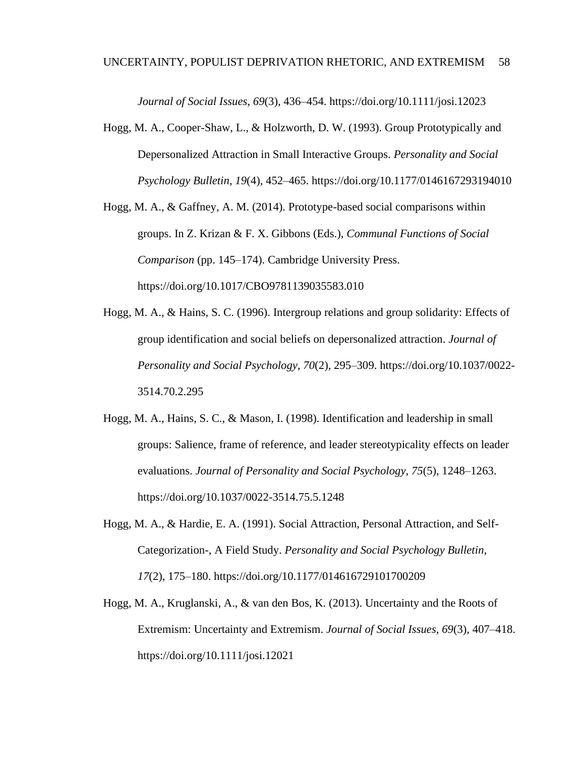*Journal of Social Issues*, *69*(3), 436–454. https://doi.org/10.1111/josi.12023

Hogg, M. A., Cooper-Shaw, L., & Holzworth, D. W. (1993). Group Prototypically and Depersonalized Attraction in Small Interactive Groups. *Personality and Social Psychology Bulletin*, *19*(4), 452–465. https://doi.org/10.1177/0146167293194010

Hogg, M. A., & Gaffney, A. M. (2014). Prototype-based social comparisons within groups. In Z. Krizan & F. X. Gibbons (Eds.), *Communal Functions of Social Comparison* (pp. 145–174). Cambridge University Press. https://doi.org/10.1017/CBO9781139035583.010

Hogg, M. A., & Hains, S. C. (1996). Intergroup relations and group solidarity: Effects of group identification and social beliefs on depersonalized attraction. *Journal of Personality and Social Psychology*, *70*(2), 295–309. https://doi.org/10.1037/0022-3514.70.2.295

Hogg, M. A., Hains, S. C., & Mason, I. (1998). Identification and leadership in small groups: Salience, frame of reference, and leader stereotypicality effects on leader evaluations. *Journal of Personality and Social Psychology*, *75*(5), 1248–1263. https://doi.org/10.1037/0022-3514.75.5.1248

Hogg, M. A., & Hardie, E. A. (1991). Social Attraction, Personal Attraction, and Self-Categorization-, A Field Study. *Personality and Social Psychology Bulletin*, *17*(2), 175–180. https://doi.org/10.1177/014616729101700209

Hogg, M. A., Kruglanski, A., & van den Bos, K. (2013). Uncertainty and the Roots of Extremism: Uncertainty and Extremism. *Journal of Social Issues*, *69*(3), 407–418. https://doi.org/10.1111/josi.12021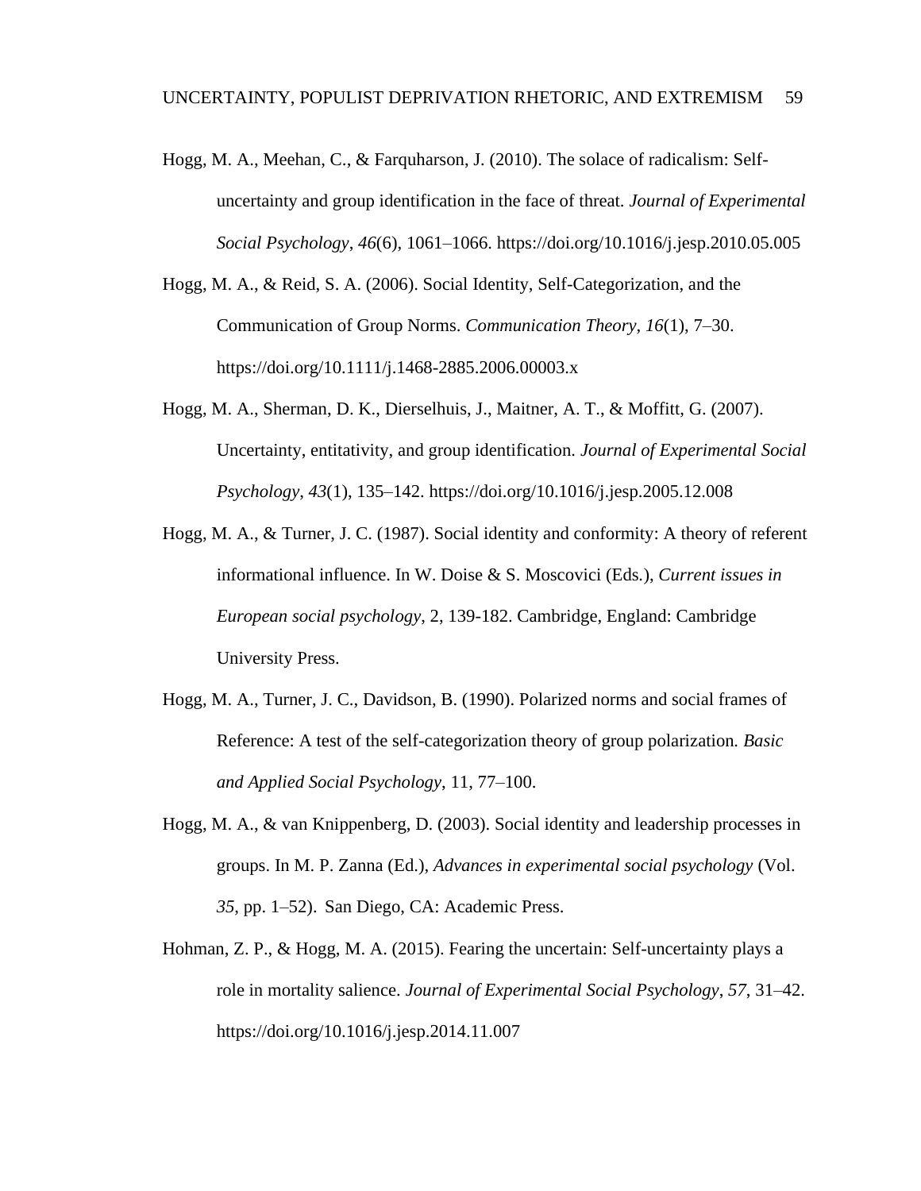Hogg, M. A., Meehan, C., & Farquharson, J. (2010). The solace of radicalism: Self-uncertainty and group identification in the face of threat. *Journal of Experimental Social Psychology*, *46*(6), 1061–1066. https://doi.org/10.1016/j.jesp.2010.05.005

Hogg, M. A., & Reid, S. A. (2006). Social Identity, Self-Categorization, and the Communication of Group Norms. *Communication Theory*, *16*(1), 7–30. https://doi.org/10.1111/j.1468-2885.2006.00003.x

Hogg, M. A., Sherman, D. K., Dierselhuis, J., Maitner, A. T., & Moffitt, G. (2007). Uncertainty, entitativity, and group identification. *Journal of Experimental Social Psychology*, *43*(1), 135–142. https://doi.org/10.1016/j.jesp.2005.12.008

Hogg, M. A., & Turner, J. C. (1987). Social identity and conformity: A theory of referent informational influence. In W. Doise & S. Moscovici (Eds.), *Current issues in European social psychology*, 2, 139-182. Cambridge, England: Cambridge University Press.

Hogg, M. A., Turner, J. C., Davidson, B. (1990). Polarized norms and social frames of Reference: A test of the self-categorization theory of group polarization. *Basic and Applied Social Psychology*, 11, 77–100.

Hogg, M. A., & van Knippenberg, D. (2003). Social identity and leadership processes in groups. In M. P. Zanna (Ed.), *Advances in experimental social psychology* (Vol. *35*, pp. 1–52). San Diego, CA: Academic Press.

Hohman, Z. P., & Hogg, M. A. (2015). Fearing the uncertain: Self-uncertainty plays a role in mortality salience. *Journal of Experimental Social Psychology*, *57*, 31–42. https://doi.org/10.1016/j.jesp.2014.11.007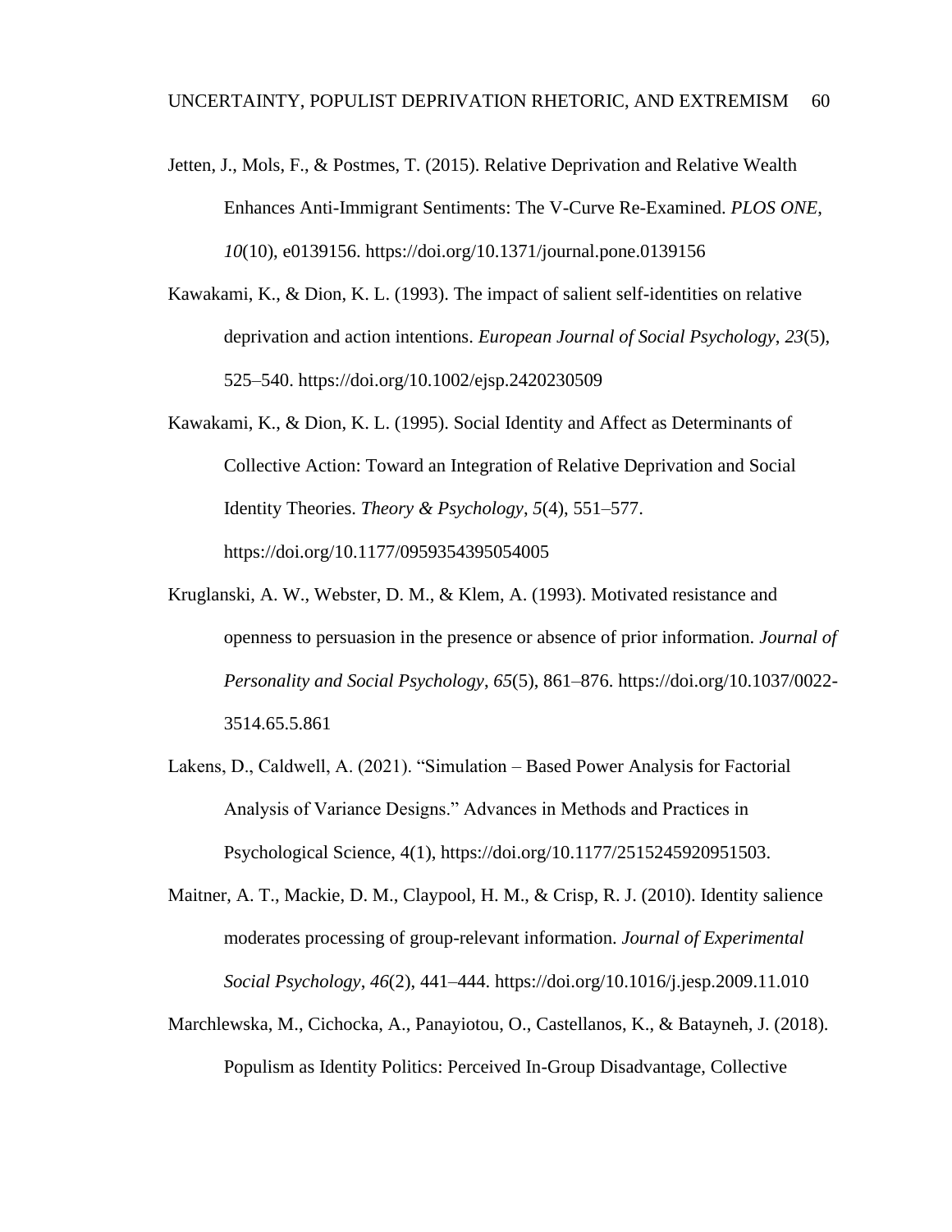Jetten, J., Mols, F., & Postmes, T. (2015). Relative Deprivation and Relative Wealth Enhances Anti-Immigrant Sentiments: The V-Curve Re-Examined. *PLOS ONE*, *10*(10), e0139156. https://doi.org/10.1371/journal.pone.0139156

Kawakami, K., & Dion, K. L. (1993). The impact of salient self-identities on relative deprivation and action intentions. *European Journal of Social Psychology*, *23*(5), 525–540. https://doi.org/10.1002/ejsp.2420230509

Kawakami, K., & Dion, K. L. (1995). Social Identity and Affect as Determinants of Collective Action: Toward an Integration of Relative Deprivation and Social Identity Theories. *Theory & Psychology*, *5*(4), 551–577. https://doi.org/10.1177/0959354395054005

Kruglanski, A. W., Webster, D. M., & Klem, A. (1993). Motivated resistance and openness to persuasion in the presence or absence of prior information. *Journal of Personality and Social Psychology*, *65*(5), 861–876. https://doi.org/10.1037/0022-3514.65.5.861

Lakens, D., Caldwell, A. (2021). "Simulation – Based Power Analysis for Factorial Analysis of Variance Designs." Advances in Methods and Practices in Psychological Science, 4(1), https://doi.org/10.1177/2515245920951503.

Maitner, A. T., Mackie, D. M., Claypool, H. M., & Crisp, R. J. (2010). Identity salience moderates processing of group-relevant information. *Journal of Experimental Social Psychology*, *46*(2), 441–444. https://doi.org/10.1016/j.jesp.2009.11.010

Marchlewska, M., Cichocka, A., Panayiotou, O., Castellanos, K., & Batayneh, J. (2018). Populism as Identity Politics: Perceived In-Group Disadvantage, Collective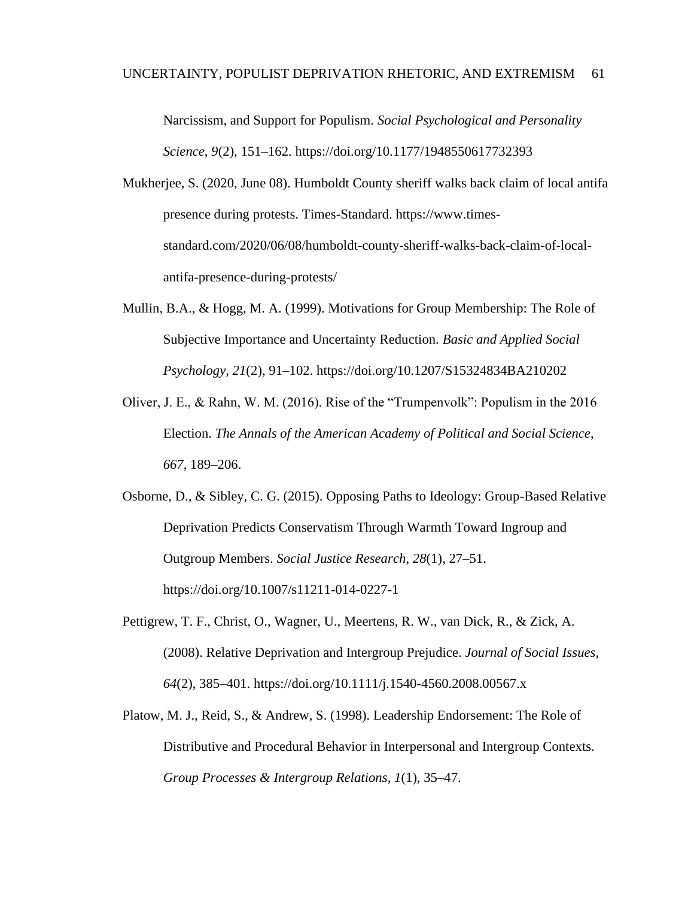Narcissism, and Support for Populism. *Social Psychological and Personality Science*, *9*(2), 151–162. https://doi.org/10.1177/1948550617732393

Mukherjee, S. (2020, June 08). Humboldt County sheriff walks back claim of local antifa presence during protests. Times-Standard. https://www.times-standard.com/2020/06/08/humboldt-county-sheriff-walks-back-claim-of-local-antifa-presence-during-protests/

Mullin, B.A., & Hogg, M. A. (1999). Motivations for Group Membership: The Role of Subjective Importance and Uncertainty Reduction. *Basic and Applied Social Psychology*, *21*(2), 91–102. https://doi.org/10.1207/S15324834BA210202

Oliver, J. E., & Rahn, W. M. (2016). Rise of the "Trumpenvolk": Populism in the 2016 Election. *The Annals of the American Academy of Political and Social Science*, *667*, 189–206.

Osborne, D., & Sibley, C. G. (2015). Opposing Paths to Ideology: Group-Based Relative Deprivation Predicts Conservatism Through Warmth Toward Ingroup and Outgroup Members. *Social Justice Research*, *28*(1), 27–51. https://doi.org/10.1007/s11211-014-0227-1

Pettigrew, T. F., Christ, O., Wagner, U., Meertens, R. W., van Dick, R., & Zick, A. (2008). Relative Deprivation and Intergroup Prejudice. *Journal of Social Issues*, *64*(2), 385–401. https://doi.org/10.1111/j.1540-4560.2008.00567.x

Platow, M. J., Reid, S., & Andrew, S. (1998). Leadership Endorsement: The Role of Distributive and Procedural Behavior in Interpersonal and Intergroup Contexts. *Group Processes & Intergroup Relations*, *1*(1), 35–47.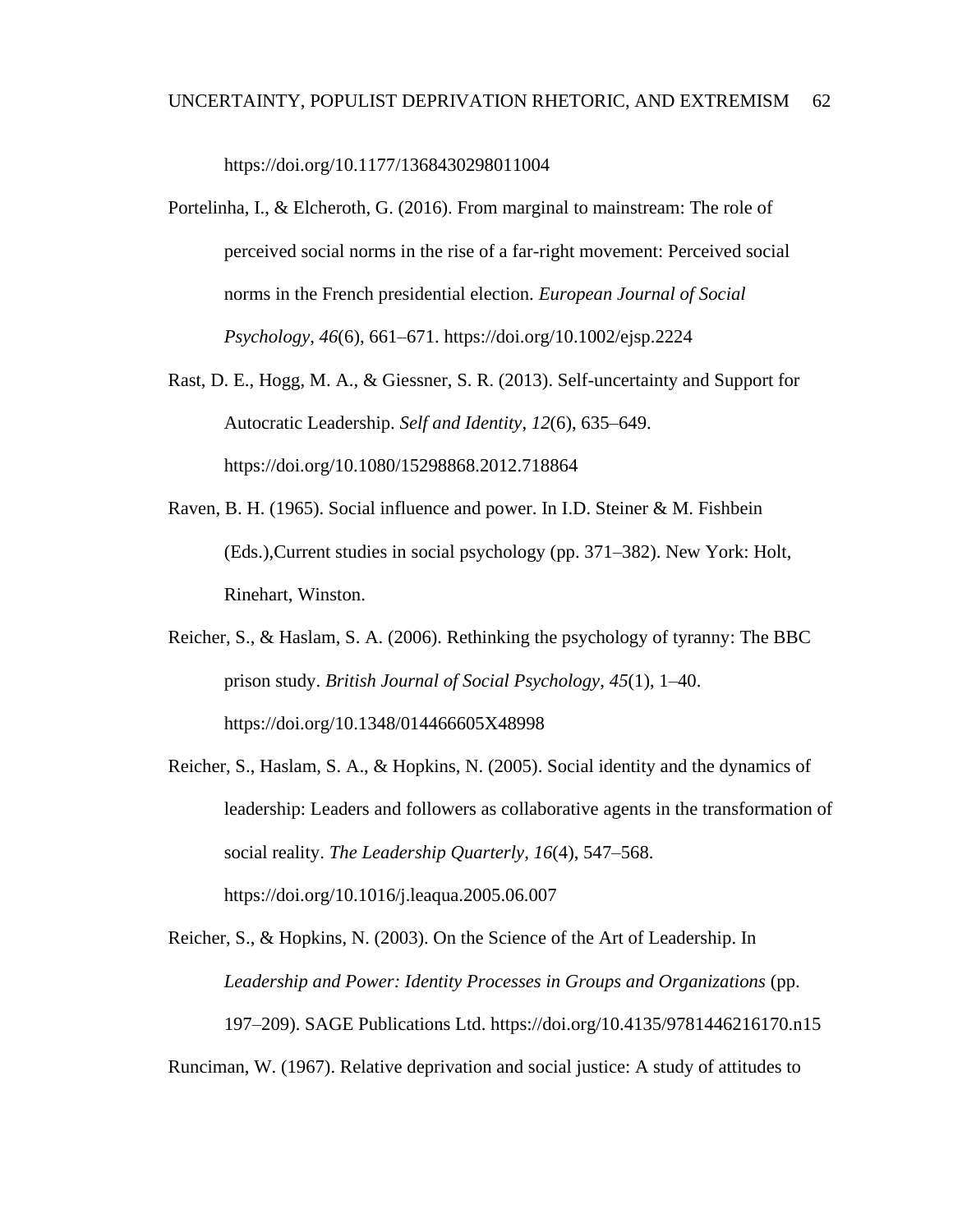https://doi.org/10.1177/1368430298011004

Portelinha, I., & Elcheroth, G. (2016). From marginal to mainstream: The role of perceived social norms in the rise of a far-right movement: Perceived social norms in the French presidential election. *European Journal of Social Psychology*, *46*(6), 661–671. https://doi.org/10.1002/ejsp.2224

Rast, D. E., Hogg, M. A., & Giessner, S. R. (2013). Self-uncertainty and Support for Autocratic Leadership. *Self and Identity*, *12*(6), 635–649. https://doi.org/10.1080/15298868.2012.718864

Raven, B. H. (1965). Social influence and power. In I.D. Steiner & M. Fishbein (Eds.),Current studies in social psychology (pp. 371–382). New York: Holt, Rinehart, Winston.

Reicher, S., & Haslam, S. A. (2006). Rethinking the psychology of tyranny: The BBC prison study. *British Journal of Social Psychology*, *45*(1), 1–40. https://doi.org/10.1348/014466605X48998

Reicher, S., Haslam, S. A., & Hopkins, N. (2005). Social identity and the dynamics of leadership: Leaders and followers as collaborative agents in the transformation of social reality. *The Leadership Quarterly*, *16*(4), 547–568. https://doi.org/10.1016/j.leaqua.2005.06.007

Reicher, S., & Hopkins, N. (2003). On the Science of the Art of Leadership. In *Leadership and Power: Identity Processes in Groups and Organizations* (pp. 197–209). SAGE Publications Ltd. https://doi.org/10.4135/9781446216170.n15

Runciman, W. (1967). Relative deprivation and social justice: A study of attitudes to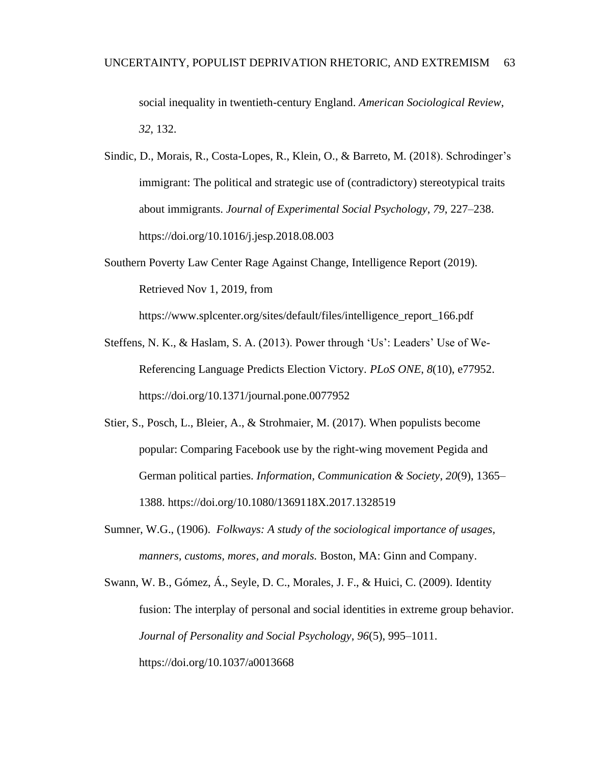social inequality in twentieth-century England. *American Sociological Review*, *32*, 132.

Sindic, D., Morais, R., Costa-Lopes, R., Klein, O., & Barreto, M. (2018). Schrodinger's immigrant: The political and strategic use of (contradictory) stereotypical traits about immigrants. *Journal of Experimental Social Psychology*, *79*, 227–238. https://doi.org/10.1016/j.jesp.2018.08.003

Southern Poverty Law Center Rage Against Change, Intelligence Report (2019). Retrieved Nov 1, 2019, from https://www.splcenter.org/sites/default/files/intelligence_report_166.pdf

Steffens, N. K., & Haslam, S. A. (2013). Power through 'Us': Leaders' Use of We-Referencing Language Predicts Election Victory. *PLoS ONE*, *8*(10), e77952. https://doi.org/10.1371/journal.pone.0077952

Stier, S., Posch, L., Bleier, A., & Strohmaier, M. (2017). When populists become popular: Comparing Facebook use by the right-wing movement Pegida and German political parties. *Information, Communication & Society*, *20*(9), 1365–1388. https://doi.org/10.1080/1369118X.2017.1328519

Sumner, W.G., (1906). *Folkways: A study of the sociological importance of usages, manners, customs, mores, and morals.* Boston, MA: Ginn and Company.

Swann, W. B., Gómez, Á., Seyle, D. C., Morales, J. F., & Huici, C. (2009). Identity fusion: The interplay of personal and social identities in extreme group behavior. *Journal of Personality and Social Psychology*, *96*(5), 995–1011. https://doi.org/10.1037/a0013668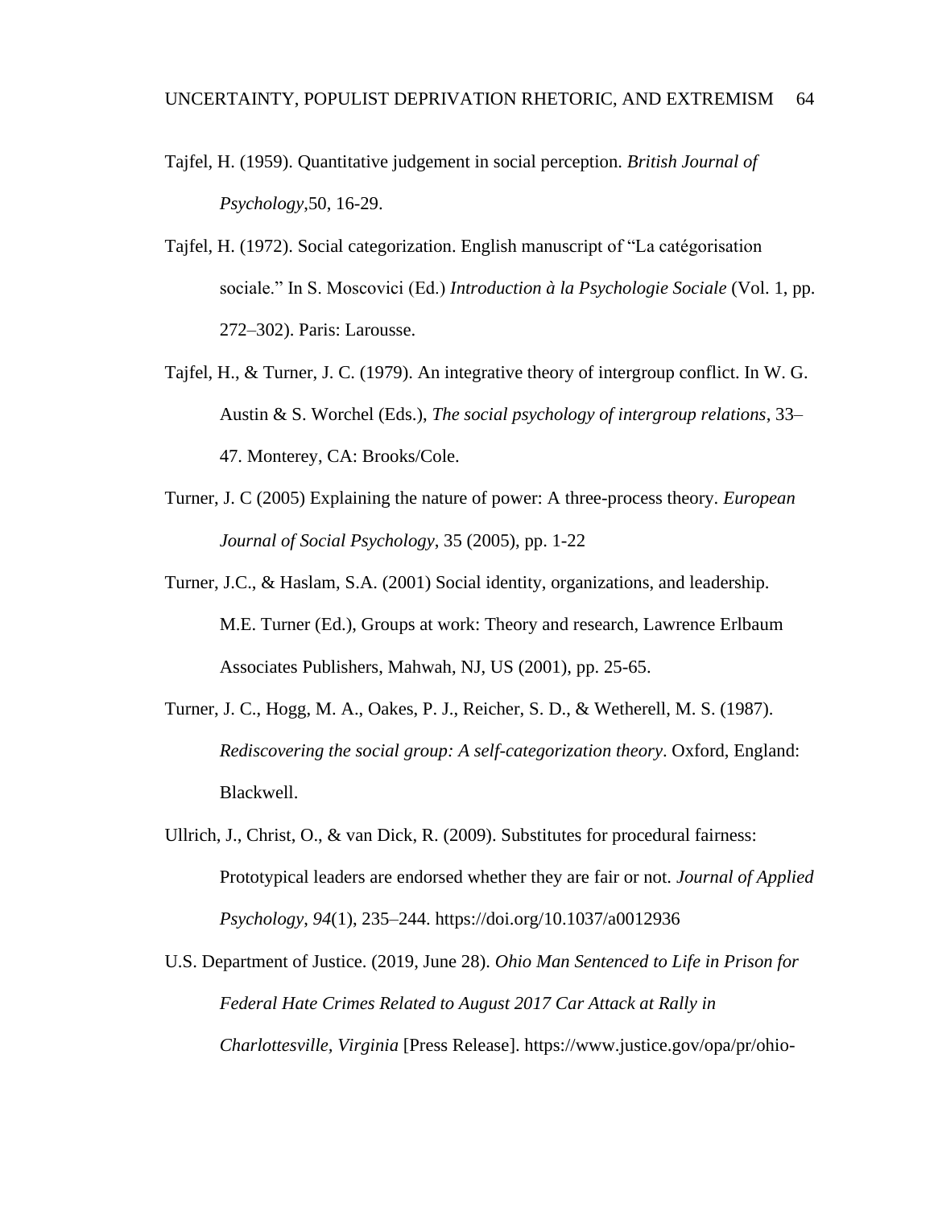Tajfel, H. (1959). Quantitative judgement in social perception. *British Journal of Psychology*,50, 16-29.

Tajfel, H. (1972). Social categorization. English manuscript of "La catégorisation sociale." In S. Moscovici (Ed.) *Introduction à la Psychologie Sociale* (Vol. 1, pp. 272–302). Paris: Larousse.

Tajfel, H., & Turner, J. C. (1979). An integrative theory of intergroup conflict. In W. G. Austin & S. Worchel (Eds.), *The social psychology of intergroup relations*, 33–47. Monterey, CA: Brooks/Cole.

Turner, J. C (2005) Explaining the nature of power: A three-process theory. *European Journal of Social Psychology*, 35 (2005), pp. 1-22

Turner, J.C., & Haslam, S.A. (2001) Social identity, organizations, and leadership. M.E. Turner (Ed.), Groups at work: Theory and research, Lawrence Erlbaum Associates Publishers, Mahwah, NJ, US (2001), pp. 25-65.

Turner, J. C., Hogg, M. A., Oakes, P. J., Reicher, S. D., & Wetherell, M. S. (1987). *Rediscovering the social group: A self-categorization theory*. Oxford, England: Blackwell.

Ullrich, J., Christ, O., & van Dick, R. (2009). Substitutes for procedural fairness: Prototypical leaders are endorsed whether they are fair or not. *Journal of Applied Psychology, 94*(1), 235–244. https://doi.org/10.1037/a0012936

U.S. Department of Justice. (2019, June 28). *Ohio Man Sentenced to Life in Prison for Federal Hate Crimes Related to August 2017 Car Attack at Rally in Charlottesville, Virginia* [Press Release]. https://www.justice.gov/opa/pr/ohio-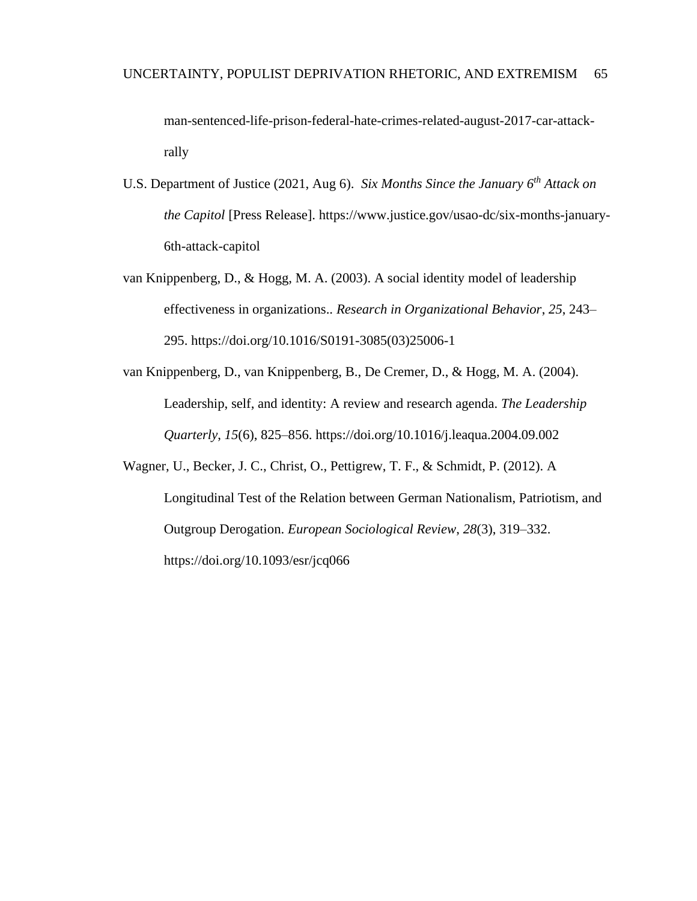man-sentenced-life-prison-federal-hate-crimes-related-august-2017-car-attack-rally

U.S. Department of Justice (2021, Aug 6). *Six Months Since the January 6th Attack on the Capitol* [Press Release]. https://www.justice.gov/usao-dc/six-months-january-6th-attack-capitol

van Knippenberg, D., & Hogg, M. A. (2003). A social identity model of leadership effectiveness in organizations.. *Research in Organizational Behavior*, *25*, 243–295. https://doi.org/10.1016/S0191-3085(03)25006-1

van Knippenberg, D., van Knippenberg, B., De Cremer, D., & Hogg, M. A. (2004). Leadership, self, and identity: A review and research agenda. *The Leadership Quarterly*, *15*(6), 825–856. https://doi.org/10.1016/j.leaqua.2004.09.002

Wagner, U., Becker, J. C., Christ, O., Pettigrew, T. F., & Schmidt, P. (2012). A Longitudinal Test of the Relation between German Nationalism, Patriotism, and Outgroup Derogation. *European Sociological Review*, *28*(3), 319–332. https://doi.org/10.1093/esr/jcq066